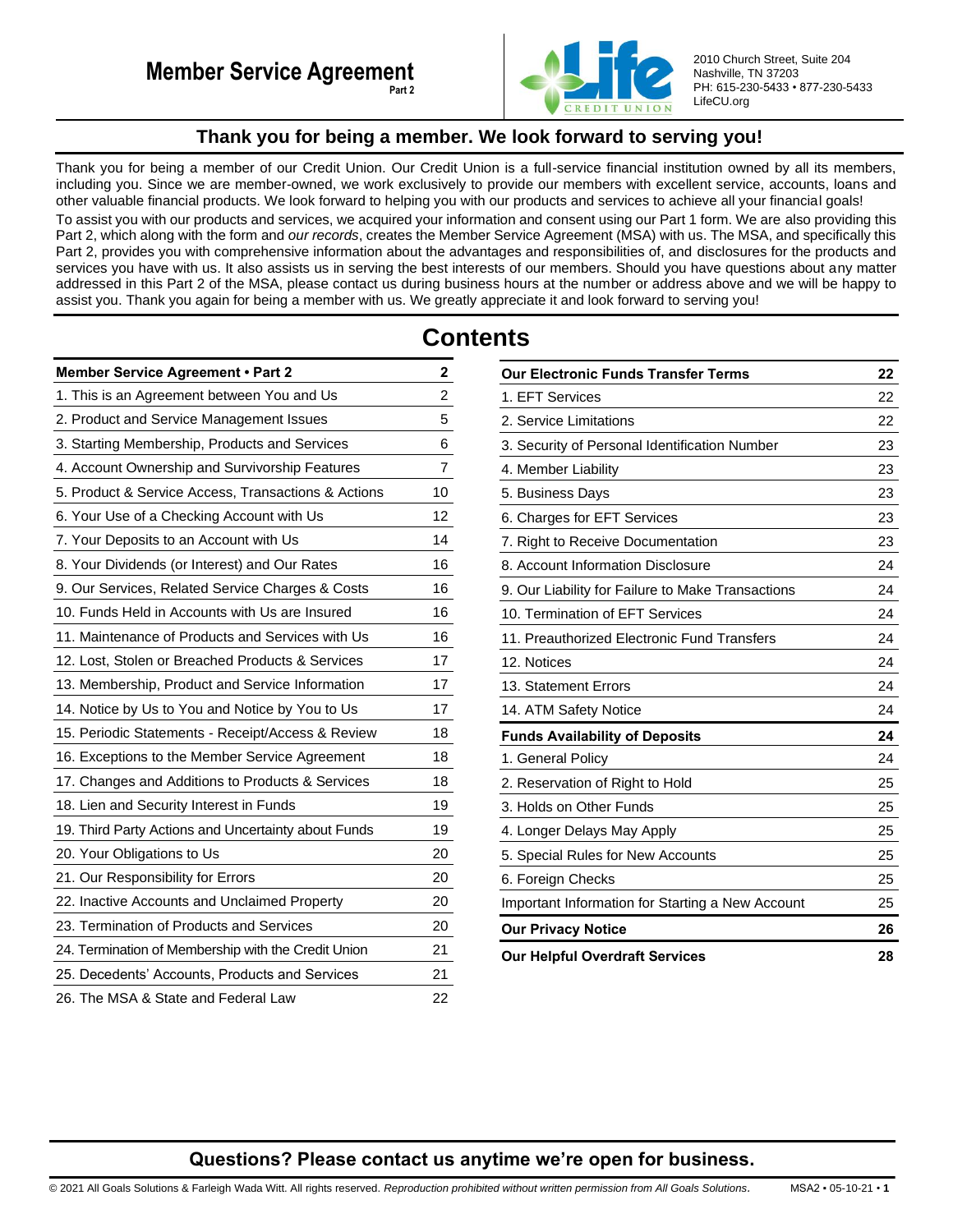# Member Service Agreement

Part 2

2010 Church Street, Suite 204
Nashville, TN 37203
PH: 615-230-5433 • 877-230-5433
LifeCU.org

## Thank you for being a member. We look forward to serving you!

Thank you for being a member of our Credit Union. Our Credit Union is a full-service financial institution owned by all its members, including you. Since we are member-owned, we work exclusively to provide our members with excellent service, accounts, loans and other valuable financial products. We look forward to helping you with our products and services to achieve all your financial goals!

To assist you with our products and services, we acquired your information and consent using our Part 1 form. We are also providing this Part 2, which along with the form and *our records*, creates the Member Service Agreement (MSA) with us. The MSA, and specifically this Part 2, provides you with comprehensive information about the advantages and responsibilities of, and disclosures for the products and services you have with us. It also assists us in serving the best interests of our members. Should you have questions about any matter addressed in this Part 2 of the MSA, please contact us during business hours at the number or address above and we will be happy to assist you. Thank you again for being a member with us. We greatly appreciate it and look forward to serving you!

# Contents

| **Member Service Agreement • Part 2** | **2** |
|---|---|
| 1. This is an Agreement between You and Us | 2 |
| 2. Product and Service Management Issues | 5 |
| 3. Starting Membership, Products and Services | 6 |
| 4. Account Ownership and Survivorship Features | 7 |
| 5. Product & Service Access, Transactions & Actions | 10 |
| 6. Your Use of a Checking Account with Us | 12 |
| 7. Your Deposits to an Account with Us | 14 |
| 8. Your Dividends (or Interest) and Our Rates | 16 |
| 9. Our Services, Related Service Charges & Costs | 16 |
| 10. Funds Held in Accounts with Us are Insured | 16 |
| 11. Maintenance of Products and Services with Us | 16 |
| 12. Lost, Stolen or Breached Products & Services | 17 |
| 13. Membership, Product and Service Information | 17 |
| 14. Notice by Us to You and Notice by You to Us | 17 |
| 15. Periodic Statements - Receipt/Access & Review | 18 |
| 16. Exceptions to the Member Service Agreement | 18 |
| 17. Changes and Additions to Products & Services | 18 |
| 18. Lien and Security Interest in Funds | 19 |
| 19. Third Party Actions and Uncertainty about Funds | 19 |
| 20. Your Obligations to Us | 20 |
| 21. Our Responsibility for Errors | 20 |
| 22. Inactive Accounts and Unclaimed Property | 20 |
| 23. Termination of Products and Services | 20 |
| 24. Termination of Membership with the Credit Union | 21 |
| 25. Decedents' Accounts, Products and Services | 21 |
| 26. The MSA & State and Federal Law | 22 |

| **Our Electronic Funds Transfer Terms** | **22** |
|---|---|
| 1. EFT Services | 22 |
| 2. Service Limitations | 22 |
| 3. Security of Personal Identification Number | 23 |
| 4. Member Liability | 23 |
| 5. Business Days | 23 |
| 6. Charges for EFT Services | 23 |
| 7. Right to Receive Documentation | 23 |
| 8. Account Information Disclosure | 24 |
| 9. Our Liability for Failure to Make Transactions | 24 |
| 10. Termination of EFT Services | 24 |
| 11. Preauthorized Electronic Fund Transfers | 24 |
| 12. Notices | 24 |
| 13. Statement Errors | 24 |
| 14. ATM Safety Notice | 24 |
| **Funds Availability of Deposits** | **24** |
| 1. General Policy | 24 |
| 2. Reservation of Right to Hold | 25 |
| 3. Holds on Other Funds | 25 |
| 4. Longer Delays May Apply | 25 |
| 5. Special Rules for New Accounts | 25 |
| 6. Foreign Checks | 25 |
| Important Information for Starting a New Account | 25 |
| **Our Privacy Notice** | **26** |
| **Our Helpful Overdraft Services** | **28** |

## Questions? Please contact us anytime we're open for business.

© 2021 All Goals Solutions & Farleigh Wada Witt. All rights reserved. *Reproduction prohibited without written permission from All Goals Solutions.* MSA2 • 05-10-21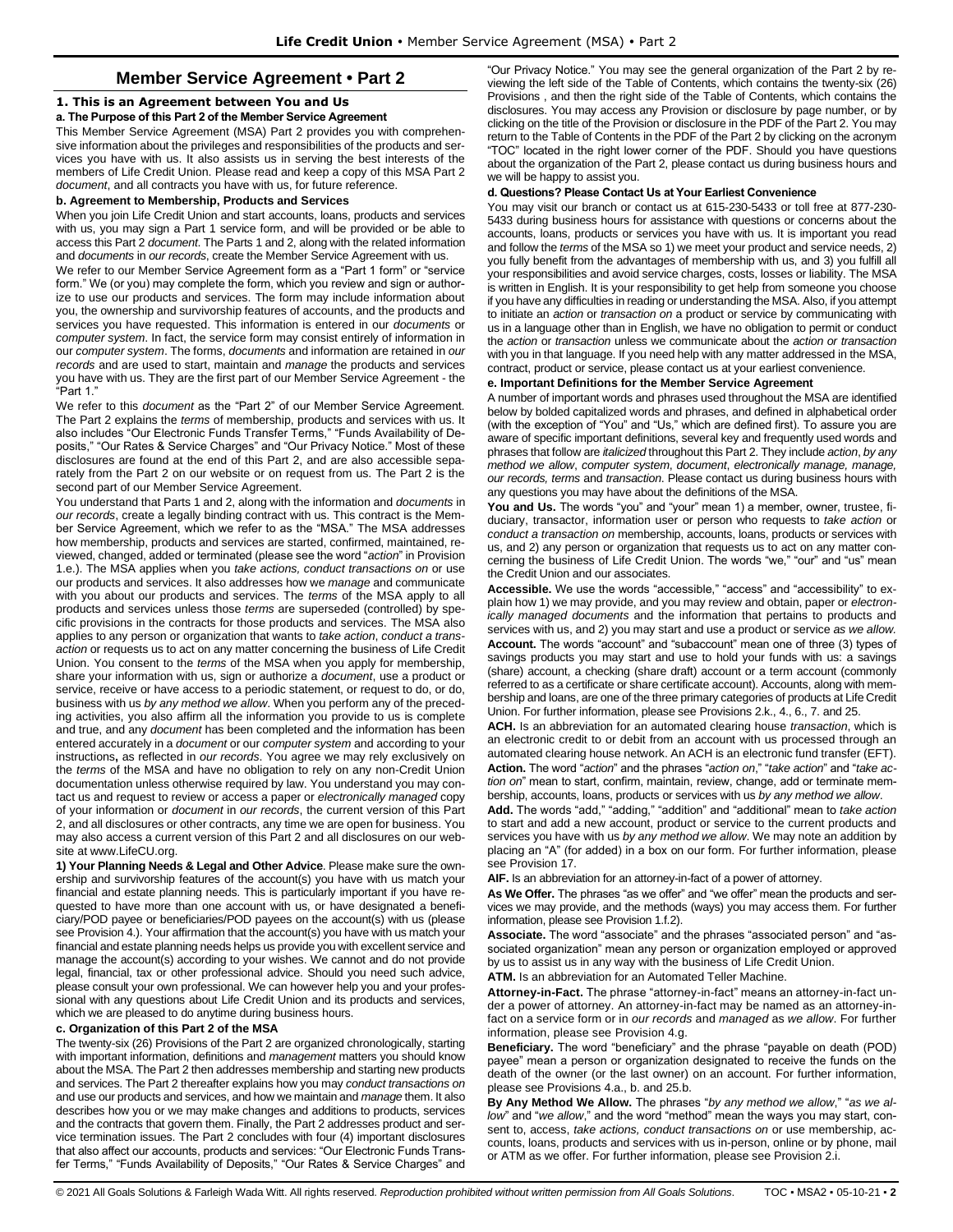# Member Service Agreement • Part 2

## 1. This is an Agreement between You and Us

### a. The Purpose of this Part 2 of the Member Service Agreement

This Member Service Agreement (MSA) Part 2 provides you with comprehensive information about the privileges and responsibilities of the products and services you have with us. It also assists us in serving the best interests of the members of Life Credit Union. Please read and keep a copy of this MSA Part 2 *document*, and all contracts you have with us, for future reference.

### b. Agreement to Membership, Products and Services

When you join Life Credit Union and start accounts, loans, products and services with us, you may sign a Part 1 service form, and will be provided or be able to access this Part 2 *document*. The Parts 1 and 2, along with the related information and *documents* in *our records*, create the Member Service Agreement with us.

We refer to our Member Service Agreement form as a "Part 1 form" or "service form." We (or you) may complete the form, which you review and sign or authorize to use our products and services. The form may include information about you, the ownership and survivorship features of accounts, and the products and services you have requested. This information is entered in our *documents* or *computer system*. In fact, the service form may consist entirely of information in our *computer system*. The forms, *documents* and information are retained in *our records* and are used to start, maintain and *manage* the products and services you have with us. They are the first part of our Member Service Agreement - the "Part 1."

We refer to this *document* as the "Part 2" of our Member Service Agreement. The Part 2 explains the *terms* of membership, products and services with us. It also includes "Our Electronic Funds Transfer Terms," "Funds Availability of Deposits," "Our Rates & Service Charges" and "Our Privacy Notice." Most of these disclosures are found at the end of this Part 2, and are also accessible separately from the Part 2 on our website or on request from us. The Part 2 is the second part of our Member Service Agreement.

You understand that Parts 1 and 2, along with the information and *documents* in *our records*, create a legally binding contract with us. This contract is the Member Service Agreement, which we refer to as the "MSA." The MSA addresses how membership, products and services are started, confirmed, maintained, reviewed, changed, added or terminated (please see the word "*action*" in Provision 1.e.). The MSA applies when you *take actions, conduct transactions on* or use our products and services. It also addresses how we *manage* and communicate with you about our products and services. The *terms* of the MSA apply to all products and services unless those *terms* are superseded (controlled) by specific provisions in the contracts for those products and services. The MSA also applies to any person or organization that wants to *take action*, *conduct a transaction* or requests us to act on any matter concerning the business of Life Credit Union. You consent to the *terms* of the MSA when you apply for membership, share your information with us, sign or authorize a *document*, use a product or service, receive or have access to a periodic statement, or request to do, or do, business with us *by any method we allow*. When you perform any of the preceding activities, you also affirm all the information you provide to us is complete and true, and any *document* has been completed and the information has been entered accurately in a *document* or our *computer system* and according to your instructions**,** as reflected in *our records*. You agree we may rely exclusively on the *terms* of the MSA and have no obligation to rely on any non-Credit Union documentation unless otherwise required by law. You understand you may contact us and request to review or access a paper or *electronically managed* copy of your information or *document* in *our records*, the current version of this Part 2, and all disclosures or other contracts, any time we are open for business. You may also access a current version of this Part 2 and all disclosures on our website at www.LifeCU.org.

**1) Your Planning Needs & Legal and Other Advice**. Please make sure the ownership and survivorship features of the account(s) you have with us match your financial and estate planning needs. This is particularly important if you have requested to have more than one account with us, or have designated a beneficiary/POD payee or beneficiaries/POD payees on the account(s) with us (please see Provision 4.). Your affirmation that the account(s) you have with us match your financial and estate planning needs helps us provide you with excellent service and manage the account(s) according to your wishes. We cannot and do not provide legal, financial, tax or other professional advice. Should you need such advice, please consult your own professional. We can however help you and your professional with any questions about Life Credit Union and its products and services, which we are pleased to do anytime during business hours.

### c. Organization of this Part 2 of the MSA

The twenty-six (26) Provisions of the Part 2 are organized chronologically, starting with important information, definitions and *management* matters you should know about the MSA. The Part 2 then addresses membership and starting new products and services. The Part 2 thereafter explains how you may *conduct transactions on* and use our products and services, and how we maintain and *manage* them. It also describes how you or we may make changes and additions to products, services and the contracts that govern them. Finally, the Part 2 addresses product and service termination issues. The Part 2 concludes with four (4) important disclosures that also affect our accounts, products and services: "Our Electronic Funds Transfer Terms," "Funds Availability of Deposits," "Our Rates & Service Charges" and "Our Privacy Notice." You may see the general organization of the Part 2 by reviewing the left side of the Table of Contents, which contains the twenty-six (26) Provisions , and then the right side of the Table of Contents, which contains the disclosures. You may access any Provision or disclosure by page number, or by clicking on the title of the Provision or disclosure in the PDF of the Part 2. You may return to the Table of Contents in the PDF of the Part 2 by clicking on the acronym "TOC" located in the right lower corner of the PDF. Should you have questions about the organization of the Part 2, please contact us during business hours and we will be happy to assist you.

### d. Questions? Please Contact Us at Your Earliest Convenience

You may visit our branch or contact us at 615-230-5433 or toll free at 877-230-5433 during business hours for assistance with questions or concerns about the accounts, loans, products or services you have with us. It is important you read and follow the *terms* of the MSA so 1) we meet your product and service needs, 2) you fully benefit from the advantages of membership with us, and 3) you fulfill all your responsibilities and avoid service charges, costs, losses or liability. The MSA is written in English. It is your responsibility to get help from someone you choose if you have any difficulties in reading or understanding the MSA. Also, if you attempt to initiate an *action* or *transaction on* a product or service by communicating with us in a language other than in English, we have no obligation to permit or conduct the *action* or *transaction* unless we communicate about the *action or transaction* with you in that language. If you need help with any matter addressed in the MSA, contract, product or service, please contact us at your earliest convenience.

### e. Important Definitions for the Member Service Agreement

A number of important words and phrases used throughout the MSA are identified below by bolded capitalized words and phrases, and defined in alphabetical order (with the exception of "You" and "Us," which are defined first). To assure you are aware of specific important definitions, several key and frequently used words and phrases that follow are *italicized* throughout this Part 2. They include *action*, *by any method we allow*, *computer system*, *document*, *electronically manage, manage, our records, terms* and *transaction*. Please contact us during business hours with any questions you may have about the definitions of the MSA.

**You and Us.** The words "you" and "your" mean 1) a member, owner, trustee, fiduciary, transactor, information user or person who requests to *take action* or *conduct a transaction on* membership, accounts, loans, products or services with us, and 2) any person or organization that requests us to act on any matter concerning the business of Life Credit Union. The words "we," "our" and "us" mean the Credit Union and our associates.

**Accessible.** We use the words "accessible," "access" and "accessibility" to explain how 1) we may provide, and you may review and obtain, paper or *electronically managed documents* and the information that pertains to products and services with us, and 2) you may start and use a product or service *as we allow.*

**Account.** The words "account" and "subaccount" mean one of three (3) types of savings products you may start and use to hold your funds with us: a savings (share) account, a checking (share draft) account or a term account (commonly referred to as a certificate or share certificate account). Accounts, along with membership and loans, are one of the three primary categories of products at Life Credit Union. For further information, please see Provisions 2.k., 4., 6., 7. and 25.

**ACH.** Is an abbreviation for an automated clearing house *transaction*, which is an electronic credit to or debit from an account with us processed through an automated clearing house network. An ACH is an electronic fund transfer (EFT).

**Action.** The word "*action*" and the phrases "*action on*," "*take action*" and "*take action on*" mean to start, confirm, maintain, review, change, add or terminate membership, accounts, loans, products or services with us *by any method we allow*.

**Add.** The words "add," "adding," "addition" and "additional" mean to *take action* to start and add a new account, product or service to the current products and services you have with us *by any method we allow*. We may note an addition by placing an "A" (for added) in a box on our form. For further information, please see Provision 17.

**AIF.** Is an abbreviation for an attorney-in-fact of a power of attorney.

**As We Offer.** The phrases "as we offer" and "we offer" mean the products and services we may provide, and the methods (ways) you may access them. For further information, please see Provision 1.f.2).

**Associate.** The word "associate" and the phrases "associated person" and "associated organization" mean any person or organization employed or approved by us to assist us in any way with the business of Life Credit Union.

**ATM.** Is an abbreviation for an Automated Teller Machine.

**Attorney-in-Fact.** The phrase "attorney-in-fact" means an attorney-in-fact under a power of attorney. An attorney-in-fact may be named as an attorney-in-fact on a service form or in *our records* and *managed* as *we allow*. For further information, please see Provision 4.g.

**Beneficiary.** The word "beneficiary" and the phrase "payable on death (POD) payee" mean a person or organization designated to receive the funds on the death of the owner (or the last owner) on an account. For further information, please see Provisions 4.a., b. and 25.b.

**By Any Method We Allow.** The phrases "*by any method we allow*," "*as we allow*" and "*we allow*," and the word "method" mean the ways you may start, consent to, access, *take actions, conduct transactions on* or use membership, accounts, loans, products and services with us in-person, online or by phone, mail or ATM as we offer. For further information, please see Provision 2.i.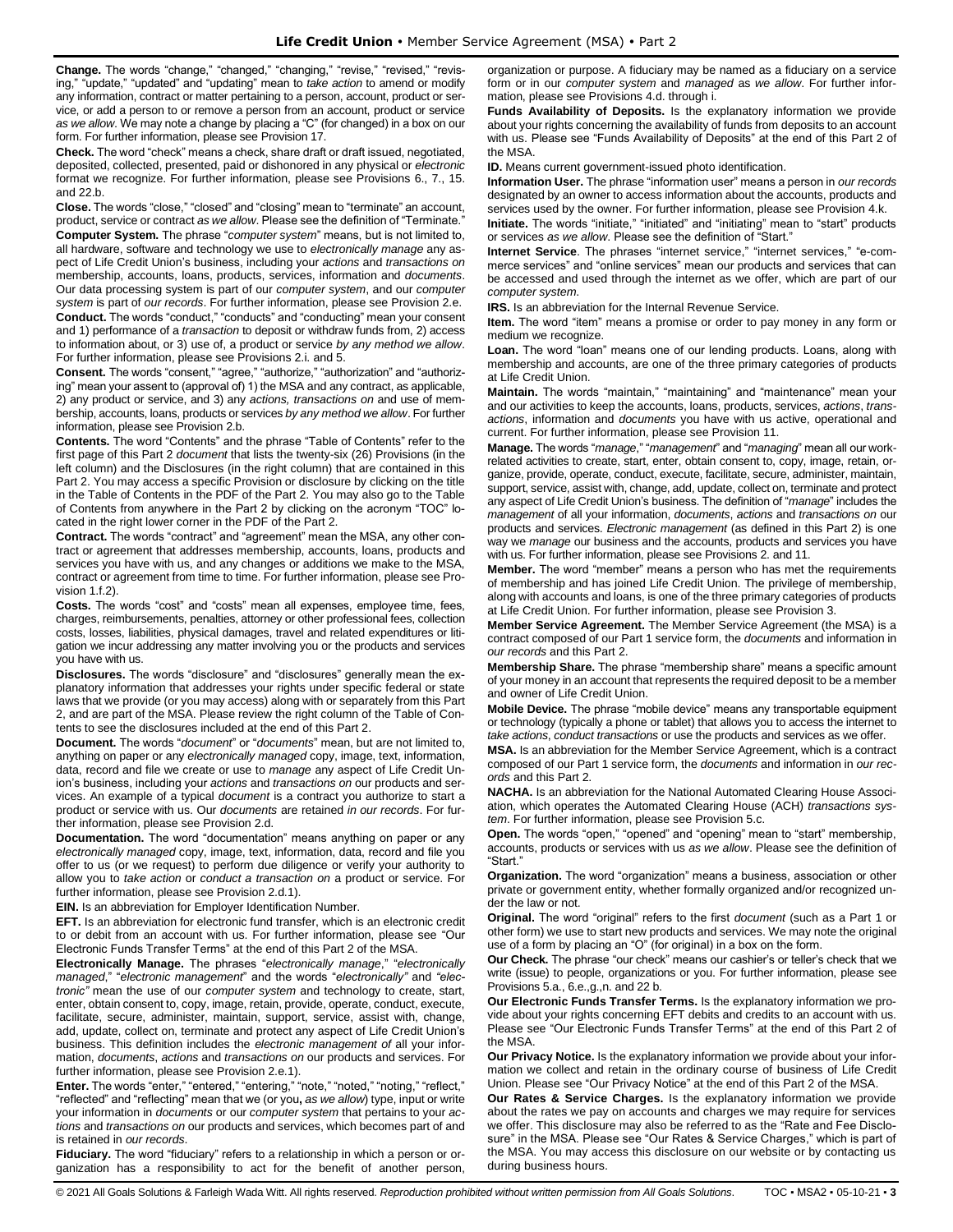**Change.** The words "change," "changed," "changing," "revise," "revised," "revising," "update," "updated" and "updating" mean to *take action* to amend or modify any information, contract or matter pertaining to a person, account, product or service, or add a person to or remove a person from an account, product or service *as we allow*. We may note a change by placing a "C" (for changed) in a box on our form. For further information, please see Provision 17.

**Check.** The word "check" means a check, share draft or draft issued, negotiated, deposited, collected, presented, paid or dishonored in any physical or *electronic* format we recognize. For further information, please see Provisions 6., 7., 15. and 22.b.

**Close.** The words "close," "closed" and "closing" mean to "terminate" an account, product, service or contract *as we allow*. Please see the definition of "Terminate."

**Computer System.** The phrase "*computer system*" means, but is not limited to, all hardware, software and technology we use to *electronically manage* any aspect of Life Credit Union's business, including your *actions* and *transactions on* membership, accounts, loans, products, services, information and *documents*. Our data processing system is part of our *computer system*, and our *computer system* is part of *our records*. For further information, please see Provision 2.e.

**Conduct.** The words "conduct," "conducts" and "conducting" mean your consent and 1) performance of a *transaction* to deposit or withdraw funds from, 2) access to information about, or 3) use of, a product or service *by any method we allow*. For further information, please see Provisions 2.i. and 5.

**Consent.** The words "consent," "agree," "authorize," "authorization" and "authorizing" mean your assent to (approval of) 1) the MSA and any contract, as applicable, 2) any product or service, and 3) any *actions, transactions on* and use of membership, accounts, loans, products or services *by any method we allow*. For further information, please see Provision 2.b.

**Contents.** The word "Contents" and the phrase "Table of Contents" refer to the first page of this Part 2 *document* that lists the twenty-six (26) Provisions (in the left column) and the Disclosures (in the right column) that are contained in this Part 2. You may access a specific Provision or disclosure by clicking on the title in the Table of Contents in the PDF of the Part 2. You may also go to the Table of Contents from anywhere in the Part 2 by clicking on the acronym "TOC" located in the right lower corner in the PDF of the Part 2.

**Contract.** The words "contract" and "agreement" mean the MSA, any other contract or agreement that addresses membership, accounts, loans, products and services you have with us, and any changes or additions we make to the MSA, contract or agreement from time to time. For further information, please see Provision 1.f.2).

**Costs.** The words "cost" and "costs" mean all expenses, employee time, fees, charges, reimbursements, penalties, attorney or other professional fees, collection costs, losses, liabilities, physical damages, travel and related expenditures or litigation we incur addressing any matter involving you or the products and services you have with us.

**Disclosures.** The words "disclosure" and "disclosures" generally mean the explanatory information that addresses your rights under specific federal or state laws that we provide (or you may access) along with or separately from this Part 2, and are part of the MSA. Please review the right column of the Table of Contents to see the disclosures included at the end of this Part 2.

**Document.** The words "*document*" or "*documents*" mean, but are not limited to, anything on paper or any *electronically managed* copy, image, text, information, data, record and file we create or use to *manage* any aspect of Life Credit Union's business, including your *actions* and *transactions on* our products and services. An example of a typical *document* is a contract you authorize to start a product or service with us. Our *documents* are retained *in our records*. For further information, please see Provision 2.d.

**Documentation.** The word "documentation" means anything on paper or any *electronically managed* copy, image, text, information, data, record and file you offer to us (or we request) to perform due diligence or verify your authority to allow you to *take action* or *conduct a transaction on* a product or service. For further information, please see Provision 2.d.1).

**EIN.** Is an abbreviation for Employer Identification Number.

**EFT.** Is an abbreviation for electronic fund transfer, which is an electronic credit to or debit from an account with us. For further information, please see "Our Electronic Funds Transfer Terms" at the end of this Part 2 of the MSA.

**Electronically Manage.** The phrases "*electronically manage*," "*electronically managed*," "*electronic management*" and the words "*electronically"* and *"electronic"* mean the use of our *computer system* and technology to create, start, enter, obtain consent to, copy, image, retain, provide, operate, conduct, execute, facilitate, secure, administer, maintain, support, service, assist with, change, add, update, collect on, terminate and protect any aspect of Life Credit Union's business. This definition includes the *electronic management of* all your information, *documents*, *actions* and *transactions on* our products and services. For further information, please see Provision 2.e.1).

**Enter.** The words "enter," "entered," "entering," "note," "noted," "noting," "reflect," "reflected" and "reflecting" mean that we (or you**,** *as we allow*) type, input or write your information in *documents* or our *computer system* that pertains to your *actions* and *transactions on* our products and services, which becomes part of and is retained in *our records*.

**Fiduciary.** The word "fiduciary" refers to a relationship in which a person or organization has a responsibility to act for the benefit of another person, organization or purpose. A fiduciary may be named as a fiduciary on a service form or in our *computer system* and *managed* as *we allow*. For further information, please see Provisions 4.d. through i.

**Funds Availability of Deposits.** Is the explanatory information we provide about your rights concerning the availability of funds from deposits to an account with us. Please see "Funds Availability of Deposits" at the end of this Part 2 of the MSA.

**ID.** Means current government-issued photo identification.

**Information User.** The phrase "information user" means a person in *our records* designated by an owner to access information about the accounts, products and services used by the owner. For further information, please see Provision 4.k.

**Initiate.** The words "initiate," "initiated" and "initiating" mean to "start" products or services *as we allow*. Please see the definition of "Start."

**Internet Service**. The phrases "internet service," "internet services," "e-commerce services" and "online services" mean our products and services that can be accessed and used through the internet as we offer, which are part of our *computer system*.

**IRS.** Is an abbreviation for the Internal Revenue Service.

**Item.** The word "item" means a promise or order to pay money in any form or medium we recognize.

**Loan.** The word "loan" means one of our lending products. Loans, along with membership and accounts, are one of the three primary categories of products at Life Credit Union.

**Maintain.** The words "maintain," "maintaining" and "maintenance" mean your and our activities to keep the accounts, loans, products, services, *actions*, *transactions*, information and *documents* you have with us active, operational and current. For further information, please see Provision 11.

**Manage.** The words "*manage*," "*management*" and "*managing*" mean all our work-related activities to create, start, enter, obtain consent to, copy, image, retain, organize, provide, operate, conduct, execute, facilitate, secure, administer, maintain, support, service, assist with, change, add, update, collect on, terminate and protect any aspect of Life Credit Union's business. The definition of "*manage*" includes the *management* of all your information, *documents*, *actions* and *transactions on* our products and services. *Electronic management* (as defined in this Part 2) is one way we *manage* our business and the accounts, products and services you have with us. For further information, please see Provisions 2. and 11.

**Member.** The word "member" means a person who has met the requirements of membership and has joined Life Credit Union. The privilege of membership, along with accounts and loans, is one of the three primary categories of products at Life Credit Union. For further information, please see Provision 3.

**Member Service Agreement.** The Member Service Agreement (the MSA) is a contract composed of our Part 1 service form, the *documents* and information in *our records* and this Part 2.

**Membership Share.** The phrase "membership share" means a specific amount of your money in an account that represents the required deposit to be a member and owner of Life Credit Union.

**Mobile Device.** The phrase "mobile device" means any transportable equipment or technology (typically a phone or tablet) that allows you to access the internet to *take actions*, *conduct transactions* or use the products and services as we offer.

**MSA.** Is an abbreviation for the Member Service Agreement, which is a contract composed of our Part 1 service form, the *documents* and information in *our records* and this Part 2.

**NACHA.** Is an abbreviation for the National Automated Clearing House Association, which operates the Automated Clearing House (ACH) *transactions system*. For further information, please see Provision 5.c.

**Open.** The words "open," "opened" and "opening" mean to "start" membership, accounts, products or services with us *as we allow*. Please see the definition of "Start."

**Organization.** The word "organization" means a business, association or other private or government entity, whether formally organized and/or recognized under the law or not.

**Original.** The word "original" refers to the first *document* (such as a Part 1 or other form) we use to start new products and services. We may note the original use of a form by placing an "O" (for original) in a box on the form.

**Our Check.** The phrase "our check" means our cashier's or teller's check that we write (issue) to people, organizations or you. For further information, please see Provisions 5.a., 6.e.,g.,n. and 22 b.

**Our Electronic Funds Transfer Terms.** Is the explanatory information we provide about your rights concerning EFT debits and credits to an account with us. Please see "Our Electronic Funds Transfer Terms" at the end of this Part 2 of the MSA.

**Our Privacy Notice.** Is the explanatory information we provide about your information we collect and retain in the ordinary course of business of Life Credit Union. Please see "Our Privacy Notice" at the end of this Part 2 of the MSA.

**Our Rates & Service Charges.** Is the explanatory information we provide about the rates we pay on accounts and charges we may require for services we offer. This disclosure may also be referred to as the "Rate and Fee Disclosure" in the MSA. Please see "Our Rates & Service Charges," which is part of the MSA. You may access this disclosure on our website or by contacting us during business hours.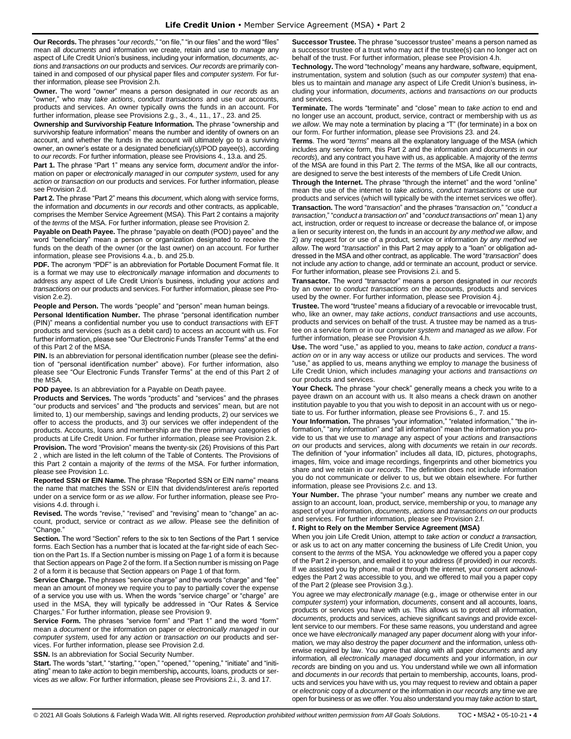**Our Records.** The phrases "*our records*," "on file," "in our files" and the word "files" mean all *documents* and information we create, retain and use to *manage* any aspect of Life Credit Union's business, including your information, *documents*, *actions* and *transactions* on our products and services. *Our records* are primarily contained in and composed of our physical paper files and *computer system*. For further information, please see Provision 2.h.

**Owner.** The word "owner" means a person designated in *our records* as an "owner," who may *take actions*, *conduct transactions* and use our accounts, products and services. An owner typically owns the funds in an account. For further information, please see Provisions 2.g., 3., 4., 11., 17., 23. and 25.

**Ownership and Survivorship Feature Information.** The phrase "ownership and survivorship feature information" means the number and identity of owners on an account, and whether the funds in the account will ultimately go to a surviving owner, an owner's estate or a designated beneficiary(s)/POD payee(s), according to *our records*. For further information, please see Provisions 4., 13.a. and 25.

**Part 1.** The phrase "Part 1" means any service form, *document* and/or the information on paper or *electronically managed* in our *computer system*, used for any *action* or *transaction on* our products and services. For further information, please see Provision 2.d.

**Part 2.** The phrase "Part 2" means this *document*, which along with service forms, the information and *documents* in *our records* and other contracts, as applicable, comprises the Member Service Agreement (MSA). This Part 2 contains a majority of the *terms* of the MSA. For further information, please see Provision 2.

**Payable on Death Payee.** The phrase "payable on death (POD) payee" and the word "beneficiary" mean a person or organization designated to receive the funds on the death of the owner (or the last owner) on an account. For further information, please see Provisions 4.a., b. and 25.b.

**PDF.** The acronym "PDF" is an abbreviation for Portable Document Format file. It is a format we may use to *electronically manage* information and *documents* to address any aspect of Life Credit Union's business, including your *actions* and *transactions on* our products and services. For further information, please see Provision 2.e.2).

**People and Person.** The words "people" and "person" mean human beings.

**Personal Identification Number.** The phrase "personal identification number (PIN)" means a confidential number you use to conduct *transactions* with EFT products and services (such as a debit card) to access an account with us. For further information, please see "Our Electronic Funds Transfer Terms" at the end of this Part 2 of the MSA.

**PIN.** Is an abbreviation for personal identification number (please see the definition of "personal identification number" above). For further information, also please see "Our Electronic Funds Transfer Terms" at the end of this Part 2 of the MSA.

**POD payee.** Is an abbreviation for a Payable on Death payee.

**Products and Services.** The words "products" and "services" and the phrases "our products and services" and "the products and services" mean, but are not limited to, 1) our membership, savings and lending products, 2) our services we offer to access the products, and 3) our services we offer independent of the products. Accounts, loans and membership are the three primary categories of products at Life Credit Union. For further information, please see Provision 2.k.

**Provision.** The word "Provision" means the twenty-six (26) Provisions of this Part 2 , which are listed in the left column of the Table of Contents. The Provisions of this Part 2 contain a majority of the *terms* of the MSA. For further information, please see Provision 1.c.

**Reported SSN or EIN Name.** The phrase "Reported SSN or EIN name" means the name that matches the SSN or EIN that dividends/interest are/is reported under on a service form or *as we allow*. For further information, please see Provisions 4.d. through i.

**Revised.** The words "revise," "revised" and "revising" mean to "change" an account, product, service or contract *as we allow*. Please see the definition of "Change."

**Section.** The word "Section" refers to the six to ten Sections of the Part 1 service forms. Each Section has a number that is located at the far-right side of each Section on the Part 1s. If a Section number is missing on Page 1 of a form it is because that Section appears on Page 2 of the form. If a Section number is missing on Page 2 of a form it is because that Section appears on Page 1 of that form.

**Service Charge.** The phrases "service charge" and the words "charge" and "fee" mean an amount of money we require you to pay to partially cover the expense of a service you use with us. When the words "service charge" or "charge" are used in the MSA, they will typically be addressed in "Our Rates & Service Charges." For further information, please see Provision 9.

**Service Form.** The phrases "service form" and "Part 1" and the word "form" mean a *document* or the information on paper or *electronically managed* in our *computer system*, used for any *action* or *transaction on* our products and services. For further information, please see Provision 2.d.

**SSN.** Is an abbreviation for Social Security Number.

**Start.** The words "start," "starting," "open," "opened," "opening," "initiate" and "initiating" mean to *take action* to begin membership**,** accounts, loans, products or services *as we allow*. For further information, please see Provisions 2.i., 3. and 17.

**Successor Trustee.** The phrase "successor trustee" means a person named as a successor trustee of a trust who may act if the trustee(s) can no longer act on behalf of the trust. For further information, please see Provision 4.h.

**Technology.** The word "technology" means any hardware, software, equipment, instrumentation, system and solution (such as our *computer system*) that enables us to maintain and *manage* any aspect of Life Credit Union's business, including your information, *documents*, *actions* and *transactions on* our products and services.

**Terminate.** The words "terminate" and "close" mean to *take action* to end and no longer use an account, product, service, contract or membership with us *as we allow*. We may note a termination by placing a "T" (for terminate) in a box on our form. For further information, please see Provisions 23. and 24.

**Terms**. The word "*terms*" means all the explanatory language of the MSA (which includes any service form, this Part 2 and the information and *documents* in *our records*), and any contract you have with us, as applicable. A majority of the *terms* of the MSA are found in this Part 2. The *terms* of the MSA, like all our contracts, are designed to serve the best interests of the members of Life Credit Union.

**Through the Internet.** The phrase "through the internet" and the word "online" mean the use of the internet to *take actions*, *conduct transactions* or use our products and services (which will typically be with the internet services we offer).

**Transaction.** The word "*transaction*" and the phrases "*transaction on*," "*conduct a transaction*," "*conduct a transaction on*" and "*conduct transactions on*" mean 1) any act, instruction, order or request to increase or decrease the balance of, or impose a lien or security interest on, the funds in an account *by any method we allow*, and 2) any request for or use of a product, service or information *by any method we allow*. The word "*transaction*" in this Part 2 may apply to a "loan" or obligation addressed in the MSA and other contract, as applicable. The word "*transaction*" does not include any *action* to change, add or terminate an account, product or service. For further information, please see Provisions 2.i. and 5.

**Transactor.** The word "transactor" means a person designated in *our records* by an owner to *conduct transactions on* the accounts, products and services used by the owner. For further information, please see Provision 4.j.

**Trustee.** The word "trustee" means a fiduciary of a revocable or irrevocable trust, who, like an owner, may *take actions*, *conduct transactions* and use accounts, products and services on behalf of the trust. A trustee may be named as a trustee on a service form or in our *computer system* and *managed* as *we allow*. For further information, please see Provision 4.h.

**Use.** The word "use," as applied to you, means to *take action*, *conduct a transaction on* or in any way access or utilize our products and services. The word "use," as applied to us, means anything we employ to *manage* the business of Life Credit Union, which includes *managing* your *actions* and *transactions on* our products and services.

**Your Check.** The phrase "your check" generally means a check you write to a payee drawn on an account with us. It also means a check drawn on another institution payable to you that you wish to deposit in an account with us or negotiate to us. For further information, please see Provisions 6., 7. and 15.

**Your Information.** The phrases "your information," "related information," "the information," "any information" and "all information" mean the information you provide to us that we use to *manage* any aspect of your *actions* and *transactions on* our products and services, along with *documents* we retain in *our records*. The definition of "your information" includes all data, ID, pictures, photographs, images, film, voice and image recordings, fingerprints and other biometrics you share and we retain in *our records*. The definition does not include information you do not communicate or deliver to us, but we obtain elsewhere. For further information, please see Provisions 2.c. and 13.

**Your Number.** The phrase "your number" means any number we create and assign to an account, loan, product, service, membership or you, to *manage* any aspect of your information, *documents*, *actions* and *transactions on* our products and services. For further information, please see Provision 2.f.

**f. Right to Rely on the Member Service Agreement (MSA)**

When you join Life Credit Union, attempt to *take action* or *conduct a transaction,* or ask us to act on any matter concerning the business of Life Credit Union, you consent to the *terms* of the MSA. You acknowledge we offered you a paper copy of the Part 2 in-person, and emailed it to your address (if provided) in *our records.* If we assisted you by phone, mail or through the internet, your consent acknowledges the Part 2 was accessible to you, and we offered to mail you a paper copy of the Part 2 (please see Provision 3.g.).

You agree we may *electronically manage* (e.g., image or otherwise enter in our *computer system*) your information, *documents*, consent and all accounts, loans, products or services you have with us. This allows us to protect all information, *documents,* products and services, achieve significant savings and provide excellent service to our members. For these same reasons, you understand and agree once we have *electronically managed* any paper *document* along with your information*,* we may also destroy the paper *document* and the information, unless otherwise required by law. You agree that along with all paper *documents* and any information*,* all *electronically managed documents* and your information, in *our records* are binding on you and us. You understand while we own all information and *documents* in *our records* that pertain to membership, accounts, loans, products and services you have with us, you may request to review and obtain a paper or *electronic* copy of a *document* or the information in *our records* any time we are open for business or as we offer. You also understand you may *take action* to start,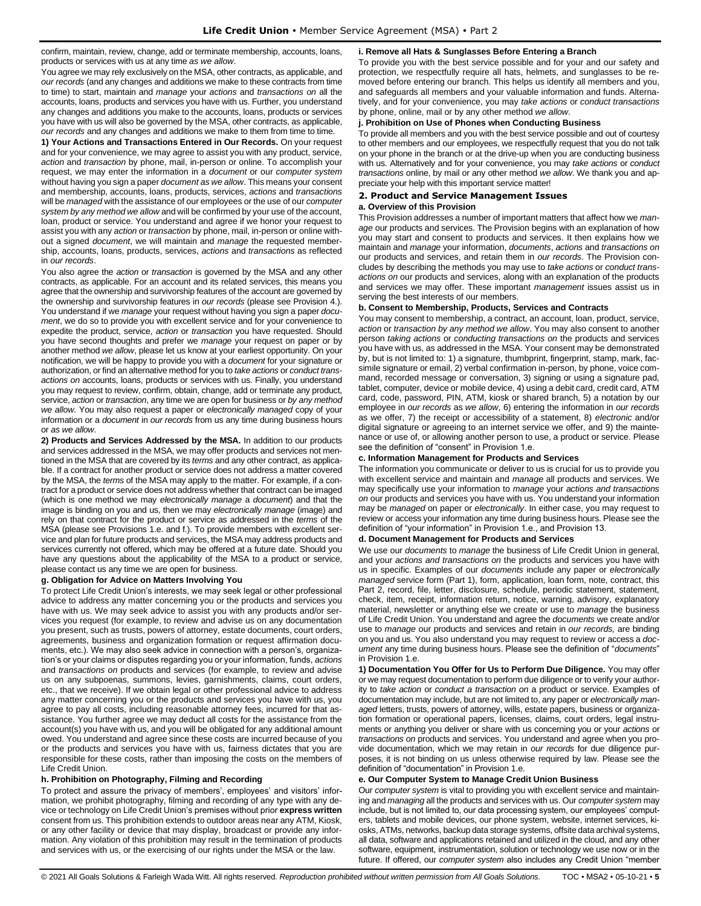confirm, maintain, review, change, add or terminate membership, accounts, loans, products or services with us at any time *as we allow*.

You agree we may rely exclusively on the MSA, other contracts, as applicable, and *our records* (and any changes and additions we make to these contracts from time to time) to start, maintain and *manage* your *actions* and *transactions on* all the accounts, loans, products and services you have with us. Further, you understand any changes and additions you make to the accounts, loans, products or services you have with us will also be governed by the MSA, other contracts, as applicable, *our records* and any changes and additions we make to them from time to time.

**1) Your Actions and Transactions Entered in Our Records.** On your request and for your convenience, we may agree to assist you with any product, service, *action* and *transaction* by phone, mail, in-person or online. To accomplish your request, we may enter the information in a *document* or our *computer system* without having you sign a paper *document as we allow*. This means your consent and membership, accounts, loans, products, services, *actions* and *transactions* will be *managed* with the assistance of our employees or the use of our *computer system by any method we allow* and will be confirmed by your use of the account, loan, product or service. You understand and agree if we honor your request to assist you with any *action* or *transaction* by phone, mail, in-person or online without a signed *document*, we will maintain and *manage* the requested membership, accounts, loans, products, services, *actions* and *transactions* as reflected in *our records*.

You also agree the *action* or *transaction* is governed by the MSA and any other contracts, as applicable. For an account and its related services, this means you agree that the ownership and survivorship features of the account are governed by the ownership and survivorship features in *our records* (please see Provision 4.). You understand if we *manage* your request without having you sign a paper *document*, we do so to provide you with excellent service and for your convenience to expedite the product, service, *action* or *transaction* you have requested. Should you have second thoughts and prefer we *manage* your request on paper or by another method *we allow*, please let us know at your earliest opportunity. On your notification, we will be happy to provide you with a *document* for your signature or authorization, or find an alternative method for you to *take actions* or *conduct transactions on* accounts, loans, products or services with us. Finally, you understand you may request to review, confirm, obtain, change, add or terminate any product, service, *action* or *transaction*, any time we are open for business or *by any method we allow*. You may also request a paper or *electronically managed* copy of your information or a *document* in *our records* from us any time during business hours or *as we allow*.

**2) Products and Services Addressed by the MSA.** In addition to our products and services addressed in the MSA, we may offer products and services not mentioned in the MSA that are covered by its *terms* and any other contract, as applicable. If a contract for another product or service does not address a matter covered by the MSA, the *terms* of the MSA may apply to the matter. For example, if a contract for a product or service does not address whether that contract can be imaged (which is one method we may *electronically manage* a *document*) and that the image is binding on you and us, then we may *electronically manage* (image) and rely on that contract for the product or service as addressed in the *terms* of the MSA (please see Provisions 1.e. and f.). To provide members with excellent service and plan for future products and services, the MSA may address products and services currently not offered, which may be offered at a future date. Should you have any questions about the applicability of the MSA to a product or service, please contact us any time we are open for business.

#### g. Obligation for Advice on Matters Involving You

To protect Life Credit Union's interests, we may seek legal or other professional advice to address any matter concerning you or the products and services you have with us. We may seek advice to assist you with any products and/or services you request (for example, to review and advise us on any documentation you present, such as trusts, powers of attorney, estate documents, court orders, agreements, business and organization formation or request affirmation documents, etc.). We may also seek advice in connection with a person's, organization's or your claims or disputes regarding you or your information, funds, *actions* and *transactions on* products and services (for example, to review and advise us on any subpoenas, summons, levies, garnishments, claims, court orders, etc., that we receive). If we obtain legal or other professional advice to address any matter concerning you or the products and services you have with us, you agree to pay all costs, including reasonable attorney fees, incurred for that assistance. You further agree we may deduct all costs for the assistance from the account(s) you have with us, and you will be obligated for any additional amount owed. You understand and agree since these costs are incurred because of you or the products and services you have with us, fairness dictates that you are responsible for these costs, rather than imposing the costs on the members of Life Credit Union.

#### h. Prohibition on Photography, Filming and Recording

To protect and assure the privacy of members', employees' and visitors' information, we prohibit photography, filming and recording of any type with any device or technology on Life Credit Union's premises without prior **express written** consent from us. This prohibition extends to outdoor areas near any ATM, Kiosk, or any other facility or device that may display, broadcast or provide any information. Any violation of this prohibition may result in the termination of products and services with us, or the exercising of our rights under the MSA or the law.

#### i. Remove all Hats & Sunglasses Before Entering a Branch

To provide you with the best service possible and for your and our safety and protection, we respectfully require all hats, helmets, and sunglasses to be removed before entering our branch. This helps us identify all members and you, and safeguards all members and your valuable information and funds. Alternatively, and for your convenience, you may *take actions* or *conduct transactions* by phone, online, mail or by any other method *we allow*.

#### j. Prohibition on Use of Phones when Conducting Business

To provide all members and you with the best service possible and out of courtesy to other members and our employees, we respectfully request that you do not talk on your phone in the branch or at the drive-up when you are conducting business with us. Alternatively and for your convenience, you may *take actions* or *conduct transactions* online, by mail or any other method *we allow*. We thank you and appreciate your help with this important service matter!

### 2. Product and Service Management Issues

#### a. Overview of this Provision

This Provision addresses a number of important matters that affect how we *manage* our products and services. The Provision begins with an explanation of how you may start and consent to products and services. It then explains how we maintain and *manage* your information, *documents*, *actions* and *transactions on* our products and services, and retain them in *our records*. The Provision concludes by describing the methods you may use to *take actions* or *conduct transactions on* our products and services, along with an explanation of the products and services we may offer. These important *management* issues assist us in serving the best interests of our members.

#### b. Consent to Membership, Products, Services and Contracts

You may consent to membership, a contract, an account, loan, product, service, *action* or *transaction by any method we allow*. You may also consent to another person *taking actions* or *conducting transactions on* the products and services you have with us, as addressed in the MSA. Your consent may be demonstrated by, but is not limited to: 1) a signature, thumbprint, fingerprint, stamp, mark, facsimile signature or email, 2) verbal confirmation in-person, by phone, voice command, recorded message or conversation, 3) signing or using a signature pad, tablet, computer, device or mobile device, 4) using a debit card, credit card, ATM card, code, password, PIN, ATM, kiosk or shared branch, 5) a notation by our employee in *our records* as *we allow*, 6) entering the information in *our records* as we offer, 7) the receipt or accessibility of a statement, 8) *electronic* and/or digital signature or agreeing to an internet service we offer, and 9) the maintenance or use of, or allowing another person to use, a product or service. Please see the definition of "consent" in Provision 1.e.

#### c. Information Management for Products and Services

The information you communicate or deliver to us is crucial for us to provide you with excellent service and maintain and *manage* all products and services. We may specifically use your information to *manage* your *actions and transactions on* our products and services you have with us. You understand your information may be *managed* on paper or *electronically*. In either case, you may request to review or access your information any time during business hours. Please see the definition of "your information" in Provision 1.e., and Provision 13.

#### d. Document Management for Products and Services

We use our *documents* to *manage* the business of Life Credit Union in general, and your *actions and transactions on* the products and services you have with us in specific. Examples of our *documents* include any paper or *electronically managed* service form (Part 1), form, application, loan form, note, contract, this Part 2, record, file, letter, disclosure, schedule, periodic statement, statement, check, item, receipt, information return, notice, warning, advisory, explanatory material, newsletter or anything else we create or use to *manage* the business of Life Credit Union. You understand and agree the *documents* we create and/or use to *manage* our products and services and retain in *our records,* are binding on you and us. You also understand you may request to review or access a *document* any time during business hours. Please see the definition of "*documents*" in Provision 1.e.

**1) Documentation You Offer for Us to Perform Due Diligence.** You may offer or we may request documentation to perform due diligence or to verify your authority to *take action* or *conduct a transaction on* a product or service. Examples of documentation may include, but are not limited to, any paper or *electronically managed* letters, trusts, powers of attorney, wills, estate papers, business or organization formation or operational papers, licenses, claims, court orders, legal instruments or anything you deliver or share with us concerning you or your *actions* or *transactions on* products and services. You understand and agree when you provide documentation, which we may retain in *our records* for due diligence purposes, it is not binding on us unless otherwise required by law. Please see the definition of "documentation" in Provision 1.e.

#### e. Our Computer System to Manage Credit Union Business

Our *computer system* is vital to providing you with excellent service and maintaining and *managing* all the products and services with us. Our *computer system* may include, but is not limited to, our data processing system, our employees' computers, tablets and mobile devices, our phone system, website, internet services, kiosks, ATMs, networks, backup data storage systems, offsite data archival systems, all data, software and applications retained and utilized in the cloud, and any other software, equipment, instrumentation, solution or technology we use now or in the future. If offered, our *computer system* also includes any Credit Union "member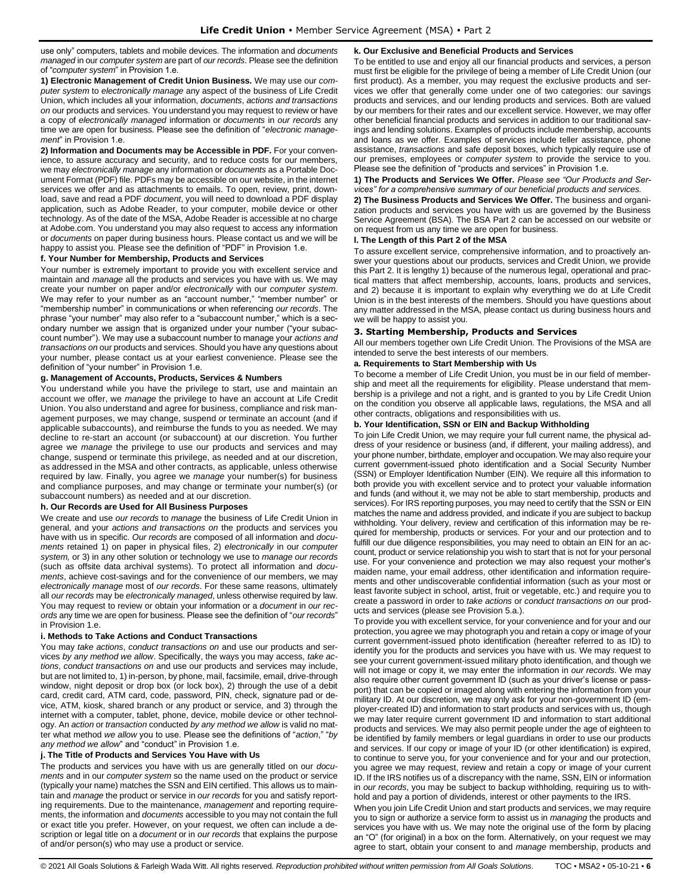use only" computers, tablets and mobile devices. The information and *documents managed* in our *computer system* are part of *our records*. Please see the definition of "*computer system*" in Provision 1.e.

**1) Electronic Management of Credit Union Business.** We may use our *computer system* to *electronically manage* any aspect of the business of Life Credit Union, which includes all your information, *documents*, *actions and transactions on* our products and services. You understand you may request to review or have a copy of *electronically managed* information or *documents* in *our records* any time we are open for business. Please see the definition of "*electronic management*" in Provision 1.e.

**2) Information and Documents may be Accessible in PDF.** For your convenience, to assure accuracy and security, and to reduce costs for our members, we may *electronically manage* any information or *documents* as a Portable Document Format (PDF) file. PDFs may be accessible on our website, in the internet services we offer and as attachments to emails. To open, review, print, download, save and read a PDF *document*, you will need to download a PDF display application, such as Adobe Reader, to your computer, mobile device or other technology. As of the date of the MSA, Adobe Reader is accessible at no charge at Adobe.com. You understand you may also request to access any information or *documents* on paper during business hours. Please contact us and we will be happy to assist you. Please see the definition of "PDF" in Provision 1.e.

#### f. Your Number for Membership, Products and Services

Your number is extremely important to provide you with excellent service and maintain and *manage* all the products and services you have with us. We may create your number on paper and/or *electronically* with our *computer system*. We may refer to your number as an "account number," "member number" or "membership number" in communications or when referencing *our records*. The phrase "your number" may also refer to a "subaccount number," which is a secondary number we assign that is organized under your number ("your subaccount number"). We may use a subaccount number to manage your *actions and transactions on* our products and services. Should you have any questions about your number, please contact us at your earliest convenience. Please see the definition of "your number" in Provision 1.e.

#### g. Management of Accounts, Products, Services & Numbers

You understand while you have the privilege to start, use and maintain an account we offer, we *manage* the privilege to have an account at Life Credit Union. You also understand and agree for business, compliance and risk management purposes, we may change, suspend or terminate an account (and if applicable subaccounts), and reimburse the funds to you as needed. We may decline to re-start an account (or subaccount) at our discretion. You further agree we *manage* the privilege to use our products and services and may change, suspend or terminate this privilege, as needed and at our discretion, as addressed in the MSA and other contracts, as applicable, unless otherwise required by law. Finally, you agree we *manage* your number(s) for business and compliance purposes, and may change or terminate your number(s) (or subaccount numbers) as needed and at our discretion.

#### h. Our Records are Used for All Business Purposes

We create and use *our records* to *manage* the business of Life Credit Union in general, and your *actions and transactions on* the products and services you have with us in specific. *Our records* are composed of all information and *documents* retained 1) on paper in physical files, 2) *electronically* in our *computer system,* or 3) in any other solution or technology we use to *manage our records* (such as offsite data archival systems). To protect all information and *documents*, achieve cost-savings and for the convenience of our members, we may *electronically manage* most of *our records*. For these same reasons, ultimately all *our records* may be *electronically managed*, unless otherwise required by law. You may request to review or obtain your information or a *document* in *our records* any time we are open for business. Please see the definition of "*our records*" in Provision 1.e.

#### i. Methods to Take Actions and Conduct Transactions

You may *take actions*, *conduct transactions on* and use our products and services *by any method we allow*. Specifically, the ways you may access, *take actions*, *conduct transactions on* and use our products and services may include, but are not limited to, 1) in-person, by phone, mail, facsimile, email, drive-through window, night deposit or drop box (or lock box), 2) through the use of a debit card, credit card, ATM card, code, password, PIN, check, signature pad or device, ATM, kiosk, shared branch or any product or service, and 3) through the internet with a computer, tablet, phone, device, mobile device or other technology. An *action* or *transaction* conducted *by any method we allow* is valid no matter what method *we allow* you to use. Please see the definitions of "*action*," "*by any method we allow*" and "conduct" in Provision 1.e.

#### j. The Title of Products and Services You Have with Us

The products and services you have with us are generally titled on our *documents* and in our *computer system* so the name used on the product or service (typically your name) matches the SSN and EIN certified. This allows us to maintain and *manage* the product or service in *our records* for you and satisfy reporting requirements. Due to the maintenance, *management* and reporting requirements, the information and *documents* accessible to you may not contain the full or exact title you prefer. However, on your request, we often can include a description or legal title on a *document* or in *our records* that explains the purpose of and/or person(s) who may use a product or service.

#### k. Our Exclusive and Beneficial Products and Services

To be entitled to use and enjoy all our financial products and services, a person must first be eligible for the privilege of being a member of Life Credit Union (our first product). As a member, you may request the exclusive products and services we offer that generally come under one of two categories: our savings products and services, and our lending products and services. Both are valued by our members for their rates and our excellent service. However, we may offer other beneficial financial products and services in addition to our traditional savings and lending solutions. Examples of products include membership, accounts and loans as we offer. Examples of services include teller assistance, phone assistance, *transactions* and safe deposit boxes, which typically require use of our premises, employees or *computer system* to provide the service to you. Please see the definition of "products and services" in Provision 1.e.

**1) The Products and Services We Offer.** *Please see "Our Products and Services" for a comprehensive summary of our beneficial products and services.*

**2) The Business Products and Services We Offer.** The business and organization products and services you have with us are governed by the Business Service Agreement (BSA). The BSA Part 2 can be accessed on our website or on request from us any time we are open for business.

#### l. The Length of this Part 2 of the MSA

To assure excellent service, comprehensive information, and to proactively answer your questions about our products, services and Credit Union, we provide this Part 2. It is lengthy 1) because of the numerous legal, operational and practical matters that affect membership, accounts, loans, products and services, and 2) because it is important to explain why everything we do at Life Credit Union is in the best interests of the members. Should you have questions about any matter addressed in the MSA, please contact us during business hours and we will be happy to assist you.

### 3. Starting Membership, Products and Services

All our members together own Life Credit Union. The Provisions of the MSA are intended to serve the best interests of our members.

#### a. Requirements to Start Membership with Us

To become a member of Life Credit Union, you must be in our field of membership and meet all the requirements for eligibility. Please understand that membership is a privilege and not a right, and is granted to you by Life Credit Union on the condition you observe all applicable laws, regulations, the MSA and all other contracts, obligations and responsibilities with us.

#### b. Your Identification, SSN or EIN and Backup Withholding

To join Life Credit Union, we may require your full current name, the physical address of your residence or business (and, if different, your mailing address), and your phone number, birthdate, employer and occupation. We may also require your current government-issued photo identification and a Social Security Number (SSN) or Employer Identification Number (EIN). We require all this information to both provide you with excellent service and to protect your valuable information and funds (and without it, we may not be able to start membership, products and services). For IRS reporting purposes, you may need to certify that the SSN or EIN matches the name and address provided, and indicate if you are subject to backup withholding. Your delivery, review and certification of this information may be required for membership, products or services. For your and our protection and to fulfill our due diligence responsibilities, you may need to obtain an EIN for an account, product or service relationship you wish to start that is not for your personal use. For your convenience and protection we may also request your mother's maiden name, your email address, other identification and information requirements and other undiscoverable confidential information (such as your most or least favorite subject in school, artist, fruit or vegetable, etc.) and require you to create a password in order to *take actions* or *conduct transactions on* our products and services (please see Provision 5.a.).

To provide you with excellent service, for your convenience and for your and our protection, you agree we may photograph you and retain a copy or image of your current government-issued photo identification (hereafter referred to as ID) to identify you for the products and services you have with us. We may request to see your current government-issued military photo identification, and though we will not image or copy it, we may enter the information in *our records*. We may also require other current government ID (such as your driver's license or passport) that can be copied or imaged along with entering the information from your military ID. At our discretion, we may only ask for your non-government ID (employer-created ID) and information to start products and services with us, though we may later require current government ID and information to start additional products and services. We may also permit people under the age of eighteen to be identified by family members or legal guardians in order to use our products and services. If our copy or image of your ID (or other identification) is expired, to continue to serve you, for your convenience and for your and our protection, you agree we may request, review and retain a copy or image of your current ID. If the IRS notifies us of a discrepancy with the name, SSN, EIN or information in *our records*, you may be subject to backup withholding, requiring us to withhold and pay a portion of dividends, interest or other payments to the IRS.

When you join Life Credit Union and start products and services, we may require you to sign or authorize a service form to assist us in *managing* the products and services you have with us. We may note the original use of the form by placing an "O" (for original) in a box on the form. Alternatively, on your request we may agree to start, obtain your consent to and *manage* membership, products and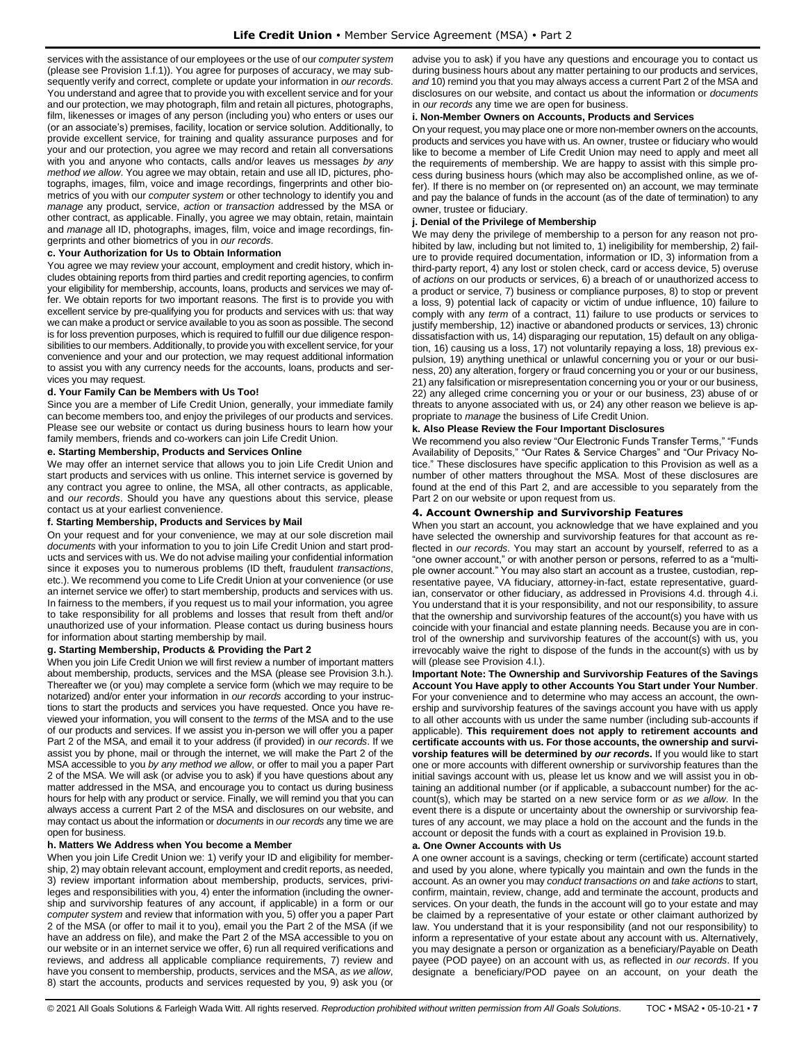services with the assistance of our employees or the use of our *computer system* (please see Provision 1.f.1)). You agree for purposes of accuracy, we may subsequently verify and correct, complete or update your information in *our records*. You understand and agree that to provide you with excellent service and for your and our protection, we may photograph, film and retain all pictures, photographs, film, likenesses or images of any person (including you) who enters or uses our (or an associate's) premises, facility, location or service solution. Additionally, to provide excellent service, for training and quality assurance purposes and for your and our protection, you agree we may record and retain all conversations with you and anyone who contacts, calls and/or leaves us messages *by any method we allow*. You agree we may obtain, retain and use all ID, pictures, photographs, images, film, voice and image recordings, fingerprints and other biometrics of you with our *computer system* or other technology to identify you and *manage* any product, service, *action* or *transaction* addressed by the MSA or other contract, as applicable. Finally, you agree we may obtain, retain, maintain and *manage* all ID, photographs, images, film, voice and image recordings, fingerprints and other biometrics of you in *our records*.

**c. Your Authorization for Us to Obtain Information**

You agree we may review your account, employment and credit history, which includes obtaining reports from third parties and credit reporting agencies, to confirm your eligibility for membership, accounts, loans, products and services we may offer. We obtain reports for two important reasons. The first is to provide you with excellent service by pre-qualifying you for products and services with us: that way we can make a product or service available to you as soon as possible. The second is for loss prevention purposes, which is required to fulfill our due diligence responsibilities to our members. Additionally, to provide you with excellent service, for your convenience and your and our protection, we may request additional information to assist you with any currency needs for the accounts, loans, products and services you may request.

**d. Your Family Can be Members with Us Too!**

Since you are a member of Life Credit Union, generally, your immediate family can become members too, and enjoy the privileges of our products and services. Please see our website or contact us during business hours to learn how your family members, friends and co-workers can join Life Credit Union.

**e. Starting Membership, Products and Services Online**

We may offer an internet service that allows you to join Life Credit Union and start products and services with us online. This internet service is governed by any contract you agree to online, the MSA, all other contracts, as applicable, and *our records*. Should you have any questions about this service, please contact us at your earliest convenience.

**f. Starting Membership, Products and Services by Mail**

On your request and for your convenience, we may at our sole discretion mail *documents* with your information to you to join Life Credit Union and start products and services with us. We do not advise mailing your confidential information since it exposes you to numerous problems (ID theft, fraudulent *transactions*, etc.). We recommend you come to Life Credit Union at your convenience (or use an internet service we offer) to start membership, products and services with us. In fairness to the members, if you request us to mail your information, you agree to take responsibility for all problems and losses that result from theft and/or unauthorized use of your information. Please contact us during business hours for information about starting membership by mail.

**g. Starting Membership, Products & Providing the Part 2**

When you join Life Credit Union we will first review a number of important matters about membership, products, services and the MSA (please see Provision 3.h.). Thereafter we (or you) may complete a service form (which we may require to be notarized) and/or enter your information in *our records* according to your instructions to start the products and services you have requested. Once you have reviewed your information, you will consent to the *terms* of the MSA and to the use of our products and services. If we assist you in-person we will offer you a paper Part 2 of the MSA, and email it to your address (if provided) in *our records*. If we assist you by phone, mail or through the internet, we will make the Part 2 of the MSA accessible to you *by any method we allow*, or offer to mail you a paper Part 2 of the MSA. We will ask (or advise you to ask) if you have questions about any matter addressed in the MSA, and encourage you to contact us during business hours for help with any product or service. Finally, we will remind you that you can always access a current Part 2 of the MSA and disclosures on our website, and may contact us about the information or *documents* in *our records* any time we are open for business.

**h. Matters We Address when You become a Member**

When you join Life Credit Union we: 1) verify your ID and eligibility for membership, 2) may obtain relevant account, employment and credit reports, as needed, 3) review important information about membership, products, services, privileges and responsibilities with you, 4) enter the information (including the ownership and survivorship features of any account, if applicable) in a form or our *computer system* and review that information with you, 5) offer you a paper Part 2 of the MSA (or offer to mail it to you), email you the Part 2 of the MSA (if we have an address on file), and make the Part 2 of the MSA accessible to you on our website or in an internet service we offer, 6) run all required verifications and reviews, and address all applicable compliance requirements, 7) review and have you consent to membership, products, services and the MSA, *as we allow*, 8) start the accounts, products and services requested by you, 9) ask you (or advise you to ask) if you have any questions and encourage you to contact us during business hours about any matter pertaining to our products and services, *and* 10) remind you that you may always access a current Part 2 of the MSA and disclosures on our website, and contact us about the information or *documents* in *our records* any time we are open for business.

**i. Non-Member Owners on Accounts, Products and Services**

On your request, you may place one or more non-member owners on the accounts, products and services you have with us. An owner, trustee or fiduciary who would like to become a member of Life Credit Union may need to apply and meet all the requirements of membership. We are happy to assist with this simple process during business hours (which may also be accomplished online, as we offer). If there is no member on (or represented on) an account, we may terminate and pay the balance of funds in the account (as of the date of termination) to any owner, trustee or fiduciary.

**j. Denial of the Privilege of Membership**

We may deny the privilege of membership to a person for any reason not prohibited by law, including but not limited to, 1) ineligibility for membership, 2) failure to provide required documentation, information or ID, 3) information from a third-party report, 4) any lost or stolen check, card or access device, 5) overuse of *actions* on our products or services, 6) a breach of or unauthorized access to a product or service, 7) business or compliance purposes, 8) to stop or prevent a loss, 9) potential lack of capacity or victim of undue influence, 10) failure to comply with any *term* of a contract, 11) failure to use products or services to justify membership, 12) inactive or abandoned products or services, 13) chronic dissatisfaction with us, 14) disparaging our reputation, 15) default on any obligation, 16) causing us a loss, 17) not voluntarily repaying a loss, 18) previous expulsion, 19) anything unethical or unlawful concerning you or your or our business, 20) any alteration, forgery or fraud concerning you or your or our business, 21) any falsification or misrepresentation concerning you or your or our business, 22) any alleged crime concerning you or your or our business, 23) abuse of or threats to anyone associated with us, or 24) any other reason we believe is appropriate to *manage* the business of Life Credit Union.

**k. Also Please Review the Four Important Disclosures**

We recommend you also review "Our Electronic Funds Transfer Terms," "Funds Availability of Deposits," "Our Rates & Service Charges" and "Our Privacy Notice." These disclosures have specific application to this Provision as well as a number of other matters throughout the MSA. Most of these disclosures are found at the end of this Part 2, and are accessible to you separately from the Part 2 on our website or upon request from us.

### 4. Account Ownership and Survivorship Features

When you start an account, you acknowledge that we have explained and you have selected the ownership and survivorship features for that account as reflected in *our records*. You may start an account by yourself, referred to as a "one owner account," or with another person or persons, referred to as a "multiple owner account." You may also start an account as a trustee, custodian, representative payee, VA fiduciary, attorney-in-fact, estate representative, guardian, conservator or other fiduciary, as addressed in Provisions 4.d. through 4.i. You understand that it is your responsibility, and not our responsibility, to assure that the ownership and survivorship features of the account(s) you have with us coincide with your financial and estate planning needs. Because you are in control of the ownership and survivorship features of the account(s) with us, you irrevocably waive the right to dispose of the funds in the account(s) with us by will (please see Provision 4.l.).

**Important Note: The Ownership and Survivorship Features of the Savings Account You Have apply to other Accounts You Start under Your Number**. For your convenience and to determine who may access an account, the ownership and survivorship features of the savings account you have with us apply to all other accounts with us under the same number (including sub-accounts if applicable). **This requirement does not apply to retirement accounts and certificate accounts with us. For those accounts, the ownership and survivorship features will be determined by *our records*.** If you would like to start one or more accounts with different ownership or survivorship features than the initial savings account with us, please let us know and we will assist you in obtaining an additional number (or if applicable, a subaccount number) for the account(s), which may be started on a new service form or *as we allow*. In the event there is a dispute or uncertainty about the ownership or survivorship features of any account, we may place a hold on the account and the funds in the account or deposit the funds with a court as explained in Provision 19.b.

**a. One Owner Accounts with Us**

A one owner account is a savings, checking or term (certificate) account started and used by you alone, where typically you maintain and own the funds in the account. As an owner you may *conduct transactions on* and *take actions* to start, confirm, maintain, review, change, add and terminate the account, products and services. On your death, the funds in the account will go to your estate and may be claimed by a representative of your estate or other claimant authorized by law. You understand that it is your responsibility (and not our responsibility) to inform a representative of your estate about any account with us. Alternatively, you may designate a person or organization as a beneficiary/Payable on Death payee (POD payee) on an account with us, as reflected in *our records*. If you designate a beneficiary/POD payee on an account, on your death the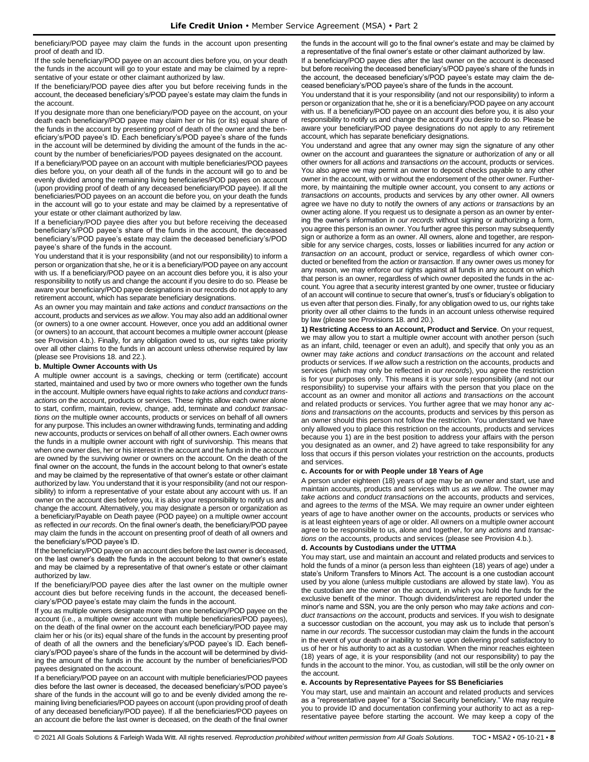beneficiary/POD payee may claim the funds in the account upon presenting proof of death and ID.

If the sole beneficiary/POD payee on an account dies before you, on your death the funds in the account will go to your estate and may be claimed by a representative of your estate or other claimant authorized by law.

If the beneficiary/POD payee dies after you but before receiving funds in the account, the deceased beneficiary's/POD payee's estate may claim the funds in the account.

If you designate more than one beneficiary/POD payee on the account, on your death each beneficiary/POD payee may claim her or his (or its) equal share of the funds in the account by presenting proof of death of the owner and the beneficiary's/POD payee's ID. Each beneficiary's/POD payee's share of the funds in the account will be determined by dividing the amount of the funds in the account by the number of beneficiaries/POD payees designated on the account.

If a beneficiary/POD payee on an account with multiple beneficiaries/POD payees dies before you, on your death all of the funds in the account will go to and be evenly divided among the remaining living beneficiaries/POD payees on account (upon providing proof of death of any deceased beneficiary/POD payee). If all the beneficiaries/POD payees on an account die before you, on your death the funds in the account will go to your estate and may be claimed by a representative of your estate or other claimant authorized by law.

If a beneficiary/POD payee dies after you but before receiving the deceased beneficiary's/POD payee's share of the funds in the account, the deceased beneficiary's/POD payee's estate may claim the deceased beneficiary's/POD payee's share of the funds in the account.

You understand that it is your responsibility (and not our responsibility) to inform a person or organization that she, he or it is a beneficiary/POD payee on any account with us. If a beneficiary/POD payee on an account dies before you, it is also your responsibility to notify us and change the account if you desire to do so. Please be aware your beneficiary/POD payee designations in our records do not apply to any retirement account, which has separate beneficiary designations.

As an owner you may maintain and *take actions* and *conduct transactions on* the account, products and services *as we allow*. You may also add an additional owner (or owners) to a one owner account. However, once you add an additional owner (or owners) to an account, that account becomes a multiple owner account (please see Provision 4.b.). Finally, for any obligation owed to us, our rights take priority over all other claims to the funds in an account unless otherwise required by law (please see Provisions 18. and 22.).

**b. Multiple Owner Accounts with Us**

A multiple owner account is a savings, checking or term (certificate) account started, maintained and used by two or more owners who together own the funds in the account. Multiple owners have equal rights to *take actions* and *conduct transactions on* the account, products or services. These rights allow each owner alone to start, confirm, maintain, review, change, add, terminate and *conduct transactions on* the multiple owner accounts, products or services on behalf of all owners for any purpose. This includes an owner withdrawing funds, terminating and adding new accounts, products or services on behalf of all other owners. Each owner owns the funds in a multiple owner account with right of survivorship. This means that when one owner dies, her or his interest in the account and the funds in the account are owned by the surviving owner or owners on the account. On the death of the final owner on the account, the funds in the account belong to that owner's estate and may be claimed by the representative of that owner's estate or other claimant authorized by law. You understand that it is your responsibility (and not our responsibility) to inform a representative of your estate about any account with us. If an owner on the account dies before you, it is also your responsibility to notify us and change the account. Alternatively, you may designate a person or organization as a beneficiary/Payable on Death payee (POD payee) on a multiple owner account as reflected in *our records*. On the final owner's death, the beneficiary/POD payee may claim the funds in the account on presenting proof of death of all owners and the beneficiary's/POD payee's ID.

If the beneficiary/POD payee on an account dies before the last owner is deceased, on the last owner's death the funds in the account belong to that owner's estate and may be claimed by a representative of that owner's estate or other claimant authorized by law.

If the beneficiary/POD payee dies after the last owner on the multiple owner account dies but before receiving funds in the account, the deceased beneficiary's/POD payee's estate may claim the funds in the account.

If you as multiple owners designate more than one beneficiary/POD payee on the account (i.e., a multiple owner account with multiple beneficiaries/POD payees), on the death of the final owner on the account each beneficiary/POD payee may claim her or his (or its) equal share of the funds in the account by presenting proof of death of all the owners and the beneficiary's/POD payee's ID. Each beneficiary's/POD payee's share of the funds in the account will be determined by dividing the amount of the funds in the account by the number of beneficiaries/POD payees designated on the account.

If a beneficiary/POD payee on an account with multiple beneficiaries/POD payees dies before the last owner is deceased, the deceased beneficiary's/POD payee's share of the funds in the account will go to and be evenly divided among the remaining living beneficiaries/POD payees on account (upon providing proof of death of any deceased beneficiary/POD payee). If all the beneficiaries/POD payees on an account die before the last owner is deceased, on the death of the final owner the funds in the account will go to the final owner's estate and may be claimed by a representative of the final owner's estate or other claimant authorized by law.

If a beneficiary/POD payee dies after the last owner on the account is deceased but before receiving the deceased beneficiary's/POD payee's share of the funds in the account, the deceased beneficiary's/POD payee's estate may claim the deceased beneficiary's/POD payee's share of the funds in the account.

You understand that it is your responsibility (and not our responsibility) to inform a person or organization that he, she or it is a beneficiary/POD payee on any account with us. If a beneficiary/POD payee on an account dies before you, it is also your responsibility to notify us and change the account if you desire to do so. Please be aware your beneficiary/POD payee designations do not apply to any retirement account, which has separate beneficiary designations.

You understand and agree that any owner may sign the signature of any other owner on the account and guarantees the signature or authorization of any or all other owners for all *actions* and *transactions on* the account, products or services. You also agree we may permit an owner to deposit checks payable to any other owner in the account, with or without the endorsement of the other owner. Furthermore, by maintaining the multiple owner account, you consent to any *actions* or *transactions on* accounts, products and services by any other owner. All owners agree we have no duty to notify the owners of any *actions* or *transactions* by an owner acting alone. If you request us to designate a person as an owner by entering the owner's information in *our records* without signing or authorizing a form, you agree this person is an owner. You further agree this person may subsequently sign or authorize a form as an owner. All owners, alone and together, are responsible for any service charges, costs, losses or liabilities incurred for any *action* or *transaction on* an account, product or service, regardless of which owner conducted or benefited from the *action* or *transaction*. If any owner owes us money for any reason, we may enforce our rights against all funds in any account on which that person is an owner, regardless of which owner deposited the funds in the account. You agree that a security interest granted by one owner, trustee or fiduciary of an account will continue to secure that owner's, trust's or fiduciary's obligation to us even after that person dies. Finally, for any obligation owed to us, our rights take priority over all other claims to the funds in an account unless otherwise required by law (please see Provisions 18. and 20.).

**1) Restricting Access to an Account, Product and Service**. On your request, we may allow you to start a multiple owner account with another person (such as an infant, child, teenager or even an adult), and specify that only you as an owner may *take actions* and *conduct transactions on* the account and related products or services. If *we allow* such a restriction on the accounts, products and services (which may only be reflected in *our records*), you agree the restriction is for your purposes only. This means it is your sole responsibility (and not our responsibility) to supervise your affairs with the person that you place on the account as an owner and monitor all *actions* and *transactions on* the account and related products or services. You further agree that we may honor any *actions* and *transactions on* the accounts, products and services by this person as an owner should this person not follow the restriction. You understand we have only allowed you to place this restriction on the accounts, products and services because you 1) are in the best position to address your affairs with the person you designated as an owner, and 2) have agreed to take responsibility for any loss that occurs if this person violates your restriction on the accounts, products and services.

**c. Accounts for or with People under 18 Years of Age**

A person under eighteen (18) years of age may be an owner and start, use and maintain accounts, products and services with us *as we allow*. The owner may *take actions* and *conduct transactions on* the accounts, products and services, and agrees to the *terms* of the MSA. We may require an owner under eighteen years of age to have another owner on the accounts, products or services who is at least eighteen years of age or older. All owners on a multiple owner account agree to be responsible to us, alone and together, for any *actions* and *transactions on* the accounts, products and services (please see Provision 4.b.).

**d. Accounts by Custodians under the UTTMA**

You may start, use and maintain an account and related products and services to hold the funds of a minor (a person less than eighteen (18) years of age) under a state's Uniform Transfers to Minors Act. The account is a one custodian account used by you alone (unless multiple custodians are allowed by state law). You as the custodian are the owner on the account, in which you hold the funds for the exclusive benefit of the minor. Though dividends/interest are reported under the minor's name and SSN, you are the only person who may *take actions* and *conduct transactions on* the account, products and services. If you wish to designate a successor custodian on the account, you may ask us to include that person's name in *our records*. The successor custodian may claim the funds in the account in the event of your death or inability to serve upon delivering proof satisfactory to us of her or his authority to act as a custodian. When the minor reaches eighteen (18) years of age, it is your responsibility (and not our responsibility) to pay the funds in the account to the minor. You, as custodian, will still be the only owner on the account.

**e. Accounts by Representative Payees for SS Beneficiaries**

You may start, use and maintain an account and related products and services as a "representative payee" for a "Social Security beneficiary." We may require you to provide ID and documentation confirming your authority to act as a representative payee before starting the account. We may keep a copy of the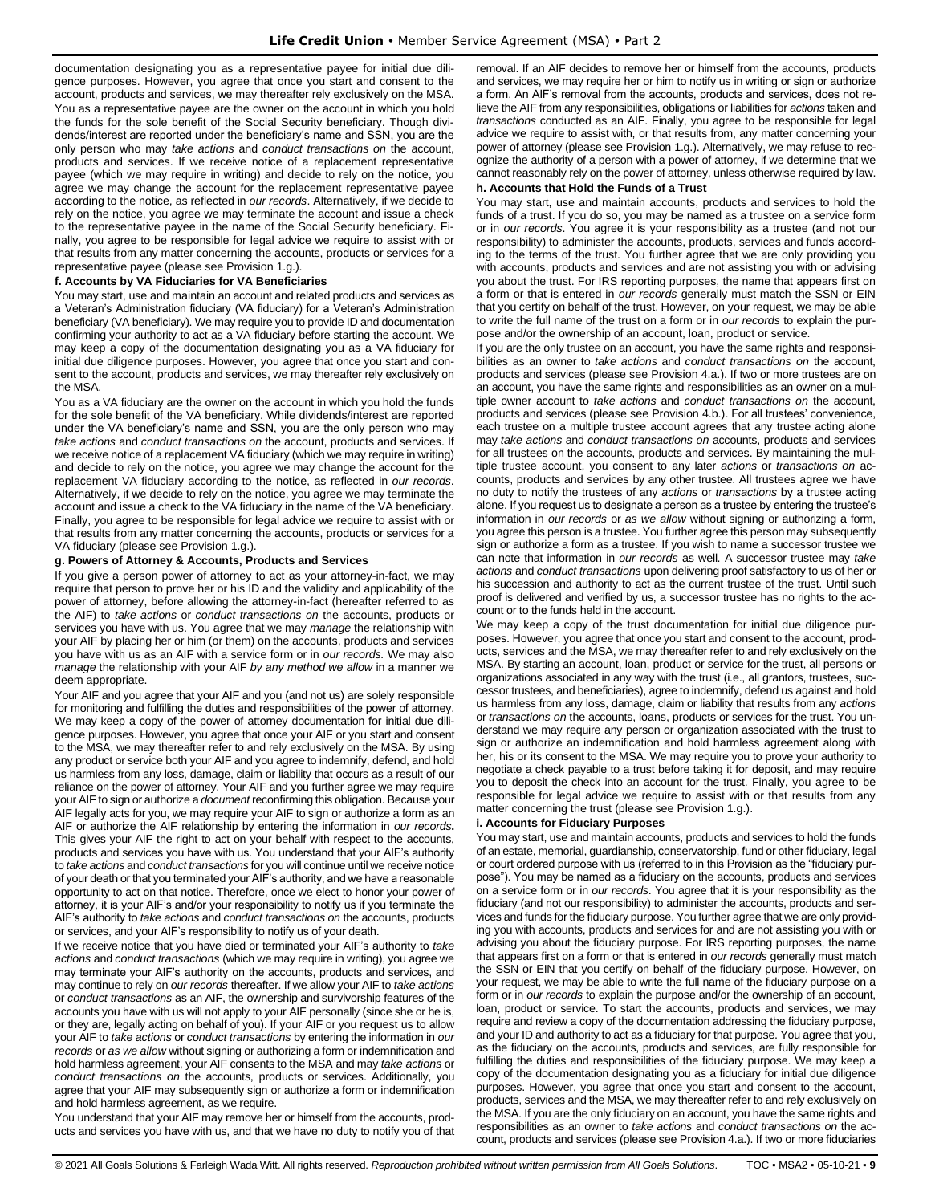documentation designating you as a representative payee for initial due diligence purposes. However, you agree that once you start and consent to the account, products and services, we may thereafter rely exclusively on the MSA. You as a representative payee are the owner on the account in which you hold the funds for the sole benefit of the Social Security beneficiary. Though dividends/interest are reported under the beneficiary's name and SSN, you are the only person who may *take actions* and *conduct transactions on* the account, products and services. If we receive notice of a replacement representative payee (which we may require in writing) and decide to rely on the notice, you agree we may change the account for the replacement representative payee according to the notice, as reflected in *our records*. Alternatively, if we decide to rely on the notice, you agree we may terminate the account and issue a check to the representative payee in the name of the Social Security beneficiary. Finally, you agree to be responsible for legal advice we require to assist with or that results from any matter concerning the accounts, products or services for a representative payee (please see Provision 1.g.).

**f. Accounts by VA Fiduciaries for VA Beneficiaries**

You may start, use and maintain an account and related products and services as a Veteran's Administration fiduciary (VA fiduciary) for a Veteran's Administration beneficiary (VA beneficiary). We may require you to provide ID and documentation confirming your authority to act as a VA fiduciary before starting the account. We may keep a copy of the documentation designating you as a VA fiduciary for initial due diligence purposes. However, you agree that once you start and consent to the account, products and services, we may thereafter rely exclusively on the MSA.

You as a VA fiduciary are the owner on the account in which you hold the funds for the sole benefit of the VA beneficiary. While dividends/interest are reported under the VA beneficiary's name and SSN, you are the only person who may *take actions* and *conduct transactions on* the account, products and services. If we receive notice of a replacement VA fiduciary (which we may require in writing) and decide to rely on the notice, you agree we may change the account for the replacement VA fiduciary according to the notice, as reflected in *our records*. Alternatively, if we decide to rely on the notice, you agree we may terminate the account and issue a check to the VA fiduciary in the name of the VA beneficiary. Finally, you agree to be responsible for legal advice we require to assist with or that results from any matter concerning the accounts, products or services for a VA fiduciary (please see Provision 1.g.).

**g. Powers of Attorney & Accounts, Products and Services**

If you give a person power of attorney to act as your attorney-in-fact, we may require that person to prove her or his ID and the validity and applicability of the power of attorney, before allowing the attorney-in-fact (hereafter referred to as the AIF) to *take actions* or *conduct transactions on* the accounts, products or services you have with us. You agree that we may *manage* the relationship with your AIF by placing her or him (or them) on the accounts, products and services you have with us as an AIF with a service form or in *our records*. We may also *manage* the relationship with your AIF *by any method we allow* in a manner we deem appropriate.

Your AIF and you agree that your AIF and you (and not us) are solely responsible for monitoring and fulfilling the duties and responsibilities of the power of attorney. We may keep a copy of the power of attorney documentation for initial due diligence purposes. However, you agree that once your AIF or you start and consent to the MSA, we may thereafter refer to and rely exclusively on the MSA. By using any product or service both your AIF and you agree to indemnify, defend, and hold us harmless from any loss, damage, claim or liability that occurs as a result of our reliance on the power of attorney. Your AIF and you further agree we may require your AIF to sign or authorize a *document* reconfirming this obligation. Because your AIF legally acts for you, we may require your AIF to sign or authorize a form as an AIF or authorize the AIF relationship by entering the information in *our records***.** This gives your AIF the right to act on your behalf with respect to the accounts, products and services you have with us. You understand that your AIF's authority to *take actions* and *conduct transactions* for you will continue until we receive notice of your death or that you terminated your AIF's authority, and we have a reasonable opportunity to act on that notice. Therefore, once we elect to honor your power of attorney, it is your AIF's and/or your responsibility to notify us if you terminate the AIF's authority to *take actions* and *conduct transactions on* the accounts, products or services, and your AIF's responsibility to notify us of your death.

If we receive notice that you have died or terminated your AIF's authority to *take actions* and *conduct transactions* (which we may require in writing), you agree we may terminate your AIF's authority on the accounts, products and services, and may continue to rely on *our records* thereafter. If we allow your AIF to *take actions* or *conduct transactions* as an AIF, the ownership and survivorship features of the accounts you have with us will not apply to your AIF personally (since she or he is, or they are, legally acting on behalf of you). If your AIF or you request us to allow your AIF to *take actions* or *conduct transactions* by entering the information in *our records* or *as we allow* without signing or authorizing a form or indemnification and hold harmless agreement, your AIF consents to the MSA and may *take actions* or *conduct transactions on* the accounts, products or services. Additionally, you agree that your AIF may subsequently sign or authorize a form or indemnification and hold harmless agreement, as we require.

You understand that your AIF may remove her or himself from the accounts, products and services you have with us, and that we have no duty to notify you of that removal. If an AIF decides to remove her or himself from the accounts, products and services, we may require her or him to notify us in writing or sign or authorize a form. An AIF's removal from the accounts, products and services, does not relieve the AIF from any responsibilities, obligations or liabilities for *actions* taken and *transactions* conducted as an AIF. Finally, you agree to be responsible for legal advice we require to assist with, or that results from, any matter concerning your power of attorney (please see Provision 1.g.). Alternatively, we may refuse to recognize the authority of a person with a power of attorney, if we determine that we cannot reasonably rely on the power of attorney, unless otherwise required by law.

**h. Accounts that Hold the Funds of a Trust**

You may start, use and maintain accounts, products and services to hold the funds of a trust. If you do so, you may be named as a trustee on a service form or in *our records*. You agree it is your responsibility as a trustee (and not our responsibility) to administer the accounts, products, services and funds according to the terms of the trust. You further agree that we are only providing you with accounts, products and services and are not assisting you with or advising you about the trust. For IRS reporting purposes, the name that appears first on a form or that is entered in *our records* generally must match the SSN or EIN that you certify on behalf of the trust. However, on your request, we may be able to write the full name of the trust on a form or in *our records* to explain the purpose and/or the ownership of an account, loan, product or service.

If you are the only trustee on an account, you have the same rights and responsibilities as an owner to *take actions* and *conduct transactions on* the account, products and services (please see Provision 4.a.). If two or more trustees are on an account, you have the same rights and responsibilities as an owner on a multiple owner account to *take actions* and *conduct transactions on* the account, products and services (please see Provision 4.b.). For all trustees' convenience, each trustee on a multiple trustee account agrees that any trustee acting alone may *take actions* and *conduct transactions on* accounts, products and services for all trustees on the accounts, products and services. By maintaining the multiple trustee account, you consent to any later *actions* or *transactions on* accounts, products and services by any other trustee. All trustees agree we have no duty to notify the trustees of any *actions* or *transactions* by a trustee acting alone. If you request us to designate a person as a trustee by entering the trustee's information in *our records* or *as we allow* without signing or authorizing a form, you agree this person is a trustee. You further agree this person may subsequently sign or authorize a form as a trustee. If you wish to name a successor trustee we can note that information in *our records* as well. A successor trustee may *take actions* and *conduct transactions* upon delivering proof satisfactory to us of her or his succession and authority to act as the current trustee of the trust. Until such proof is delivered and verified by us, a successor trustee has no rights to the account or to the funds held in the account.

We may keep a copy of the trust documentation for initial due diligence purposes. However, you agree that once you start and consent to the account, products, services and the MSA, we may thereafter refer to and rely exclusively on the MSA. By starting an account, loan, product or service for the trust, all persons or organizations associated in any way with the trust (i.e., all grantors, trustees, successor trustees, and beneficiaries), agree to indemnify, defend us against and hold us harmless from any loss, damage, claim or liability that results from any *actions* or *transactions on* the accounts, loans, products or services for the trust. You understand we may require any person or organization associated with the trust to sign or authorize an indemnification and hold harmless agreement along with her, his or its consent to the MSA. We may require you to prove your authority to negotiate a check payable to a trust before taking it for deposit, and may require you to deposit the check into an account for the trust. Finally, you agree to be responsible for legal advice we require to assist with or that results from any matter concerning the trust (please see Provision 1.g.).

**i. Accounts for Fiduciary Purposes**

You may start, use and maintain accounts, products and services to hold the funds of an estate, memorial, guardianship, conservatorship, fund or other fiduciary, legal or court ordered purpose with us (referred to in this Provision as the "fiduciary purpose"). You may be named as a fiduciary on the accounts, products and services on a service form or in *our records*. You agree that it is your responsibility as the fiduciary (and not our responsibility) to administer the accounts, products and services and funds for the fiduciary purpose. You further agree that we are only providing you with accounts, products and services for and are not assisting you with or advising you about the fiduciary purpose. For IRS reporting purposes, the name that appears first on a form or that is entered in *our records* generally must match the SSN or EIN that you certify on behalf of the fiduciary purpose. However, on your request, we may be able to write the full name of the fiduciary purpose on a form or in *our records* to explain the purpose and/or the ownership of an account, loan, product or service. To start the accounts, products and services, we may require and review a copy of the documentation addressing the fiduciary purpose, and your ID and authority to act as a fiduciary for that purpose. You agree that you, as the fiduciary on the accounts, products and services, are fully responsible for fulfilling the duties and responsibilities of the fiduciary purpose. We may keep a copy of the documentation designating you as a fiduciary for initial due diligence purposes. However, you agree that once you start and consent to the account, products, services and the MSA, we may thereafter refer to and rely exclusively on the MSA. If you are the only fiduciary on an account, you have the same rights and responsibilities as an owner to *take actions* and *conduct transactions on* the account, products and services (please see Provision 4.a.). If two or more fiduciaries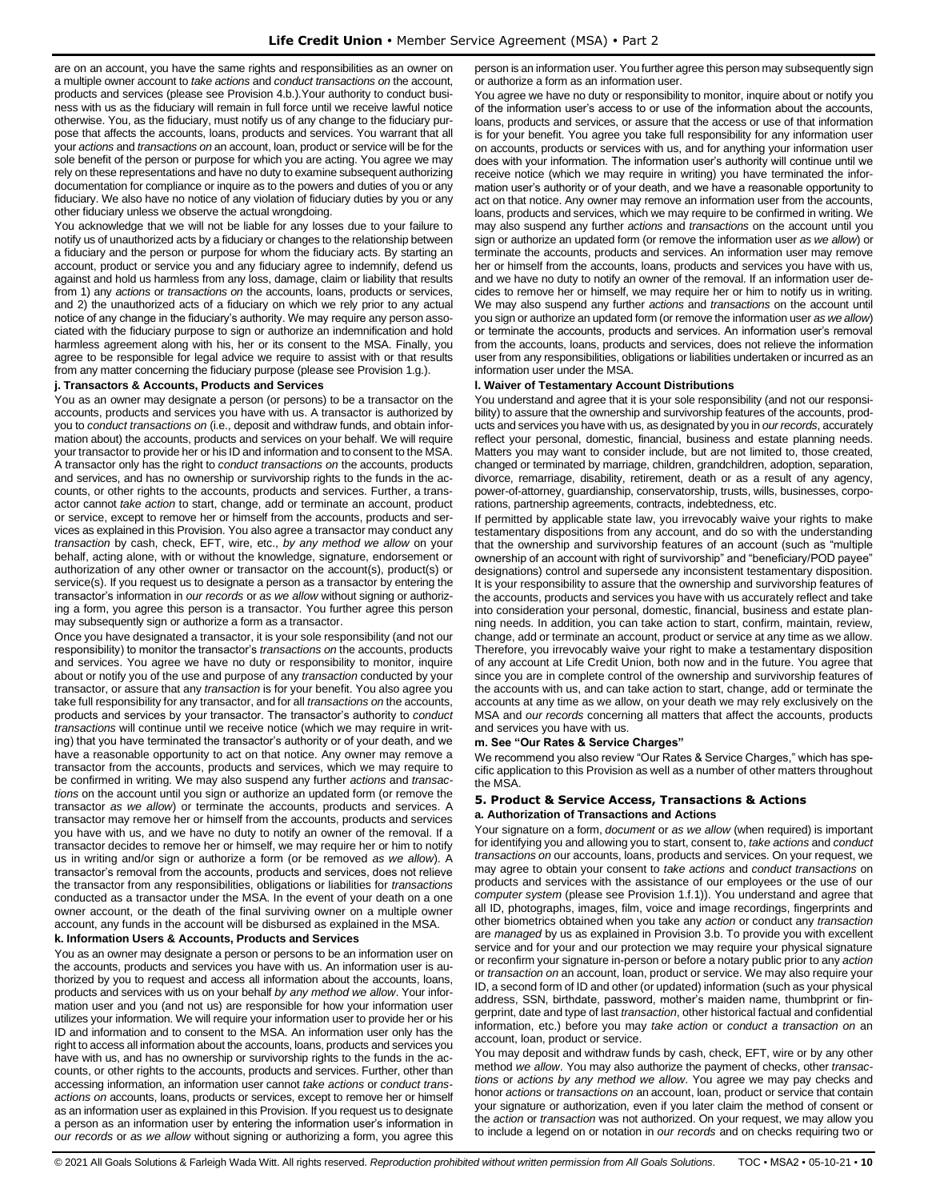are on an account, you have the same rights and responsibilities as an owner on a multiple owner account to *take actions* and *conduct transactions on* the account, products and services (please see Provision 4.b.).Your authority to conduct business with us as the fiduciary will remain in full force until we receive lawful notice otherwise. You, as the fiduciary, must notify us of any change to the fiduciary purpose that affects the accounts, loans, products and services. You warrant that all your *actions* and *transactions on* an account, loan, product or service will be for the sole benefit of the person or purpose for which you are acting. You agree we may rely on these representations and have no duty to examine subsequent authorizing documentation for compliance or inquire as to the powers and duties of you or any fiduciary. We also have no notice of any violation of fiduciary duties by you or any other fiduciary unless we observe the actual wrongdoing.

You acknowledge that we will not be liable for any losses due to your failure to notify us of unauthorized acts by a fiduciary or changes to the relationship between a fiduciary and the person or purpose for whom the fiduciary acts. By starting an account, product or service you and any fiduciary agree to indemnify, defend us against and hold us harmless from any loss, damage, claim or liability that results from 1) any *actions* or *transactions on* the accounts, loans, products or services, and 2) the unauthorized acts of a fiduciary on which we rely prior to any actual notice of any change in the fiduciary's authority. We may require any person associated with the fiduciary purpose to sign or authorize an indemnification and hold harmless agreement along with his, her or its consent to the MSA. Finally, you agree to be responsible for legal advice we require to assist with or that results from any matter concerning the fiduciary purpose (please see Provision 1.g.).

**j. Transactors & Accounts, Products and Services**

You as an owner may designate a person (or persons) to be a transactor on the accounts, products and services you have with us. A transactor is authorized by you to *conduct transactions on* (i.e., deposit and withdraw funds, and obtain information about) the accounts, products and services on your behalf. We will require your transactor to provide her or his ID and information and to consent to the MSA. A transactor only has the right to *conduct transactions on* the accounts, products and services, and has no ownership or survivorship rights to the funds in the accounts, or other rights to the accounts, products and services. Further, a transactor cannot *take action* to start, change, add or terminate an account, product or service, except to remove her or himself from the accounts, products and services as explained in this Provision. You also agree a transactor may conduct any *transaction* by cash, check, EFT, wire, etc., *by any method we allow* on your behalf, acting alone, with or without the knowledge, signature, endorsement or authorization of any other owner or transactor on the account(s), product(s) or service(s). If you request us to designate a person as a transactor by entering the transactor's information in *our records* or *as we allow* without signing or authorizing a form, you agree this person is a transactor. You further agree this person may subsequently sign or authorize a form as a transactor.

Once you have designated a transactor, it is your sole responsibility (and not our responsibility) to monitor the transactor's *transactions on* the accounts, products and services. You agree we have no duty or responsibility to monitor, inquire about or notify you of the use and purpose of any *transaction* conducted by your transactor, or assure that any *transaction* is for your benefit. You also agree you take full responsibility for any transactor, and for all *transactions on* the accounts, products and services by your transactor. The transactor's authority to *conduct transactions* will continue until we receive notice (which we may require in writing) that you have terminated the transactor's authority or of your death, and we have a reasonable opportunity to act on that notice. Any owner may remove a transactor from the accounts, products and services, which we may require to be confirmed in writing. We may also suspend any further *actions* and *transactions* on the account until you sign or authorize an updated form (or remove the transactor *as we allow*) or terminate the accounts, products and services. A transactor may remove her or himself from the accounts, products and services you have with us, and we have no duty to notify an owner of the removal. If a transactor decides to remove her or himself, we may require her or him to notify us in writing and/or sign or authorize a form (or be removed *as we allow*). A transactor's removal from the accounts, products and services, does not relieve the transactor from any responsibilities, obligations or liabilities for *transactions* conducted as a transactor under the MSA. In the event of your death on a one owner account, or the death of the final surviving owner on a multiple owner account, any funds in the account will be disbursed as explained in the MSA.

**k. Information Users & Accounts, Products and Services**

You as an owner may designate a person or persons to be an information user on the accounts, products and services you have with us. An information user is authorized by you to request and access all information about the accounts, loans, products and services with us on your behalf *by any method we allow*. Your information user and you (and not us) are responsible for how your information user utilizes your information. We will require your information user to provide her or his ID and information and to consent to the MSA. An information user only has the right to access all information about the accounts, loans, products and services you have with us, and has no ownership or survivorship rights to the funds in the accounts, or other rights to the accounts, products and services. Further, other than accessing information, an information user cannot *take actions* or *conduct transactions on* accounts, loans, products or services, except to remove her or himself as an information user as explained in this Provision. If you request us to designate a person as an information user by entering the information user's information in *our records* or *as we allow* without signing or authorizing a form, you agree this person is an information user. You further agree this person may subsequently sign or authorize a form as an information user.

You agree we have no duty or responsibility to monitor, inquire about or notify you of the information user's access to or use of the information about the accounts, loans, products and services, or assure that the access or use of that information is for your benefit. You agree you take full responsibility for any information user on accounts, products or services with us, and for anything your information user does with your information. The information user's authority will continue until we receive notice (which we may require in writing) you have terminated the information user's authority or of your death, and we have a reasonable opportunity to act on that notice. Any owner may remove an information user from the accounts, loans, products and services, which we may require to be confirmed in writing. We may also suspend any further *actions* and *transactions* on the account until you sign or authorize an updated form (or remove the information user *as we allow*) or terminate the accounts, products and services. An information user may remove her or himself from the accounts, loans, products and services you have with us, and we have no duty to notify an owner of the removal. If an information user decides to remove her or himself, we may require her or him to notify us in writing. We may also suspend any further *actions* and *transactions* on the account until you sign or authorize an updated form (or remove the information user *as we allow*) or terminate the accounts, products and services. An information user's removal from the accounts, loans, products and services, does not relieve the information user from any responsibilities, obligations or liabilities undertaken or incurred as an information user under the MSA.

**l. Waiver of Testamentary Account Distributions**

You understand and agree that it is your sole responsibility (and not our responsibility) to assure that the ownership and survivorship features of the accounts, products and services you have with us, as designated by you in *our records*, accurately reflect your personal, domestic, financial, business and estate planning needs. Matters you may want to consider include, but are not limited to, those created, changed or terminated by marriage, children, grandchildren, adoption, separation, divorce, remarriage, disability, retirement, death or as a result of any agency, power-of-attorney, guardianship, conservatorship, trusts, wills, businesses, corporations, partnership agreements, contracts, indebtedness, etc.

If permitted by applicable state law, you irrevocably waive your rights to make testamentary dispositions from any account, and do so with the understanding that the ownership and survivorship features of an account (such as "multiple ownership of an account with right of survivorship" and "beneficiary/POD payee" designations) control and supersede any inconsistent testamentary disposition. It is your responsibility to assure that the ownership and survivorship features of the accounts, products and services you have with us accurately reflect and take into consideration your personal, domestic, financial, business and estate planning needs. In addition, you can take action to start, confirm, maintain, review, change, add or terminate an account, product or service at any time as we allow. Therefore, you irrevocably waive your right to make a testamentary disposition of any account at Life Credit Union, both now and in the future. You agree that since you are in complete control of the ownership and survivorship features of the accounts with us, and can take action to start, change, add or terminate the accounts at any time as we allow, on your death we may rely exclusively on the MSA and *our records* concerning all matters that affect the accounts, products and services you have with us.

**m. See "Our Rates & Service Charges"**

We recommend you also review "Our Rates & Service Charges," which has specific application to this Provision as well as a number of other matters throughout the MSA.

### 5. Product & Service Access, Transactions & Actions

**a. Authorization of Transactions and Actions**

Your signature on a form, *document* or *as we allow* (when required) is important for identifying you and allowing you to start, consent to, *take actions* and *conduct transactions on* our accounts, loans, products and services. On your request, we may agree to obtain your consent to *take actions* and *conduct transactions* on products and services with the assistance of our employees or the use of our *computer system* (please see Provision 1.f.1)). You understand and agree that all ID, photographs, images, film, voice and image recordings, fingerprints and other biometrics obtained when you take any *action* or conduct any *transaction* are *managed* by us as explained in Provision 3.b. To provide you with excellent service and for your and our protection we may require your physical signature or reconfirm your signature in-person or before a notary public prior to any *action* or *transaction on* an account, loan, product or service. We may also require your ID, a second form of ID and other (or updated) information (such as your physical address, SSN, birthdate, password, mother's maiden name, thumbprint or fingerprint, date and type of last *transaction*, other historical factual and confidential information, etc.) before you may *take action* or *conduct a transaction on* an account, loan, product or service.

You may deposit and withdraw funds by cash, check, EFT, wire or by any other method *we allow*. You may also authorize the payment of checks, other *transactions* or *actions by any method we allow*. You agree we may pay checks and honor *actions* or *transactions on* an account, loan, product or service that contain your signature or authorization, even if you later claim the method of consent or the *action* or *transaction* was not authorized. On your request, we may allow you to include a legend on or notation in *our records* and on checks requiring two or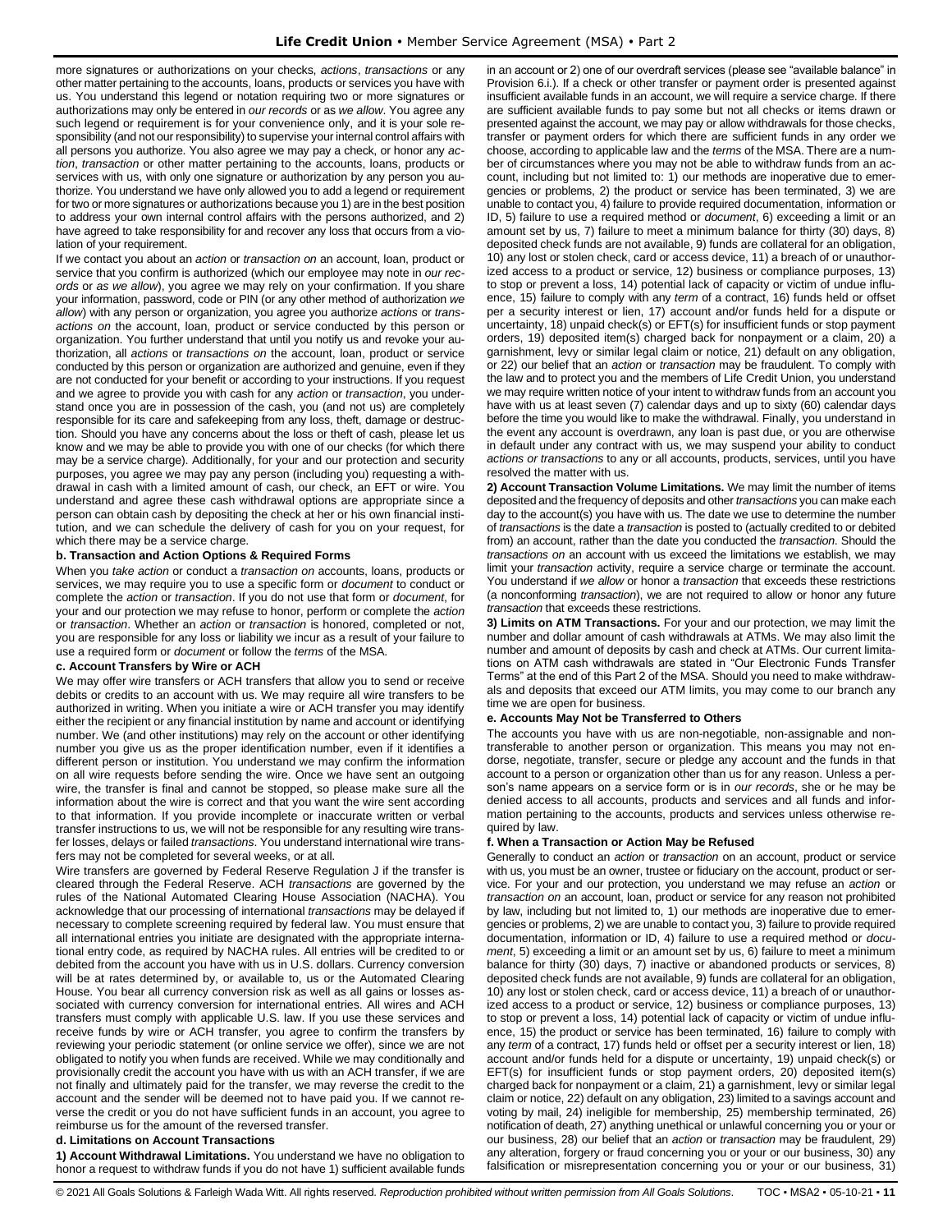more signatures or authorizations on your checks, *actions*, *transactions* or any other matter pertaining to the accounts, loans, products or services you have with us. You understand this legend or notation requiring two or more signatures or authorizations may only be entered in *our records* or as *we allow*. You agree any such legend or requirement is for your convenience only, and it is your sole responsibility (and not our responsibility) to supervise your internal control affairs with all persons you authorize. You also agree we may pay a check, or honor any *action*, *transaction* or other matter pertaining to the accounts, loans, products or services with us, with only one signature or authorization by any person you authorize. You understand we have only allowed you to add a legend or requirement for two or more signatures or authorizations because you 1) are in the best position to address your own internal control affairs with the persons authorized, and 2) have agreed to take responsibility for and recover any loss that occurs from a violation of your requirement.

If we contact you about an *action* or *transaction on* an account, loan, product or service that you confirm is authorized (which our employee may note in *our records* or *as we allow*), you agree we may rely on your confirmation. If you share your information, password, code or PIN (or any other method of authorization *we allow*) with any person or organization, you agree you authorize *actions* or *transactions on* the account, loan, product or service conducted by this person or organization. You further understand that until you notify us and revoke your authorization, all *actions* or *transactions on* the account, loan, product or service conducted by this person or organization are authorized and genuine, even if they are not conducted for your benefit or according to your instructions. If you request and we agree to provide you with cash for any *action* or *transaction*, you understand once you are in possession of the cash, you (and not us) are completely responsible for its care and safekeeping from any loss, theft, damage or destruction. Should you have any concerns about the loss or theft of cash, please let us know and we may be able to provide you with one of our checks (for which there may be a service charge). Additionally, for your and our protection and security purposes, you agree we may pay any person (including you) requesting a withdrawal in cash with a limited amount of cash, our check, an EFT or wire. You understand and agree these cash withdrawal options are appropriate since a person can obtain cash by depositing the check at her or his own financial institution, and we can schedule the delivery of cash for you on your request, for which there may be a service charge.

**b. Transaction and Action Options & Required Forms**

When you *take action* or conduct a *transaction on* accounts, loans, products or services, we may require you to use a specific form or *document* to conduct or complete the *action* or *transaction*. If you do not use that form or *document*, for your and our protection we may refuse to honor, perform or complete the *action* or *transaction*. Whether an *action* or *transaction* is honored, completed or not, you are responsible for any loss or liability we incur as a result of your failure to use a required form or *document* or follow the *terms* of the MSA.

**c. Account Transfers by Wire or ACH**

We may offer wire transfers or ACH transfers that allow you to send or receive debits or credits to an account with us. We may require all wire transfers to be authorized in writing. When you initiate a wire or ACH transfer you may identify either the recipient or any financial institution by name and account or identifying number. We (and other institutions) may rely on the account or other identifying number you give us as the proper identification number, even if it identifies a different person or institution. You understand we may confirm the information on all wire requests before sending the wire. Once we have sent an outgoing wire, the transfer is final and cannot be stopped, so please make sure all the information about the wire is correct and that you want the wire sent according to that information. If you provide incomplete or inaccurate written or verbal transfer instructions to us, we will not be responsible for any resulting wire transfer losses, delays or failed *transactions*. You understand international wire transfers may not be completed for several weeks, or at all.

Wire transfers are governed by Federal Reserve Regulation J if the transfer is cleared through the Federal Reserve. ACH *transactions* are governed by the rules of the National Automated Clearing House Association (NACHA). You acknowledge that our processing of international *transactions* may be delayed if necessary to complete screening required by federal law. You must ensure that all international entries you initiate are designated with the appropriate international entry code, as required by NACHA rules. All entries will be credited to or debited from the account you have with us in U.S. dollars. Currency conversion will be at rates determined by, or available to, us or the Automated Clearing House. You bear all currency conversion risk as well as all gains or losses associated with currency conversion for international entries. All wires and ACH transfers must comply with applicable U.S. law. If you use these services and receive funds by wire or ACH transfer, you agree to confirm the transfers by reviewing your periodic statement (or online service we offer), since we are not obligated to notify you when funds are received. While we may conditionally and provisionally credit the account you have with us with an ACH transfer, if we are not finally and ultimately paid for the transfer, we may reverse the credit to the account and the sender will be deemed not to have paid you. If we cannot reverse the credit or you do not have sufficient funds in an account, you agree to reimburse us for the amount of the reversed transfer.

**d. Limitations on Account Transactions**

**1) Account Withdrawal Limitations.** You understand we have no obligation to honor a request to withdraw funds if you do not have 1) sufficient available funds in an account or 2) one of our overdraft services (please see "available balance" in Provision 6.i.). If a check or other transfer or payment order is presented against insufficient available funds in an account, we will require a service charge. If there are sufficient available funds to pay some but not all checks or items drawn or presented against the account, we may pay or allow withdrawals for those checks, transfer or payment orders for which there are sufficient funds in any order we choose, according to applicable law and the *terms* of the MSA. There are a number of circumstances where you may not be able to withdraw funds from an account, including but not limited to: 1) our methods are inoperative due to emergencies or problems, 2) the product or service has been terminated, 3) we are unable to contact you, 4) failure to provide required documentation, information or ID, 5) failure to use a required method or *document*, 6) exceeding a limit or an amount set by us, 7) failure to meet a minimum balance for thirty (30) days, 8) deposited check funds are not available, 9) funds are collateral for an obligation, 10) any lost or stolen check, card or access device, 11) a breach of or unauthorized access to a product or service, 12) business or compliance purposes, 13) to stop or prevent a loss, 14) potential lack of capacity or victim of undue influence, 15) failure to comply with any *term* of a contract, 16) funds held or offset per a security interest or lien, 17) account and/or funds held for a dispute or uncertainty, 18) unpaid check(s) or EFT(s) for insufficient funds or stop payment orders, 19) deposited item(s) charged back for nonpayment or a claim, 20) a garnishment, levy or similar legal claim or notice, 21) default on any obligation, or 22) our belief that an *action* or *transaction* may be fraudulent. To comply with the law and to protect you and the members of Life Credit Union, you understand we may require written notice of your intent to withdraw funds from an account you have with us at least seven (7) calendar days and up to sixty (60) calendar days before the time you would like to make the withdrawal. Finally, you understand in the event any account is overdrawn, any loan is past due, or you are otherwise in default under any contract with us, we may suspend your ability to conduct *actions or transactions* to any or all accounts, products, services, until you have resolved the matter with us.

**2) Account Transaction Volume Limitations.** We may limit the number of items deposited and the frequency of deposits and other *transactions* you can make each day to the account(s) you have with us. The date we use to determine the number of *transactions* is the date a *transaction* is posted to (actually credited to or debited from) an account, rather than the date you conducted the *transaction*. Should the *transactions on* an account with us exceed the limitations we establish, we may limit your *transaction* activity, require a service charge or terminate the account. You understand if *we allow* or honor a *transaction* that exceeds these restrictions (a nonconforming *transaction*), we are not required to allow or honor any future *transaction* that exceeds these restrictions.

**3) Limits on ATM Transactions.** For your and our protection, we may limit the number and dollar amount of cash withdrawals at ATMs. We may also limit the number and amount of deposits by cash and check at ATMs. Our current limitations on ATM cash withdrawals are stated in "Our Electronic Funds Transfer Terms" at the end of this Part 2 of the MSA. Should you need to make withdrawals and deposits that exceed our ATM limits, you may come to our branch any time we are open for business.

**e. Accounts May Not be Transferred to Others**

The accounts you have with us are non-negotiable, non-assignable and non-transferable to another person or organization. This means you may not endorse, negotiate, transfer, secure or pledge any account and the funds in that account to a person or organization other than us for any reason. Unless a person's name appears on a service form or is in *our records*, she or he may be denied access to all accounts, products and services and all funds and information pertaining to the accounts, products and services unless otherwise required by law.

**f. When a Transaction or Action May be Refused**

Generally to conduct an *action* or *transaction* on an account, product or service with us, you must be an owner, trustee or fiduciary on the account, product or service. For your and our protection, you understand we may refuse an *action* or *transaction on* an account, loan, product or service for any reason not prohibited by law, including but not limited to, 1) our methods are inoperative due to emergencies or problems, 2) we are unable to contact you, 3) failure to provide required documentation, information or ID, 4) failure to use a required method or *document*, 5) exceeding a limit or an amount set by us, 6) failure to meet a minimum balance for thirty (30) days, 7) inactive or abandoned products or services, 8) deposited check funds are not available, 9) funds are collateral for an obligation, 10) any lost or stolen check, card or access device, 11) a breach of or unauthorized access to a product or service, 12) business or compliance purposes, 13) to stop or prevent a loss, 14) potential lack of capacity or victim of undue influence, 15) the product or service has been terminated, 16) failure to comply with any *term* of a contract, 17) funds held or offset per a security interest or lien, 18) account and/or funds held for a dispute or uncertainty, 19) unpaid check(s) or EFT(s) for insufficient funds or stop payment orders, 20) deposited item(s) charged back for nonpayment or a claim, 21) a garnishment, levy or similar legal claim or notice, 22) default on any obligation, 23) limited to a savings account and voting by mail, 24) ineligible for membership, 25) membership terminated, 26) notification of death, 27) anything unethical or unlawful concerning you or your or our business, 28) our belief that an *action* or *transaction* may be fraudulent, 29) any alteration, forgery or fraud concerning you or your or our business, 30) any falsification or misrepresentation concerning you or your or our business, 31)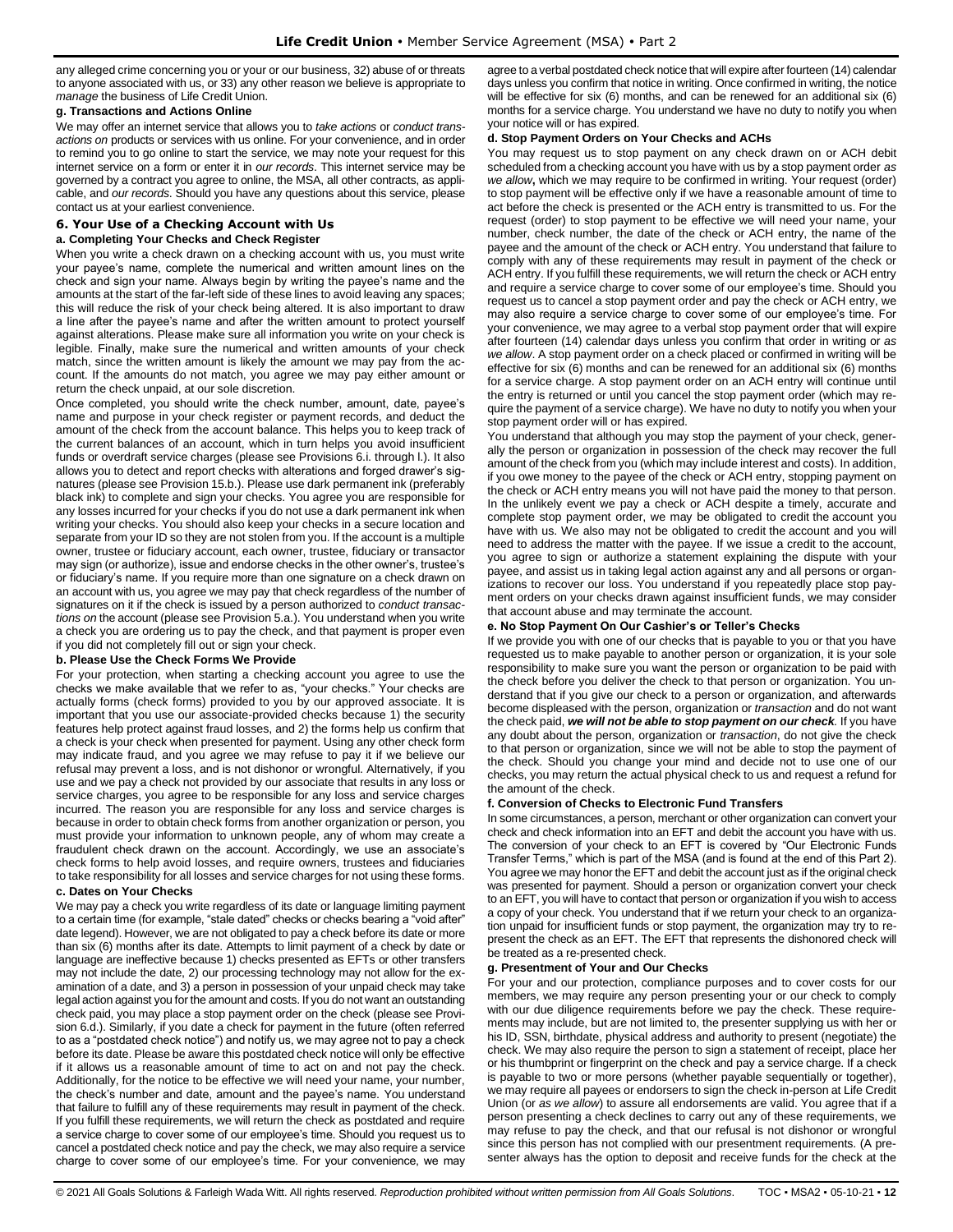any alleged crime concerning you or your or our business, 32) abuse of or threats to anyone associated with us, or 33) any other reason we believe is appropriate to *manage* the business of Life Credit Union.

**g. Transactions and Actions Online**

We may offer an internet service that allows you to *take actions* or *conduct transactions on* products or services with us online. For your convenience, and in order to remind you to go online to start the service, we may note your request for this internet service on a form or enter it in *our records*. This internet service may be governed by a contract you agree to online, the MSA, all other contracts, as applicable, and *our records*. Should you have any questions about this service, please contact us at your earliest convenience.

## 6. Your Use of a Checking Account with Us

**a. Completing Your Checks and Check Register**

When you write a check drawn on a checking account with us, you must write your payee's name, complete the numerical and written amount lines on the check and sign your name. Always begin by writing the payee's name and the amounts at the start of the far-left side of these lines to avoid leaving any spaces; this will reduce the risk of your check being altered. It is also important to draw a line after the payee's name and after the written amount to protect yourself against alterations. Please make sure all information you write on your check is legible. Finally, make sure the numerical and written amounts of your check match, since the written amount is likely the amount we may pay from the account. If the amounts do not match, you agree we may pay either amount or return the check unpaid, at our sole discretion.

Once completed, you should write the check number, amount, date, payee's name and purpose in your check register or payment records, and deduct the amount of the check from the account balance. This helps you to keep track of the current balances of an account, which in turn helps you avoid insufficient funds or overdraft service charges (please see Provisions 6.i. through l.). It also allows you to detect and report checks with alterations and forged drawer's signatures (please see Provision 15.b.). Please use dark permanent ink (preferably black ink) to complete and sign your checks. You agree you are responsible for any losses incurred for your checks if you do not use a dark permanent ink when writing your checks. You should also keep your checks in a secure location and separate from your ID so they are not stolen from you. If the account is a multiple owner, trustee or fiduciary account, each owner, trustee, fiduciary or transactor may sign (or authorize), issue and endorse checks in the other owner's, trustee's or fiduciary's name. If you require more than one signature on a check drawn on an account with us, you agree we may pay that check regardless of the number of signatures on it if the check is issued by a person authorized to *conduct transactions on* the account (please see Provision 5.a.). You understand when you write a check you are ordering us to pay the check, and that payment is proper even if you did not completely fill out or sign your check.

**b. Please Use the Check Forms We Provide**

For your protection, when starting a checking account you agree to use the checks we make available that we refer to as, "your checks." Your checks are actually forms (check forms) provided to you by our approved associate. It is important that you use our associate-provided checks because 1) the security features help protect against fraud losses, and 2) the forms help us confirm that a check is your check when presented for payment. Using any other check form may indicate fraud, and you agree we may refuse to pay it if we believe our refusal may prevent a loss, and is not dishonor or wrongful. Alternatively, if you use and we pay a check not provided by our associate that results in any loss or service charges, you agree to be responsible for any loss and service charges incurred. The reason you are responsible for any loss and service charges is because in order to obtain check forms from another organization or person, you must provide your information to unknown people, any of whom may create a fraudulent check drawn on the account. Accordingly, we use an associate's check forms to help avoid losses, and require owners, trustees and fiduciaries to take responsibility for all losses and service charges for not using these forms.

**c. Dates on Your Checks**

We may pay a check you write regardless of its date or language limiting payment to a certain time (for example, "stale dated" checks or checks bearing a "void after" date legend). However, we are not obligated to pay a check before its date or more than six (6) months after its date. Attempts to limit payment of a check by date or language are ineffective because 1) checks presented as EFTs or other transfers may not include the date, 2) our processing technology may not allow for the examination of a date, and 3) a person in possession of your unpaid check may take legal action against you for the amount and costs. If you do not want an outstanding check paid, you may place a stop payment order on the check (please see Provision 6.d.). Similarly, if you date a check for payment in the future (often referred to as a "postdated check notice") and notify us, we may agree not to pay a check before its date. Please be aware this postdated check notice will only be effective if it allows us a reasonable amount of time to act on and not pay the check. Additionally, for the notice to be effective we will need your name, your number, the check's number and date, amount and the payee's name. You understand that failure to fulfill any of these requirements may result in payment of the check. If you fulfill these requirements, we will return the check as postdated and require a service charge to cover some of our employee's time. Should you request us to cancel a postdated check notice and pay the check, we may also require a service charge to cover some of our employee's time. For your convenience, we may agree to a verbal postdated check notice that will expire after fourteen (14) calendar days unless you confirm that notice in writing. Once confirmed in writing, the notice will be effective for six (6) months, and can be renewed for an additional six (6) months for a service charge. You understand we have no duty to notify you when your notice will or has expired.

**d. Stop Payment Orders on Your Checks and ACHs**

You may request us to stop payment on any check drawn on or ACH debit scheduled from a checking account you have with us by a stop payment order *as we allow***,** which we may require to be confirmed in writing. Your request (order) to stop payment will be effective only if we have a reasonable amount of time to act before the check is presented or the ACH entry is transmitted to us. For the request (order) to stop payment to be effective we will need your name, your number, check number, the date of the check or ACH entry, the name of the payee and the amount of the check or ACH entry. You understand that failure to comply with any of these requirements may result in payment of the check or ACH entry. If you fulfill these requirements, we will return the check or ACH entry and require a service charge to cover some of our employee's time. Should you request us to cancel a stop payment order and pay the check or ACH entry, we may also require a service charge to cover some of our employee's time. For your convenience, we may agree to a verbal stop payment order that will expire after fourteen (14) calendar days unless you confirm that order in writing or *as we allow*. A stop payment order on a check placed or confirmed in writing will be effective for six (6) months and can be renewed for an additional six (6) months for a service charge. A stop payment order on an ACH entry will continue until the entry is returned or until you cancel the stop payment order (which may require the payment of a service charge). We have no duty to notify you when your stop payment order will or has expired.

You understand that although you may stop the payment of your check, generally the person or organization in possession of the check may recover the full amount of the check from you (which may include interest and costs). In addition, if you owe money to the payee of the check or ACH entry, stopping payment on the check or ACH entry means you will not have paid the money to that person. In the unlikely event we pay a check or ACH despite a timely, accurate and complete stop payment order, we may be obligated to credit the account you have with us. We also may not be obligated to credit the account and you will need to address the matter with the payee. If we issue a credit to the account, you agree to sign or authorize a statement explaining the dispute with your payee, and assist us in taking legal action against any and all persons or organizations to recover our loss. You understand if you repeatedly place stop payment orders on your checks drawn against insufficient funds, we may consider that account abuse and may terminate the account.

**e. No Stop Payment On Our Cashier's or Teller's Checks**

If we provide you with one of our checks that is payable to you or that you have requested us to make payable to another person or organization, it is your sole responsibility to make sure you want the person or organization to be paid with the check before you deliver the check to that person or organization. You understand that if you give our check to a person or organization, and afterwards become displeased with the person, organization or *transaction* and do not want the check paid, ***we will not be able to stop payment on our check***. If you have any doubt about the person, organization or *transaction*, do not give the check to that person or organization, since we will not be able to stop the payment of the check. Should you change your mind and decide not to use one of our checks, you may return the actual physical check to us and request a refund for the amount of the check.

**f. Conversion of Checks to Electronic Fund Transfers**

In some circumstances, a person, merchant or other organization can convert your check and check information into an EFT and debit the account you have with us. The conversion of your check to an EFT is covered by "Our Electronic Funds Transfer Terms," which is part of the MSA (and is found at the end of this Part 2). You agree we may honor the EFT and debit the account just as if the original check was presented for payment. Should a person or organization convert your check to an EFT, you will have to contact that person or organization if you wish to access a copy of your check. You understand that if we return your check to an organization unpaid for insufficient funds or stop payment, the organization may try to re-present the check as an EFT. The EFT that represents the dishonored check will be treated as a re-presented check.

**g. Presentment of Your and Our Checks**

For your and our protection, compliance purposes and to cover costs for our members, we may require any person presenting your or our check to comply with our due diligence requirements before we pay the check. These requirements may include, but are not limited to, the presenter supplying us with her or his ID, SSN, birthdate, physical address and authority to present (negotiate) the check. We may also require the person to sign a statement of receipt, place her or his thumbprint or fingerprint on the check and pay a service charge. If a check is payable to two or more persons (whether payable sequentially or together), we may require all payees or endorsers to sign the check in-person at Life Credit Union (or *as we allow*) to assure all endorsements are valid. You agree that if a person presenting a check declines to carry out any of these requirements, we may refuse to pay the check, and that our refusal is not dishonor or wrongful since this person has not complied with our presentment requirements. (A presenter always has the option to deposit and receive funds for the check at the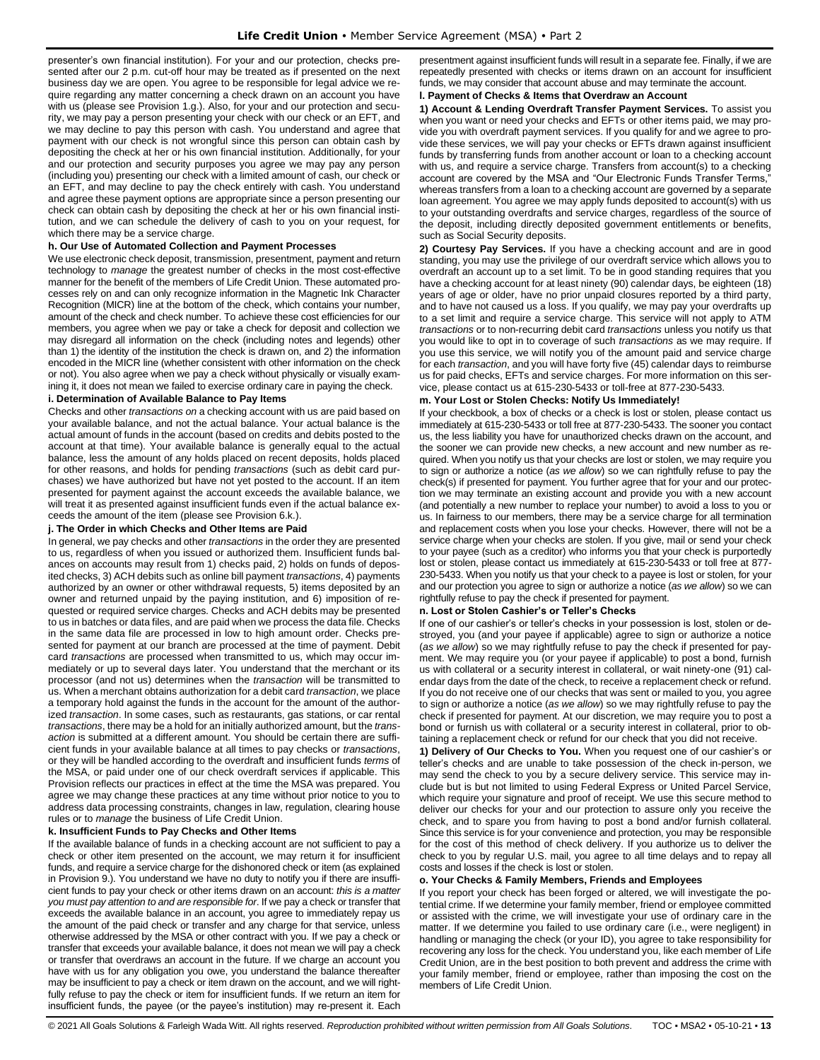presenter's own financial institution). For your and our protection, checks presented after our 2 p.m. cut-off hour may be treated as if presented on the next business day we are open. You agree to be responsible for legal advice we require regarding any matter concerning a check drawn on an account you have with us (please see Provision 1.g.). Also, for your and our protection and security, we may pay a person presenting your check with our check or an EFT, and we may decline to pay this person with cash. You understand and agree that payment with our check is not wrongful since this person can obtain cash by depositing the check at her or his own financial institution. Additionally, for your and our protection and security purposes you agree we may pay any person (including you) presenting our check with a limited amount of cash, our check or an EFT, and may decline to pay the check entirely with cash. You understand and agree these payment options are appropriate since a person presenting our check can obtain cash by depositing the check at her or his own financial institution, and we can schedule the delivery of cash to you on your request, for which there may be a service charge.

**h. Our Use of Automated Collection and Payment Processes**

We use electronic check deposit, transmission, presentment, payment and return technology to *manage* the greatest number of checks in the most cost-effective manner for the benefit of the members of Life Credit Union. These automated processes rely on and can only recognize information in the Magnetic Ink Character Recognition (MICR) line at the bottom of the check, which contains your number, amount of the check and check number. To achieve these cost efficiencies for our members, you agree when we pay or take a check for deposit and collection we may disregard all information on the check (including notes and legends) other than 1) the identity of the institution the check is drawn on, and 2) the information encoded in the MICR line (whether consistent with other information on the check or not). You also agree when we pay a check without physically or visually examining it, it does not mean we failed to exercise ordinary care in paying the check.

**i. Determination of Available Balance to Pay Items**

Checks and other *transactions on* a checking account with us are paid based on your available balance, and not the actual balance. Your actual balance is the actual amount of funds in the account (based on credits and debits posted to the account at that time). Your available balance is generally equal to the actual balance, less the amount of any holds placed on recent deposits, holds placed for other reasons, and holds for pending *transactions* (such as debit card purchases) we have authorized but have not yet posted to the account. If an item presented for payment against the account exceeds the available balance, we will treat it as presented against insufficient funds even if the actual balance exceeds the amount of the item (please see Provision 6.k.).

**j. The Order in which Checks and Other Items are Paid**

In general, we pay checks and other *transactions* in the order they are presented to us, regardless of when you issued or authorized them. Insufficient funds balances on accounts may result from 1) checks paid, 2) holds on funds of deposited checks, 3) ACH debits such as online bill payment *transactions*, 4) payments authorized by an owner or other withdrawal requests, 5) items deposited by an owner and returned unpaid by the paying institution, and 6) imposition of requested or required service charges. Checks and ACH debits may be presented to us in batches or data files, and are paid when we process the data file. Checks in the same data file are processed in low to high amount order. Checks presented for payment at our branch are processed at the time of payment. Debit card *transactions* are processed when transmitted to us, which may occur immediately or up to several days later. You understand that the merchant or its processor (and not us) determines when the *transaction* will be transmitted to us. When a merchant obtains authorization for a debit card *transaction*, we place a temporary hold against the funds in the account for the amount of the authorized *transaction*. In some cases, such as restaurants, gas stations, or car rental *transactions*, there may be a hold for an initially authorized amount, but the *transaction* is submitted at a different amount. You should be certain there are sufficient funds in your available balance at all times to pay checks or *transactions*, or they will be handled according to the overdraft and insufficient funds *terms* of the MSA, or paid under one of our check overdraft services if applicable. This Provision reflects our practices in effect at the time the MSA was prepared. You agree we may change these practices at any time without prior notice to you to address data processing constraints, changes in law, regulation, clearing house rules or to *manage* the business of Life Credit Union.

**k. Insufficient Funds to Pay Checks and Other Items**

If the available balance of funds in a checking account are not sufficient to pay a check or other item presented on the account, we may return it for insufficient funds, and require a service charge for the dishonored check or item (as explained in Provision 9.). You understand we have no duty to notify you if there are insufficient funds to pay your check or other items drawn on an account: *this is a matter you must pay attention to and are responsible for*. If we pay a check or transfer that exceeds the available balance in an account, you agree to immediately repay us the amount of the paid check or transfer and any charge for that service, unless otherwise addressed by the MSA or other contract with you. If we pay a check or transfer that exceeds your available balance, it does not mean we will pay a check or transfer that overdraws an account in the future. If we charge an account you have with us for any obligation you owe, you understand the balance thereafter may be insufficient to pay a check or item drawn on the account, and we will rightfully refuse to pay the check or item for insufficient funds. If we return an item for insufficient funds, the payee (or the payee's institution) may re-present it. Each presentment against insufficient funds will result in a separate fee. Finally, if we are repeatedly presented with checks or items drawn on an account for insufficient funds, we may consider that account abuse and may terminate the account.

**l. Payment of Checks & Items that Overdraw an Account**

**1) Account & Lending Overdraft Transfer Payment Services.** To assist you when you want or need your checks and EFTs or other items paid, we may provide you with overdraft payment services. If you qualify for and we agree to provide these services, we will pay your checks or EFTs drawn against insufficient funds by transferring funds from another account or loan to a checking account with us, and require a service charge. Transfers from account(s) to a checking account are covered by the MSA and "Our Electronic Funds Transfer Terms," whereas transfers from a loan to a checking account are governed by a separate loan agreement. You agree we may apply funds deposited to account(s) with us to your outstanding overdrafts and service charges, regardless of the source of the deposit, including directly deposited government entitlements or benefits, such as Social Security deposits.

**2) Courtesy Pay Services.** If you have a checking account and are in good standing, you may use the privilege of our overdraft service which allows you to overdraft an account up to a set limit. To be in good standing requires that you have a checking account for at least ninety (90) calendar days, be eighteen (18) years of age or older, have no prior unpaid closures reported by a third party, and to have not caused us a loss. If you qualify, we may pay your overdrafts up to a set limit and require a service charge. This service will not apply to ATM *transactions* or to non-recurring debit card *transactions* unless you notify us that you would like to opt in to coverage of such *transactions* as we may require. If you use this service, we will notify you of the amount paid and service charge for each *transaction*, and you will have forty five (45) calendar days to reimburse us for paid checks, EFTs and service charges. For more information on this service, please contact us at 615-230-5433 or toll-free at 877-230-5433.

**m. Your Lost or Stolen Checks: Notify Us Immediately!**

If your checkbook, a box of checks or a check is lost or stolen, please contact us immediately at 615-230-5433 or toll free at 877-230-5433. The sooner you contact us, the less liability you have for unauthorized checks drawn on the account, and the sooner we can provide new checks, a new account and new number as required. When you notify us that your checks are lost or stolen, we may require you to sign or authorize a notice (*as we allow*) so we can rightfully refuse to pay the check(s) if presented for payment. You further agree that for your and our protection we may terminate an existing account and provide you with a new account (and potentially a new number to replace your number) to avoid a loss to you or us. In fairness to our members, there may be a service charge for all termination and replacement costs when you lose your checks. However, there will not be a service charge when your checks are stolen. If you give, mail or send your check to your payee (such as a creditor) who informs you that your check is purportedly lost or stolen, please contact us immediately at 615-230-5433 or toll free at 877-230-5433. When you notify us that your check to a payee is lost or stolen, for your and our protection you agree to sign or authorize a notice (*as we allow*) so we can rightfully refuse to pay the check if presented for payment.

**n. Lost or Stolen Cashier's or Teller's Checks**

If one of our cashier's or teller's checks in your possession is lost, stolen or destroyed, you (and your payee if applicable) agree to sign or authorize a notice (*as we allow*) so we may rightfully refuse to pay the check if presented for payment. We may require you (or your payee if applicable) to post a bond, furnish us with collateral or a security interest in collateral, or wait ninety-one (91) calendar days from the date of the check, to receive a replacement check or refund. If you do not receive one of our checks that was sent or mailed to you, you agree to sign or authorize a notice (*as we allow*) so we may rightfully refuse to pay the check if presented for payment. At our discretion, we may require you to post a bond or furnish us with collateral or a security interest in collateral, prior to obtaining a replacement check or refund for our check that you did not receive.

**1) Delivery of Our Checks to You.** When you request one of our cashier's or teller's checks and are unable to take possession of the check in-person, we may send the check to you by a secure delivery service. This service may include but is not limited to using Federal Express or United Parcel Service, which require your signature and proof of receipt. We use this secure method to deliver our checks for your and our protection to assure only you receive the check, and to spare you from having to post a bond and/or furnish collateral. Since this service is for your convenience and protection, you may be responsible for the cost of this method of check delivery. If you authorize us to deliver the check to you by regular U.S. mail, you agree to all time delays and to repay all costs and losses if the check is lost or stolen.

**o. Your Checks & Family Members, Friends and Employees**

If you report your check has been forged or altered, we will investigate the potential crime. If we determine your family member, friend or employee committed or assisted with the crime, we will investigate your use of ordinary care in the matter. If we determine you failed to use ordinary care (i.e., were negligent) in handling or managing the check (or your ID), you agree to take responsibility for recovering any loss for the check. You understand you, like each member of Life Credit Union, are in the best position to both prevent and address the crime with your family member, friend or employee, rather than imposing the cost on the members of Life Credit Union.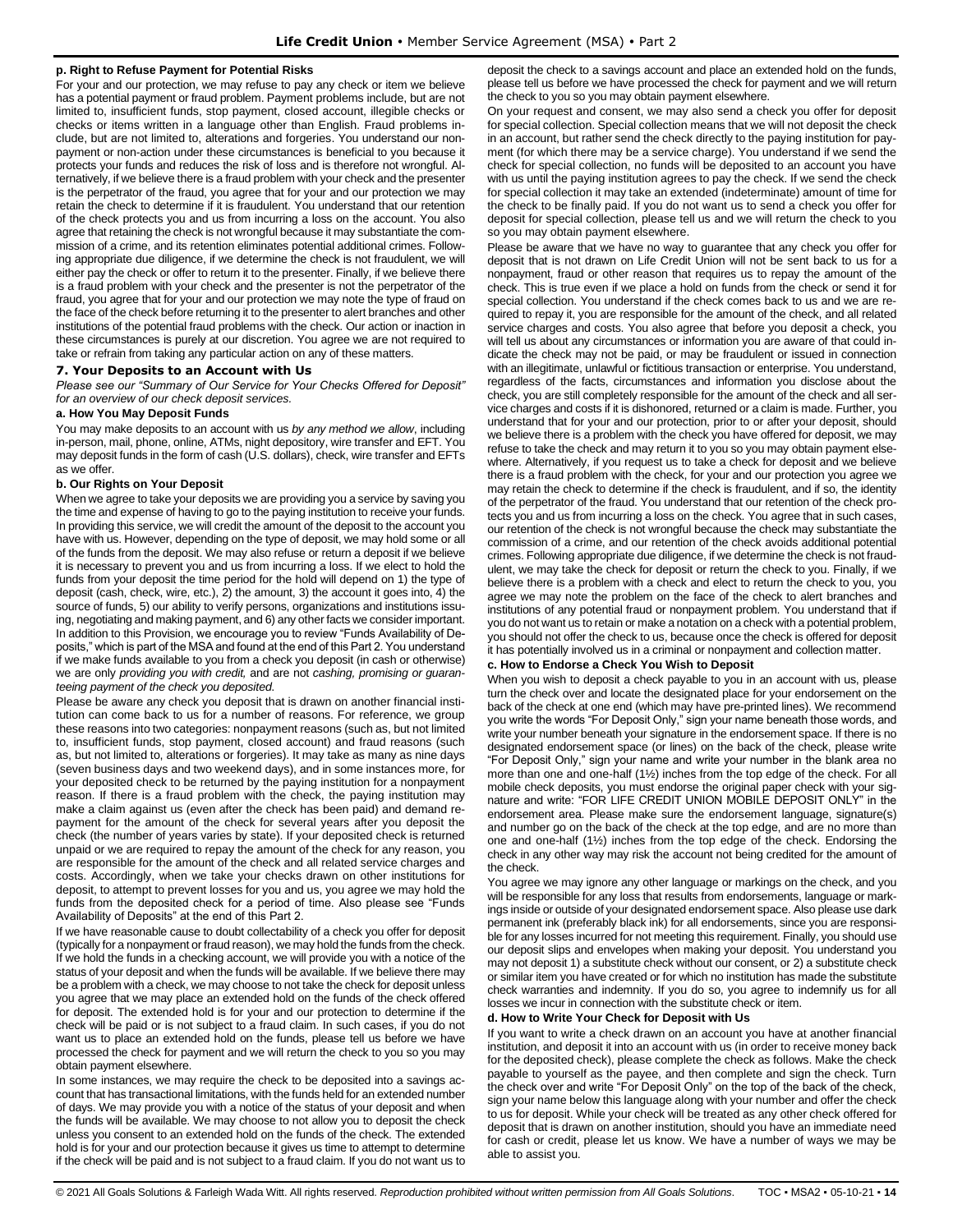#### p. Right to Refuse Payment for Potential Risks

For your and our protection, we may refuse to pay any check or item we believe has a potential payment or fraud problem. Payment problems include, but are not limited to, insufficient funds, stop payment, closed account, illegible checks or checks or items written in a language other than English. Fraud problems include, but are not limited to, alterations and forgeries. You understand our nonpayment or non-action under these circumstances is beneficial to you because it protects your funds and reduces the risk of loss and is therefore not wrongful. Alternatively, if we believe there is a fraud problem with your check and the presenter is the perpetrator of the fraud, you agree that for your and our protection we may retain the check to determine if it is fraudulent. You understand that our retention of the check protects you and us from incurring a loss on the account. You also agree that retaining the check is not wrongful because it may substantiate the commission of a crime, and its retention eliminates potential additional crimes. Following appropriate due diligence, if we determine the check is not fraudulent, we will either pay the check or offer to return it to the presenter. Finally, if we believe there is a fraud problem with your check and the presenter is not the perpetrator of the fraud, you agree that for your and our protection we may note the type of fraud on the face of the check before returning it to the presenter to alert branches and other institutions of the potential fraud problems with the check. Our action or inaction in these circumstances is purely at our discretion. You agree we are not required to take or refrain from taking any particular action on any of these matters.

### 7. Your Deposits to an Account with Us

*Please see our "Summary of Our Service for Your Checks Offered for Deposit" for an overview of our check deposit services.*

#### a. How You May Deposit Funds

You may make deposits to an account with us *by any method we allow*, including in-person, mail, phone, online, ATMs, night depository, wire transfer and EFT. You may deposit funds in the form of cash (U.S. dollars), check, wire transfer and EFTs as we offer.

#### b. Our Rights on Your Deposit

When we agree to take your deposits we are providing you a service by saving you the time and expense of having to go to the paying institution to receive your funds. In providing this service, we will credit the amount of the deposit to the account you have with us. However, depending on the type of deposit, we may hold some or all of the funds from the deposit. We may also refuse or return a deposit if we believe it is necessary to prevent you and us from incurring a loss. If we elect to hold the funds from your deposit the time period for the hold will depend on 1) the type of deposit (cash, check, wire, etc.), 2) the amount, 3) the account it goes into, 4) the source of funds, 5) our ability to verify persons, organizations and institutions issuing, negotiating and making payment, and 6) any other facts we consider important. In addition to this Provision, we encourage you to review "Funds Availability of Deposits," which is part of the MSA and found at the end of this Part 2. You understand if we make funds available to you from a check you deposit (in cash or otherwise) we are only *providing you with credit,* and are not *cashing, promising or guaranteeing payment of the check you deposited.*

Please be aware any check you deposit that is drawn on another financial institution can come back to us for a number of reasons. For reference, we group these reasons into two categories: nonpayment reasons (such as, but not limited to, insufficient funds, stop payment, closed account) and fraud reasons (such as, but not limited to, alterations or forgeries). It may take as many as nine days (seven business days and two weekend days), and in some instances more, for your deposited check to be returned by the paying institution for a nonpayment reason. If there is a fraud problem with the check, the paying institution may make a claim against us (even after the check has been paid) and demand repayment for the amount of the check for several years after you deposit the check (the number of years varies by state). If your deposited check is returned unpaid or we are required to repay the amount of the check for any reason, you are responsible for the amount of the check and all related service charges and costs. Accordingly, when we take your checks drawn on other institutions for deposit, to attempt to prevent losses for you and us, you agree we may hold the funds from the deposited check for a period of time. Also please see "Funds Availability of Deposits" at the end of this Part 2.

If we have reasonable cause to doubt collectability of a check you offer for deposit (typically for a nonpayment or fraud reason), we may hold the funds from the check. If we hold the funds in a checking account, we will provide you with a notice of the status of your deposit and when the funds will be available. If we believe there may be a problem with a check, we may choose to not take the check for deposit unless you agree that we may place an extended hold on the funds of the check offered for deposit. The extended hold is for your and our protection to determine if the check will be paid or is not subject to a fraud claim. In such cases, if you do not want us to place an extended hold on the funds, please tell us before we have processed the check for payment and we will return the check to you so you may obtain payment elsewhere.

In some instances, we may require the check to be deposited into a savings account that has transactional limitations, with the funds held for an extended number of days. We may provide you with a notice of the status of your deposit and when the funds will be available. We may choose to not allow you to deposit the check unless you consent to an extended hold on the funds of the check. The extended hold is for your and our protection because it gives us time to attempt to determine if the check will be paid and is not subject to a fraud claim. If you do not want us to deposit the check to a savings account and place an extended hold on the funds, please tell us before we have processed the check for payment and we will return the check to you so you may obtain payment elsewhere.

On your request and consent, we may also send a check you offer for deposit for special collection. Special collection means that we will not deposit the check in an account, but rather send the check directly to the paying institution for payment (for which there may be a service charge). You understand if we send the check for special collection, no funds will be deposited to an account you have with us until the paying institution agrees to pay the check. If we send the check for special collection it may take an extended (indeterminate) amount of time for the check to be finally paid. If you do not want us to send a check you offer for deposit for special collection, please tell us and we will return the check to you so you may obtain payment elsewhere.

Please be aware that we have no way to guarantee that any check you offer for deposit that is not drawn on Life Credit Union will not be sent back to us for a nonpayment, fraud or other reason that requires us to repay the amount of the check. This is true even if we place a hold on funds from the check or send it for special collection. You understand if the check comes back to us and we are required to repay it, you are responsible for the amount of the check, and all related service charges and costs. You also agree that before you deposit a check, you will tell us about any circumstances or information you are aware of that could indicate the check may not be paid, or may be fraudulent or issued in connection with an illegitimate, unlawful or fictitious transaction or enterprise. You understand, regardless of the facts, circumstances and information you disclose about the check, you are still completely responsible for the amount of the check and all service charges and costs if it is dishonored, returned or a claim is made. Further, you understand that for your and our protection, prior to or after your deposit, should we believe there is a problem with the check you have offered for deposit, we may refuse to take the check and may return it to you so you may obtain payment elsewhere. Alternatively, if you request us to take a check for deposit and we believe there is a fraud problem with the check, for your and our protection you agree we may retain the check to determine if the check is fraudulent, and if so, the identity of the perpetrator of the fraud. You understand that our retention of the check protects you and us from incurring a loss on the check. You agree that in such cases, our retention of the check is not wrongful because the check may substantiate the commission of a crime, and our retention of the check avoids additional potential crimes. Following appropriate due diligence, if we determine the check is not fraudulent, we may take the check for deposit or return the check to you. Finally, if we believe there is a problem with a check and elect to return the check to you, you agree we may note the problem on the face of the check to alert branches and institutions of any potential fraud or nonpayment problem. You understand that if you do not want us to retain or make a notation on a check with a potential problem, you should not offer the check to us, because once the check is offered for deposit it has potentially involved us in a criminal or nonpayment and collection matter.

#### c. How to Endorse a Check You Wish to Deposit

When you wish to deposit a check payable to you in an account with us, please turn the check over and locate the designated place for your endorsement on the back of the check at one end (which may have pre-printed lines). We recommend you write the words "For Deposit Only," sign your name beneath those words, and write your number beneath your signature in the endorsement space. If there is no designated endorsement space (or lines) on the back of the check, please write "For Deposit Only," sign your name and write your number in the blank area no more than one and one-half (1½) inches from the top edge of the check. For all mobile check deposits, you must endorse the original paper check with your signature and write: "FOR LIFE CREDIT UNION MOBILE DEPOSIT ONLY" in the endorsement area. Please make sure the endorsement language, signature(s) and number go on the back of the check at the top edge, and are no more than one and one-half (1½) inches from the top edge of the check. Endorsing the check in any other way may risk the account not being credited for the amount of the check.

You agree we may ignore any other language or markings on the check, and you will be responsible for any loss that results from endorsements, language or markings inside or outside of your designated endorsement space. Also please use dark permanent ink (preferably black ink) for all endorsements, since you are responsible for any losses incurred for not meeting this requirement. Finally, you should use our deposit slips and envelopes when making your deposit. You understand you may not deposit 1) a substitute check without our consent, or 2) a substitute check or similar item you have created or for which no institution has made the substitute check warranties and indemnity. If you do so, you agree to indemnify us for all losses we incur in connection with the substitute check or item.

#### d. How to Write Your Check for Deposit with Us

If you want to write a check drawn on an account you have at another financial institution, and deposit it into an account with us (in order to receive money back for the deposited check), please complete the check as follows. Make the check payable to yourself as the payee, and then complete and sign the check. Turn the check over and write "For Deposit Only" on the top of the back of the check, sign your name below this language along with your number and offer the check to us for deposit. While your check will be treated as any other check offered for deposit that is drawn on another institution, should you have an immediate need for cash or credit, please let us know. We have a number of ways we may be able to assist you.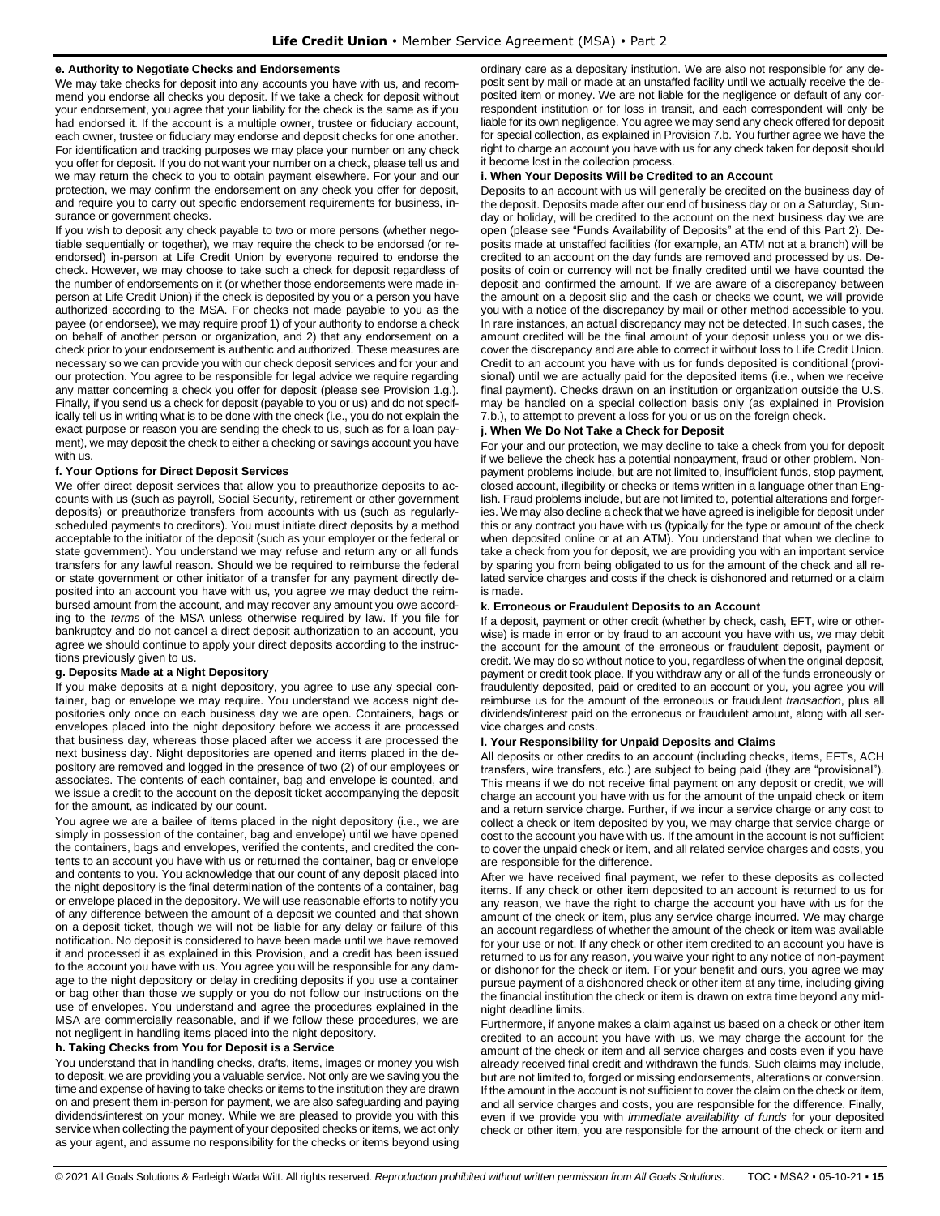#### e. Authority to Negotiate Checks and Endorsements

We may take checks for deposit into any accounts you have with us, and recommend you endorse all checks you deposit. If we take a check for deposit without your endorsement, you agree that your liability for the check is the same as if you had endorsed it. If the account is a multiple owner, trustee or fiduciary account, each owner, trustee or fiduciary may endorse and deposit checks for one another. For identification and tracking purposes we may place your number on any check you offer for deposit. If you do not want your number on a check, please tell us and we may return the check to you to obtain payment elsewhere. For your and our protection, we may confirm the endorsement on any check you offer for deposit, and require you to carry out specific endorsement requirements for business, insurance or government checks.

If you wish to deposit any check payable to two or more persons (whether negotiable sequentially or together), we may require the check to be endorsed (or re-endorsed) in-person at Life Credit Union by everyone required to endorse the check. However, we may choose to take such a check for deposit regardless of the number of endorsements on it (or whether those endorsements were made in-person at Life Credit Union) if the check is deposited by you or a person you have authorized according to the MSA. For checks not made payable to you as the payee (or endorsee), we may require proof 1) of your authority to endorse a check on behalf of another person or organization, and 2) that any endorsement on a check prior to your endorsement is authentic and authorized. These measures are necessary so we can provide you with our check deposit services and for your and our protection. You agree to be responsible for legal advice we require regarding any matter concerning a check you offer for deposit (please see Provision 1.g.). Finally, if you send us a check for deposit (payable to you or us) and do not specifically tell us in writing what is to be done with the check (i.e., you do not explain the exact purpose or reason you are sending the check to us, such as for a loan payment), we may deposit the check to either a checking or savings account you have with us.

#### f. Your Options for Direct Deposit Services

We offer direct deposit services that allow you to preauthorize deposits to accounts with us (such as payroll, Social Security, retirement or other government deposits) or preauthorize transfers from accounts with us (such as regularly-scheduled payments to creditors). You must initiate direct deposits by a method acceptable to the initiator of the deposit (such as your employer or the federal or state government). You understand we may refuse and return any or all funds transfers for any lawful reason. Should we be required to reimburse the federal or state government or other initiator of a transfer for any payment directly deposited into an account you have with us, you agree we may deduct the reimbursed amount from the account, and may recover any amount you owe according to the *terms* of the MSA unless otherwise required by law. If you file for bankruptcy and do not cancel a direct deposit authorization to an account, you agree we should continue to apply your direct deposits according to the instructions previously given to us.

#### g. Deposits Made at a Night Depository

If you make deposits at a night depository, you agree to use any special container, bag or envelope we may require. You understand we access night depositories only once on each business day we are open. Containers, bags or envelopes placed into the night depository before we access it are processed that business day, whereas those placed after we access it are processed the next business day. Night depositories are opened and items placed in the depository are removed and logged in the presence of two (2) of our employees or associates. The contents of each container, bag and envelope is counted, and we issue a credit to the account on the deposit ticket accompanying the deposit for the amount, as indicated by our count.

You agree we are a bailee of items placed in the night depository (i.e., we are simply in possession of the container, bag and envelope) until we have opened the containers, bags and envelopes, verified the contents, and credited the contents to an account you have with us or returned the container, bag or envelope and contents to you. You acknowledge that our count of any deposit placed into the night depository is the final determination of the contents of a container, bag or envelope placed in the depository. We will use reasonable efforts to notify you of any difference between the amount of a deposit we counted and that shown on a deposit ticket, though we will not be liable for any delay or failure of this notification. No deposit is considered to have been made until we have removed it and processed it as explained in this Provision, and a credit has been issued to the account you have with us. You agree you will be responsible for any damage to the night depository or delay in crediting deposits if you use a container or bag other than those we supply or you do not follow our instructions on the use of envelopes. You understand and agree the procedures explained in the MSA are commercially reasonable, and if we follow these procedures, we are not negligent in handling items placed into the night depository.

#### h. Taking Checks from You for Deposit is a Service

You understand that in handling checks, drafts, items, images or money you wish to deposit, we are providing you a valuable service. Not only are we saving you the time and expense of having to take checks or items to the institution they are drawn on and present them in-person for payment, we are also safeguarding and paying dividends/interest on your money. While we are pleased to provide you with this service when collecting the payment of your deposited checks or items, we act only as your agent, and assume no responsibility for the checks or items beyond using ordinary care as a depositary institution. We are also not responsible for any deposit sent by mail or made at an unstaffed facility until we actually receive the deposited item or money. We are not liable for the negligence or default of any correspondent institution or for loss in transit, and each correspondent will only be liable for its own negligence. You agree we may send any check offered for deposit for special collection, as explained in Provision 7.b. You further agree we have the right to charge an account you have with us for any check taken for deposit should it become lost in the collection process.

#### i. When Your Deposits Will be Credited to an Account

Deposits to an account with us will generally be credited on the business day of the deposit. Deposits made after our end of business day or on a Saturday, Sunday or holiday, will be credited to the account on the next business day we are open (please see "Funds Availability of Deposits" at the end of this Part 2). Deposits made at unstaffed facilities (for example, an ATM not at a branch) will be credited to an account on the day funds are removed and processed by us. Deposits of coin or currency will not be finally credited until we have counted the deposit and confirmed the amount. If we are aware of a discrepancy between the amount on a deposit slip and the cash or checks we count, we will provide you with a notice of the discrepancy by mail or other method accessible to you. In rare instances, an actual discrepancy may not be detected. In such cases, the amount credited will be the final amount of your deposit unless you or we discover the discrepancy and are able to correct it without loss to Life Credit Union. Credit to an account you have with us for funds deposited is conditional (provisional) until we are actually paid for the deposited items (i.e., when we receive final payment). Checks drawn on an institution or organization outside the U.S. may be handled on a special collection basis only (as explained in Provision 7.b.), to attempt to prevent a loss for you or us on the foreign check.

#### j. When We Do Not Take a Check for Deposit

For your and our protection, we may decline to take a check from you for deposit if we believe the check has a potential nonpayment, fraud or other problem. Nonpayment problems include, but are not limited to, insufficient funds, stop payment, closed account, illegibility or checks or items written in a language other than English. Fraud problems include, but are not limited to, potential alterations and forgeries. We may also decline a check that we have agreed is ineligible for deposit under this or any contract you have with us (typically for the type or amount of the check when deposited online or at an ATM). You understand that when we decline to take a check from you for deposit, we are providing you with an important service by sparing you from being obligated to us for the amount of the check and all related service charges and costs if the check is dishonored and returned or a claim is made.

#### k. Erroneous or Fraudulent Deposits to an Account

If a deposit, payment or other credit (whether by check, cash, EFT, wire or otherwise) is made in error or by fraud to an account you have with us, we may debit the account for the amount of the erroneous or fraudulent deposit, payment or credit. We may do so without notice to you, regardless of when the original deposit, payment or credit took place. If you withdraw any or all of the funds erroneously or fraudulently deposited, paid or credited to an account or you, you agree you will reimburse us for the amount of the erroneous or fraudulent *transaction*, plus all dividends/interest paid on the erroneous or fraudulent amount, along with all service charges and costs.

#### l. Your Responsibility for Unpaid Deposits and Claims

All deposits or other credits to an account (including checks, items, EFTs, ACH transfers, wire transfers, etc.) are subject to being paid (they are "provisional"). This means if we do not receive final payment on any deposit or credit, we will charge an account you have with us for the amount of the unpaid check or item and a return service charge. Further, if we incur a service charge or any cost to collect a check or item deposited by you, we may charge that service charge or cost to the account you have with us. If the amount in the account is not sufficient to cover the unpaid check or item, and all related service charges and costs, you are responsible for the difference.

After we have received final payment, we refer to these deposits as collected items. If any check or other item deposited to an account is returned to us for any reason, we have the right to charge the account you have with us for the amount of the check or item, plus any service charge incurred. We may charge an account regardless of whether the amount of the check or item was available for your use or not. If any check or other item credited to an account you have is returned to us for any reason, you waive your right to any notice of non-payment or dishonor for the check or item. For your benefit and ours, you agree we may pursue payment of a dishonored check or other item at any time, including giving the financial institution the check or item is drawn on extra time beyond any midnight deadline limits.

Furthermore, if anyone makes a claim against us based on a check or other item credited to an account you have with us, we may charge the account for the amount of the check or item and all service charges and costs even if you have already received final credit and withdrawn the funds. Such claims may include, but are not limited to, forged or missing endorsements, alterations or conversion. If the amount in the account is not sufficient to cover the claim on the check or item, and all service charges and costs, you are responsible for the difference. Finally, even if we provide you with *immediate availability of funds* for your deposited check or other item, you are responsible for the amount of the check or item and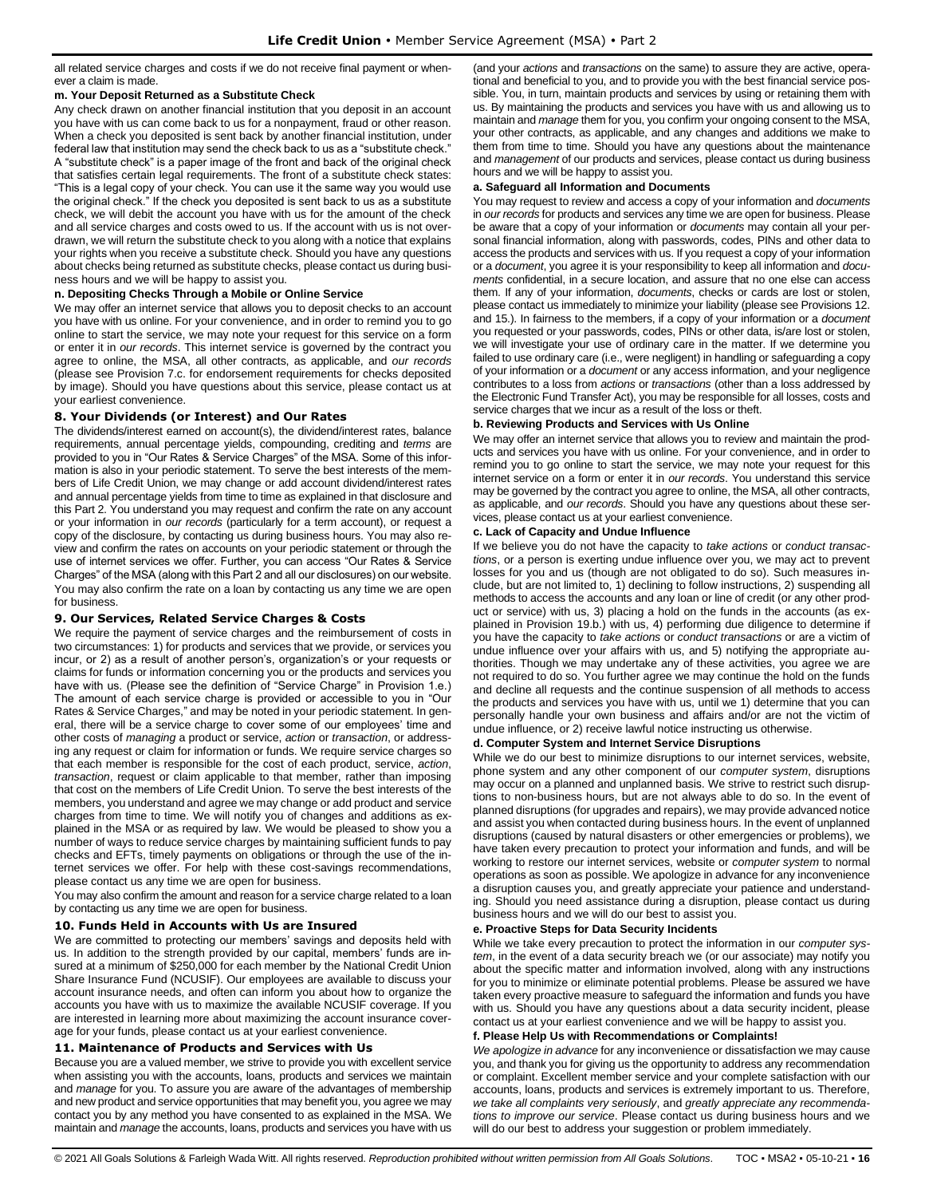all related service charges and costs if we do not receive final payment or whenever a claim is made.

#### m. Your Deposit Returned as a Substitute Check

Any check drawn on another financial institution that you deposit in an account you have with us can come back to us for a nonpayment, fraud or other reason. When a check you deposited is sent back by another financial institution, under federal law that institution may send the check back to us as a "substitute check." A "substitute check" is a paper image of the front and back of the original check that satisfies certain legal requirements. The front of a substitute check states: "This is a legal copy of your check. You can use it the same way you would use the original check." If the check you deposited is sent back to us as a substitute check, we will debit the account you have with us for the amount of the check and all service charges and costs owed to us. If the account with us is not overdrawn, we will return the substitute check to you along with a notice that explains your rights when you receive a substitute check. Should you have any questions about checks being returned as substitute checks, please contact us during business hours and we will be happy to assist you.

#### n. Depositing Checks Through a Mobile or Online Service

We may offer an internet service that allows you to deposit checks to an account you have with us online. For your convenience, and in order to remind you to go online to start the service, we may note your request for this service on a form or enter it in *our records*. This internet service is governed by the contract you agree to online, the MSA, all other contracts, as applicable, and *our records* (please see Provision 7.c. for endorsement requirements for checks deposited by image). Should you have questions about this service, please contact us at your earliest convenience.

### 8. Your Dividends (or Interest) and Our Rates

The dividends/interest earned on account(s), the dividend/interest rates, balance requirements, annual percentage yields, compounding, crediting and *terms* are provided to you in "Our Rates & Service Charges" of the MSA. Some of this information is also in your periodic statement. To serve the best interests of the members of Life Credit Union, we may change or add account dividend/interest rates and annual percentage yields from time to time as explained in that disclosure and this Part 2. You understand you may request and confirm the rate on any account or your information in *our records* (particularly for a term account), or request a copy of the disclosure, by contacting us during business hours. You may also review and confirm the rates on accounts on your periodic statement or through the use of internet services we offer. Further, you can access "Our Rates & Service Charges" of the MSA (along with this Part 2 and all our disclosures) on our website. You may also confirm the rate on a loan by contacting us any time we are open for business.

### 9. Our Services, Related Service Charges & Costs

We require the payment of service charges and the reimbursement of costs in two circumstances: 1) for products and services that we provide, or services you incur, or 2) as a result of another person's, organization's or your requests or claims for funds or information concerning you or the products and services you have with us. (Please see the definition of "Service Charge" in Provision 1.e.) The amount of each service charge is provided or accessible to you in "Our Rates & Service Charges," and may be noted in your periodic statement. In general, there will be a service charge to cover some of our employees' time and other costs of *managing* a product or service, *action* or *transaction*, or addressing any request or claim for information or funds. We require service charges so that each member is responsible for the cost of each product, service, *action*, *transaction*, request or claim applicable to that member, rather than imposing that cost on the members of Life Credit Union. To serve the best interests of the members, you understand and agree we may change or add product and service charges from time to time. We will notify you of changes and additions as explained in the MSA or as required by law. We would be pleased to show you a number of ways to reduce service charges by maintaining sufficient funds to pay checks and EFTs, timely payments on obligations or through the use of the internet services we offer. For help with these cost-savings recommendations, please contact us any time we are open for business.

You may also confirm the amount and reason for a service charge related to a loan by contacting us any time we are open for business.

### 10. Funds Held in Accounts with Us are Insured

We are committed to protecting our members' savings and deposits held with us. In addition to the strength provided by our capital, members' funds are insured at a minimum of $250,000 for each member by the National Credit Union Share Insurance Fund (NCUSIF). Our employees are available to discuss your account insurance needs, and often can inform you about how to organize the accounts you have with us to maximize the available NCUSIF coverage. If you are interested in learning more about maximizing the account insurance coverage for your funds, please contact us at your earliest convenience.

### 11. Maintenance of Products and Services with Us

Because you are a valued member, we strive to provide you with excellent service when assisting you with the accounts, loans, products and services we maintain and *manage* for you. To assure you are aware of the advantages of membership and new product and service opportunities that may benefit you, you agree we may contact you by any method you have consented to as explained in the MSA. We maintain and *manage* the accounts, loans, products and services you have with us (and your *actions* and *transactions* on the same) to assure they are active, operational and beneficial to you, and to provide you with the best financial service possible. You, in turn, maintain products and services by using or retaining them with us. By maintaining the products and services you have with us and allowing us to maintain and *manage* them for you, you confirm your ongoing consent to the MSA, your other contracts, as applicable, and any changes and additions we make to them from time to time. Should you have any questions about the maintenance and *management* of our products and services, please contact us during business hours and we will be happy to assist you.

#### a. Safeguard all Information and Documents

You may request to review and access a copy of your information and *documents* in *our records* for products and services any time we are open for business. Please be aware that a copy of your information or *documents* may contain all your personal financial information, along with passwords, codes, PINs and other data to access the products and services with us. If you request a copy of your information or a *document*, you agree it is your responsibility to keep all information and *documents* confidential, in a secure location, and assure that no one else can access them. If any of your information, *documents*, checks or cards are lost or stolen, please contact us immediately to minimize your liability (please see Provisions 12. and 15.). In fairness to the members, if a copy of your information or a *document* you requested or your passwords, codes, PINs or other data, is/are lost or stolen, we will investigate your use of ordinary care in the matter. If we determine you failed to use ordinary care (i.e., were negligent) in handling or safeguarding a copy of your information or a *document* or any access information, and your negligence contributes to a loss from *actions* or *transactions* (other than a loss addressed by the Electronic Fund Transfer Act), you may be responsible for all losses, costs and service charges that we incur as a result of the loss or theft.

#### b. Reviewing Products and Services with Us Online

We may offer an internet service that allows you to review and maintain the products and services you have with us online. For your convenience, and in order to remind you to go online to start the service, we may note your request for this internet service on a form or enter it in *our records*. You understand this service may be governed by the contract you agree to online, the MSA, all other contracts, as applicable, and *our records*. Should you have any questions about these services, please contact us at your earliest convenience.

#### c. Lack of Capacity and Undue Influence

If we believe you do not have the capacity to *take actions* or *conduct transactions*, or a person is exerting undue influence over you, we may act to prevent losses for you and us (though are not obligated to do so). Such measures include, but are not limited to, 1) declining to follow instructions, 2) suspending all methods to access the accounts and any loan or line of credit (or any other product or service) with us, 3) placing a hold on the funds in the accounts (as explained in Provision 19.b.) with us, 4) performing due diligence to determine if you have the capacity to *take actions* or *conduct transactions* or are a victim of undue influence over your affairs with us, and 5) notifying the appropriate authorities. Though we may undertake any of these activities, you agree we are not required to do so. You further agree we may continue the hold on the funds and decline all requests and the continue suspension of all methods to access the products and services you have with us, until we 1) determine that you can personally handle your own business and affairs and/or are not the victim of undue influence, or 2) receive lawful notice instructing us otherwise.

#### d. Computer System and Internet Service Disruptions

While we do our best to minimize disruptions to our internet services, website, phone system and any other component of our *computer system*, disruptions may occur on a planned and unplanned basis. We strive to restrict such disruptions to non-business hours, but are not always able to do so. In the event of planned disruptions (for upgrades and repairs), we may provide advanced notice and assist you when contacted during business hours. In the event of unplanned disruptions (caused by natural disasters or other emergencies or problems), we have taken every precaution to protect your information and funds, and will be working to restore our internet services, website or *computer system* to normal operations as soon as possible. We apologize in advance for any inconvenience a disruption causes you, and greatly appreciate your patience and understanding. Should you need assistance during a disruption, please contact us during business hours and we will do our best to assist you.

#### e. Proactive Steps for Data Security Incidents

While we take every precaution to protect the information in our *computer system*, in the event of a data security breach we (or our associate) may notify you about the specific matter and information involved, along with any instructions for you to minimize or eliminate potential problems. Please be assured we have taken every proactive measure to safeguard the information and funds you have with us. Should you have any questions about a data security incident, please contact us at your earliest convenience and we will be happy to assist you.

#### f. Please Help Us with Recommendations or Complaints!

*We apologize in advance* for any inconvenience or dissatisfaction we may cause you, and thank you for giving us the opportunity to address any recommendation or complaint. Excellent member service and your complete satisfaction with our accounts, loans, products and services is extremely important to us. Therefore, *we take all complaints very seriously*, and *greatly appreciate any recommendations to improve our service*. Please contact us during business hours and we will do our best to address your suggestion or problem immediately.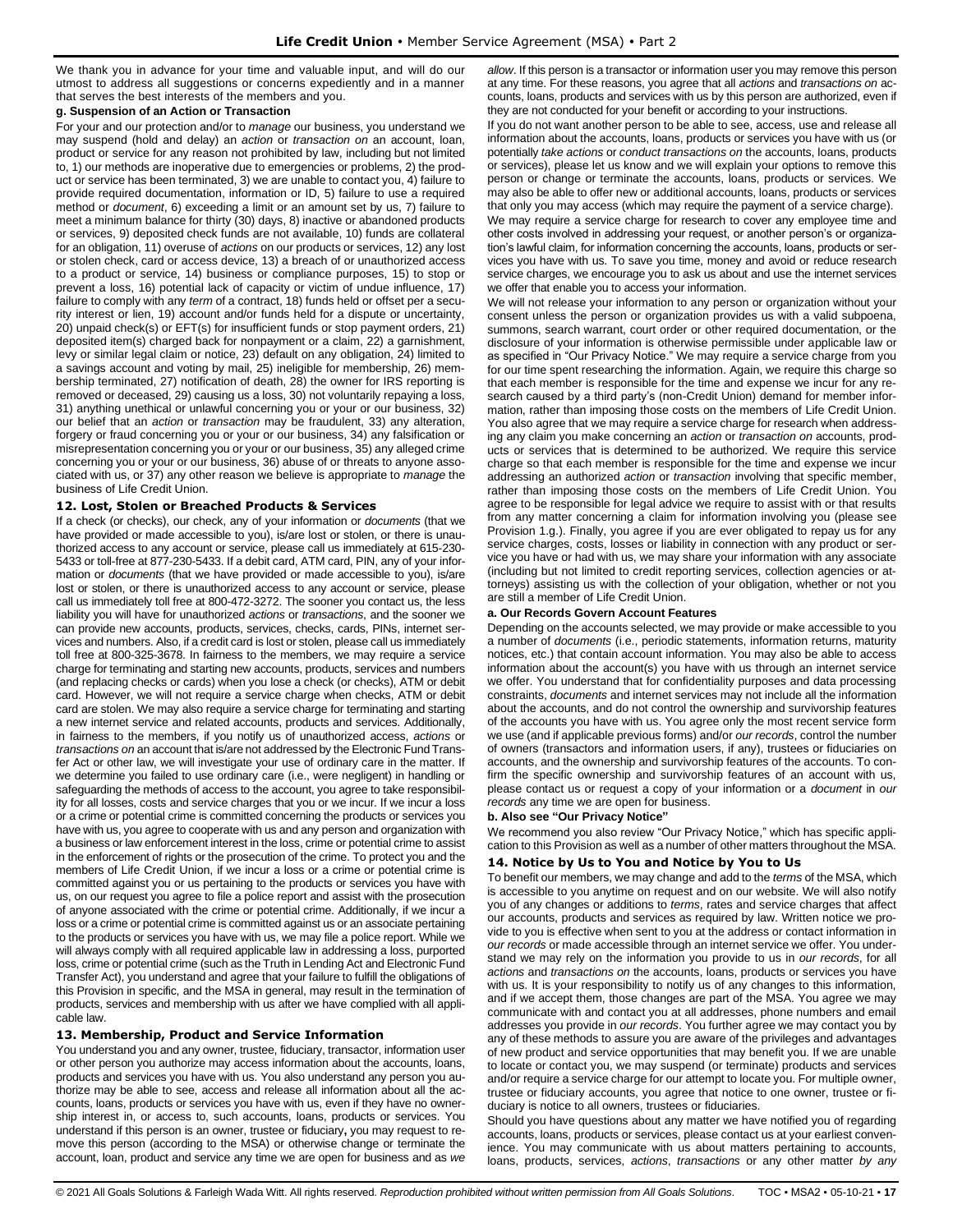We thank you in advance for your time and valuable input, and will do our utmost to address all suggestions or concerns expediently and in a manner that serves the best interests of the members and you.

#### g. Suspension of an Action or Transaction

For your and our protection and/or to *manage* our business, you understand we may suspend (hold and delay) an *action* or *transaction on* an account, loan, product or service for any reason not prohibited by law, including but not limited to, 1) our methods are inoperative due to emergencies or problems, 2) the product or service has been terminated, 3) we are unable to contact you, 4) failure to provide required documentation, information or ID, 5) failure to use a required method or *document*, 6) exceeding a limit or an amount set by us, 7) failure to meet a minimum balance for thirty (30) days, 8) inactive or abandoned products or services, 9) deposited check funds are not available, 10) funds are collateral for an obligation, 11) overuse of *actions* on our products or services, 12) any lost or stolen check, card or access device, 13) a breach of or unauthorized access to a product or service, 14) business or compliance purposes, 15) to stop or prevent a loss, 16) potential lack of capacity or victim of undue influence, 17) failure to comply with any *term* of a contract, 18) funds held or offset per a security interest or lien, 19) account and/or funds held for a dispute or uncertainty, 20) unpaid check(s) or EFT(s) for insufficient funds or stop payment orders, 21) deposited item(s) charged back for nonpayment or a claim, 22) a garnishment, levy or similar legal claim or notice, 23) default on any obligation, 24) limited to a savings account and voting by mail, 25) ineligible for membership, 26) membership terminated, 27) notification of death, 28) the owner for IRS reporting is removed or deceased, 29) causing us a loss, 30) not voluntarily repaying a loss, 31) anything unethical or unlawful concerning you or your or our business, 32) our belief that an *action* or *transaction* may be fraudulent, 33) any alteration, forgery or fraud concerning you or your or our business, 34) any falsification or misrepresentation concerning you or your or our business, 35) any alleged crime concerning you or your or our business, 36) abuse of or threats to anyone associated with us, or 37) any other reason we believe is appropriate to *manage* the business of Life Credit Union.

### 12. Lost, Stolen or Breached Products & Services

If a check (or checks), our check, any of your information or *documents* (that we have provided or made accessible to you), is/are lost or stolen, or there is unauthorized access to any account or service, please call us immediately at 615-230-5433 or toll-free at 877-230-5433. If a debit card, ATM card, PIN, any of your information or *documents* (that we have provided or made accessible to you), is/are lost or stolen, or there is unauthorized access to any account or service, please call us immediately toll free at 800-472-3272. The sooner you contact us, the less liability you will have for unauthorized *actions* or *transactions*, and the sooner we can provide new accounts, products, services, checks, cards, PINs, internet services and numbers. Also, if a credit card is lost or stolen, please call us immediately toll free at 800-325-3678. In fairness to the members, we may require a service charge for terminating and starting new accounts, products, services and numbers (and replacing checks or cards) when you lose a check (or checks), ATM or debit card. However, we will not require a service charge when checks, ATM or debit card are stolen. We may also require a service charge for terminating and starting a new internet service and related accounts, products and services. Additionally, in fairness to the members, if you notify us of unauthorized access, *actions* or *transactions on* an account that is/are not addressed by the Electronic Fund Transfer Act or other law, we will investigate your use of ordinary care in the matter. If we determine you failed to use ordinary care (i.e., were negligent) in handling or safeguarding the methods of access to the account, you agree to take responsibility for all losses, costs and service charges that you or we incur. If we incur a loss or a crime or potential crime is committed concerning the products or services you have with us, you agree to cooperate with us and any person and organization with a business or law enforcement interest in the loss, crime or potential crime to assist in the enforcement of rights or the prosecution of the crime. To protect you and the members of Life Credit Union, if we incur a loss or a crime or potential crime is committed against you or us pertaining to the products or services you have with us, on our request you agree to file a police report and assist with the prosecution of anyone associated with the crime or potential crime. Additionally, if we incur a loss or a crime or potential crime is committed against us or an associate pertaining to the products or services you have with us, we may file a police report. While we will always comply with all required applicable law in addressing a loss, purported loss, crime or potential crime (such as the Truth in Lending Act and Electronic Fund Transfer Act), you understand and agree that your failure to fulfill the obligations of this Provision in specific, and the MSA in general, may result in the termination of products, services and membership with us after we have complied with all applicable law.

### 13. Membership, Product and Service Information

You understand you and any owner, trustee, fiduciary, transactor, information user or other person you authorize may access information about the accounts, loans, products and services you have with us. You also understand any person you authorize may be able to see, access and release all information about all the accounts, loans, products or services you have with us, even if they have no ownership interest in, or access to, such accounts, loans, products or services. You understand if this person is an owner, trustee or fiduciary**,** you may request to remove this person (according to the MSA) or otherwise change or terminate the account, loan, product and service any time we are open for business and as *we allow*. If this person is a transactor or information user you may remove this person at any time. For these reasons, you agree that all *actions* and *transactions on* accounts, loans, products and services with us by this person are authorized, even if they are not conducted for your benefit or according to your instructions.

If you do not want another person to be able to see, access, use and release all information about the accounts, loans, products or services you have with us (or potentially *take actions* or *conduct transactions on* the accounts, loans, products or services), please let us know and we will explain your options to remove this person or change or terminate the accounts, loans, products or services. We may also be able to offer new or additional accounts, loans, products or services that only you may access (which may require the payment of a service charge).

We may require a service charge for research to cover any employee time and other costs involved in addressing your request, or another person's or organization's lawful claim, for information concerning the accounts, loans, products or services you have with us. To save you time, money and avoid or reduce research service charges, we encourage you to ask us about and use the internet services we offer that enable you to access your information.

We will not release your information to any person or organization without your consent unless the person or organization provides us with a valid subpoena, summons, search warrant, court order or other required documentation, or the disclosure of your information is otherwise permissible under applicable law or as specified in "Our Privacy Notice." We may require a service charge from you for our time spent researching the information. Again, we require this charge so that each member is responsible for the time and expense we incur for any research caused by a third party's (non-Credit Union) demand for member information, rather than imposing those costs on the members of Life Credit Union. You also agree that we may require a service charge for research when addressing any claim you make concerning an *action* or *transaction on* accounts, products or services that is determined to be authorized. We require this service charge so that each member is responsible for the time and expense we incur addressing an authorized *action* or *transaction* involving that specific member, rather than imposing those costs on the members of Life Credit Union. You agree to be responsible for legal advice we require to assist with or that results from any matter concerning a claim for information involving you (please see Provision 1.g.). Finally, you agree if you are ever obligated to repay us for any service charges, costs, losses or liability in connection with any product or service you have or had with us, we may share your information with any associate (including but not limited to credit reporting services, collection agencies or attorneys) assisting us with the collection of your obligation, whether or not you are still a member of Life Credit Union.

#### a. Our Records Govern Account Features

Depending on the accounts selected, we may provide or make accessible to you a number of *documents* (i.e., periodic statements, information returns, maturity notices, etc.) that contain account information. You may also be able to access information about the account(s) you have with us through an internet service we offer. You understand that for confidentiality purposes and data processing constraints, *documents* and internet services may not include all the information about the accounts, and do not control the ownership and survivorship features of the accounts you have with us. You agree only the most recent service form we use (and if applicable previous forms) and/or *our records*, control the number of owners (transactors and information users, if any), trustees or fiduciaries on accounts, and the ownership and survivorship features of the accounts. To confirm the specific ownership and survivorship features of an account with us, please contact us or request a copy of your information or a *document* in *our records* any time we are open for business.

#### b. Also see "Our Privacy Notice"

We recommend you also review "Our Privacy Notice," which has specific application to this Provision as well as a number of other matters throughout the MSA.

### 14. Notice by Us to You and Notice by You to Us

To benefit our members, we may change and add to the *terms* of the MSA, which is accessible to you anytime on request and on our website. We will also notify you of any changes or additions to *terms*, rates and service charges that affect our accounts, products and services as required by law. Written notice we provide to you is effective when sent to you at the address or contact information in *our records* or made accessible through an internet service we offer. You understand we may rely on the information you provide to us in *our records*, for all *actions* and *transactions on* the accounts, loans, products or services you have with us. It is your responsibility to notify us of any changes to this information, and if we accept them, those changes are part of the MSA. You agree we may communicate with and contact you at all addresses, phone numbers and email addresses you provide in *our records*. You further agree we may contact you by any of these methods to assure you are aware of the privileges and advantages of new product and service opportunities that may benefit you. If we are unable to locate or contact you, we may suspend (or terminate) products and services and/or require a service charge for our attempt to locate you. For multiple owner, trustee or fiduciary accounts, you agree that notice to one owner, trustee or fiduciary is notice to all owners, trustees or fiduciaries.

Should you have questions about any matter we have notified you of regarding accounts, loans, products or services, please contact us at your earliest convenience. You may communicate with us about matters pertaining to accounts, loans, products, services, *actions*, *transactions* or any other matter *by any*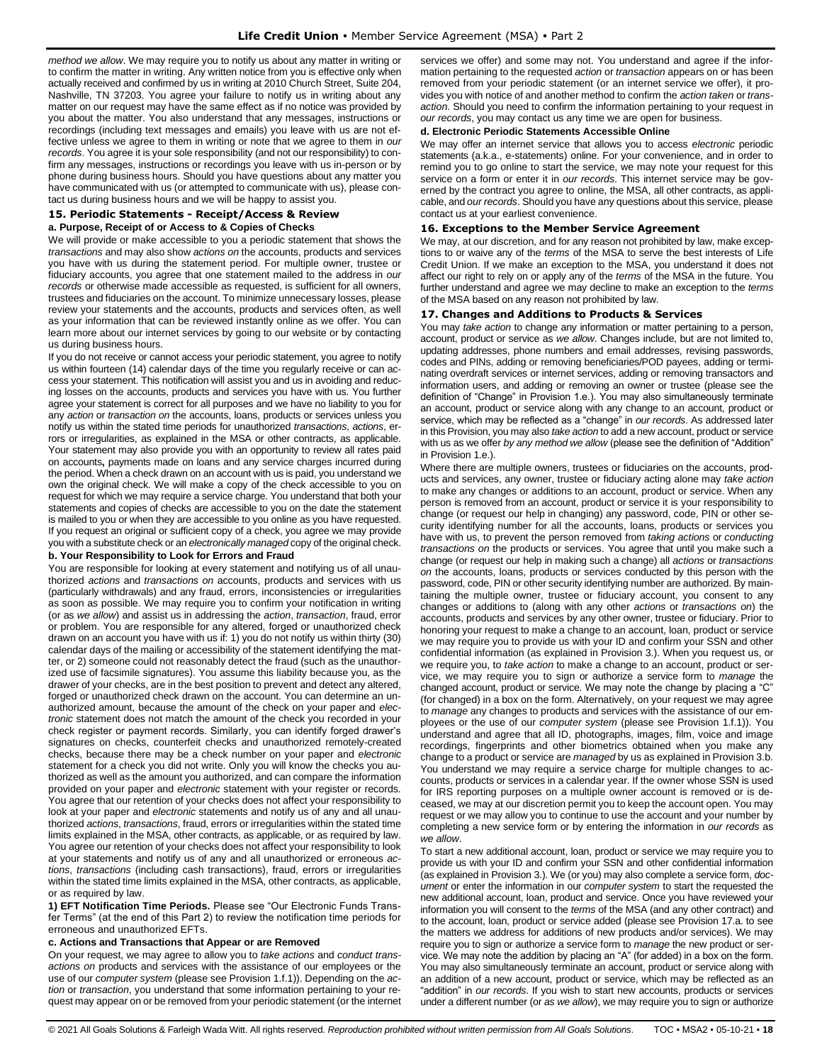*method we allow*. We may require you to notify us about any matter in writing or to confirm the matter in writing. Any written notice from you is effective only when actually received and confirmed by us in writing at 2010 Church Street, Suite 204, Nashville, TN 37203. You agree your failure to notify us in writing about any matter on our request may have the same effect as if no notice was provided by you about the matter. You also understand that any messages, instructions or recordings (including text messages and emails) you leave with us are not effective unless we agree to them in writing or note that we agree to them in *our records*. You agree it is your sole responsibility (and not our responsibility) to confirm any messages, instructions or recordings you leave with us in-person or by phone during business hours. Should you have questions about any matter you have communicated with us (or attempted to communicate with us), please contact us during business hours and we will be happy to assist you.

### 15. Periodic Statements - Receipt/Access & Review

**a. Purpose, Receipt of or Access to & Copies of Checks**

We will provide or make accessible to you a periodic statement that shows the *transactions* and may also show *actions on* the accounts, products and services you have with us during the statement period. For multiple owner, trustee or fiduciary accounts, you agree that one statement mailed to the address in *our records* or otherwise made accessible as requested, is sufficient for all owners, trustees and fiduciaries on the account. To minimize unnecessary losses, please review your statements and the accounts, products and services often, as well as your information that can be reviewed instantly online as we offer. You can learn more about our internet services by going to our website or by contacting us during business hours.

If you do not receive or cannot access your periodic statement, you agree to notify us within fourteen (14) calendar days of the time you regularly receive or can access your statement. This notification will assist you and us in avoiding and reducing losses on the accounts, products and services you have with us. You further agree your statement is correct for all purposes and we have no liability to you for any *action* or *transaction on* the accounts, loans, products or services unless you notify us within the stated time periods for unauthorized *transactions*, *actions*, errors or irregularities, as explained in the MSA or other contracts, as applicable. Your statement may also provide you with an opportunity to review all rates paid on accounts**,** payments made on loans and any service charges incurred during the period. When a check drawn on an account with us is paid, you understand we own the original check. We will make a copy of the check accessible to you on request for which we may require a service charge. You understand that both your statements and copies of checks are accessible to you on the date the statement is mailed to you or when they are accessible to you online as you have requested. If you request an original or sufficient copy of a check, you agree we may provide you with a substitute check or an *electronically managed* copy of the original check.

**b. Your Responsibility to Look for Errors and Fraud**

You are responsible for looking at every statement and notifying us of all unauthorized *actions* and *transactions on* accounts, products and services with us (particularly withdrawals) and any fraud, errors, inconsistencies or irregularities as soon as possible. We may require you to confirm your notification in writing (or as *we allow*) and assist us in addressing the *action*, *transaction*, fraud, error or problem. You are responsible for any altered, forged or unauthorized check drawn on an account you have with us if: 1) you do not notify us within thirty (30) calendar days of the mailing or accessibility of the statement identifying the matter, or 2) someone could not reasonably detect the fraud (such as the unauthorized use of facsimile signatures). You assume this liability because you, as the drawer of your checks, are in the best position to prevent and detect any altered, forged or unauthorized check drawn on the account. You can determine an unauthorized amount, because the amount of the check on your paper and *electronic* statement does not match the amount of the check you recorded in your check register or payment records. Similarly, you can identify forged drawer's signatures on checks, counterfeit checks and unauthorized remotely-created checks, because there may be a check number on your paper and *electronic* statement for a check you did not write. Only you will know the checks you authorized as well as the amount you authorized, and can compare the information provided on your paper and *electronic* statement with your register or records. You agree that our retention of your checks does not affect your responsibility to look at your paper and *electronic* statements and notify us of any and all unauthorized *actions*, *transactions*, fraud, errors or irregularities within the stated time limits explained in the MSA, other contracts, as applicable, or as required by law. You agree our retention of your checks does not affect your responsibility to look at your statements and notify us of any and all unauthorized or erroneous *actions*, *transactions* (including cash transactions), fraud, errors or irregularities within the stated time limits explained in the MSA, other contracts, as applicable, or as required by law.

**1) EFT Notification Time Periods.** Please see "Our Electronic Funds Transfer Terms" (at the end of this Part 2) to review the notification time periods for erroneous and unauthorized EFTs.

**c. Actions and Transactions that Appear or are Removed**

On your request, we may agree to allow you to *take actions* and *conduct transactions on* products and services with the assistance of our employees or the use of our *computer system* (please see Provision 1.f.1)). Depending on the *action* or *transaction*, you understand that some information pertaining to your request may appear on or be removed from your periodic statement (or the internet services we offer) and some may not. You understand and agree if the information pertaining to the requested *action* or *transaction* appears on or has been removed from your periodic statement (or an internet service we offer), it provides you with notice of and another method to confirm the *action taken* or *transaction*. Should you need to confirm the information pertaining to your request in *our records*, you may contact us any time we are open for business.

**d. Electronic Periodic Statements Accessible Online**

We may offer an internet service that allows you to access *electronic* periodic statements (a.k.a., e-statements) online. For your convenience, and in order to remind you to go online to start the service, we may note your request for this service on a form or enter it in *our records*. This internet service may be governed by the contract you agree to online, the MSA, all other contracts, as applicable, and *our records*. Should you have any questions about this service, please contact us at your earliest convenience.

### 16. Exceptions to the Member Service Agreement

We may, at our discretion, and for any reason not prohibited by law, make exceptions to or waive any of the *terms* of the MSA to serve the best interests of Life Credit Union. If we make an exception to the MSA, you understand it does not affect our right to rely on or apply any of the *terms* of the MSA in the future. You further understand and agree we may decline to make an exception to the *terms* of the MSA based on any reason not prohibited by law.

### 17. Changes and Additions to Products & Services

You may *take action* to change any information or matter pertaining to a person, account, product or service as *we allow*. Changes include, but are not limited to, updating addresses, phone numbers and email addresses, revising passwords, codes and PINs, adding or removing beneficiaries/POD payees, adding or terminating overdraft services or internet services, adding or removing transactors and information users, and adding or removing an owner or trustee (please see the definition of "Change" in Provision 1.e.). You may also simultaneously terminate an account, product or service along with any change to an account, product or service, which may be reflected as a "change" in *our records*. As addressed later in this Provision, you may also *take action* to add a new account, product or service with us as we offer *by any method we allow* (please see the definition of "Addition" in Provision 1.e.).

Where there are multiple owners, trustees or fiduciaries on the accounts, products and services, any owner, trustee or fiduciary acting alone may *take action* to make any changes or additions to an account, product or service. When any person is removed from an account, product or service it is your responsibility to change (or request our help in changing) any password, code, PIN or other security identifying number for all the accounts, loans, products or services you have with us, to prevent the person removed from *taking actions* or *conducting transactions on* the products or services. You agree that until you make such a change (or request our help in making such a change) all *actions* or *transactions on* the accounts, loans, products or services conducted by this person with the password, code, PIN or other security identifying number are authorized. By maintaining the multiple owner, trustee or fiduciary account, you consent to any changes or additions to (along with any other *actions* or *transactions on*) the accounts, products and services by any other owner, trustee or fiduciary. Prior to honoring your request to make a change to an account, loan, product or service we may require you to provide us with your ID and confirm your SSN and other confidential information (as explained in Provision 3.). When you request us, or we require you, to *take action* to make a change to an account, product or service, we may require you to sign or authorize a service form to *manage* the changed account, product or service. We may note the change by placing a "C" (for changed) in a box on the form. Alternatively, on your request we may agree to *manage* any changes to products and services with the assistance of our employees or the use of our *computer system* (please see Provision 1.f.1)). You understand and agree that all ID, photographs, images, film, voice and image recordings, fingerprints and other biometrics obtained when you make any change to a product or service are *managed* by us as explained in Provision 3.b. You understand we may require a service charge for multiple changes to accounts, products or services in a calendar year. If the owner whose SSN is used for IRS reporting purposes on a multiple owner account is removed or is deceased, we may at our discretion permit you to keep the account open. You may request or we may allow you to continue to use the account and your number by completing a new service form or by entering the information in *our records* as *we allow*.

To start a new additional account, loan, product or service we may require you to provide us with your ID and confirm your SSN and other confidential information (as explained in Provision 3.). We (or you) may also complete a service form, *document* or enter the information in our *computer system* to start the requested the new additional account, loan, product and service. Once you have reviewed your information you will consent to the *terms* of the MSA (and any other contract) and to the account, loan, product or service added (please see Provision 17.a. to see the matters we address for additions of new products and/or services). We may require you to sign or authorize a service form to *manage* the new product or service. We may note the addition by placing an "A" (for added) in a box on the form. You may also simultaneously terminate an account, product or service along with an addition of a new account, product or service, which may be reflected as an "addition" in *our records*. If you wish to start new accounts, products or services under a different number (or *as we allow*), we may require you to sign or authorize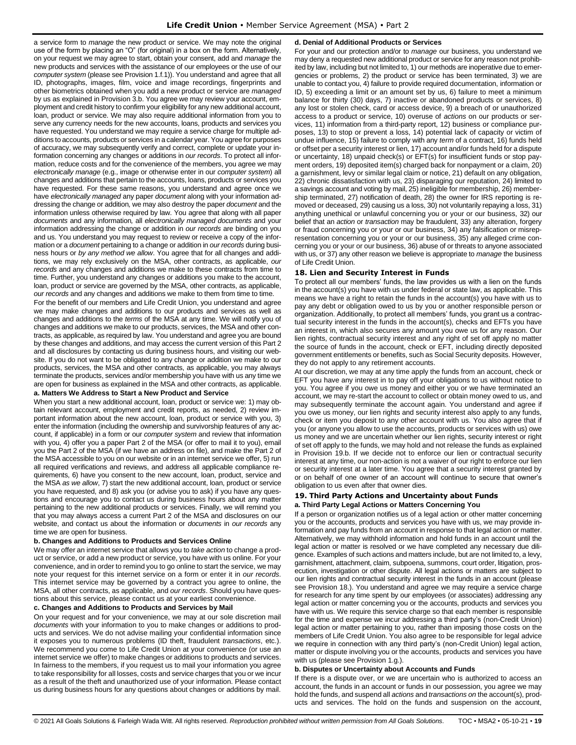a service form to *manage* the new product or service. We may note the original use of the form by placing an "O" (for original) in a box on the form. Alternatively, on your request we may agree to start, obtain your consent, add and *manage* the new products and services with the assistance of our employees or the use of our *computer system* (please see Provision 1.f.1)). You understand and agree that all ID, photographs, images, film, voice and image recordings, fingerprints and other biometrics obtained when you add a new product or service are *managed* by us as explained in Provision 3.b. You agree we may review your account, employment and credit history to confirm your eligibility for any new additional account, loan, product or service. We may also require additional information from you to serve any currency needs for the new accounts, loans, products and services you have requested. You understand we may require a service charge for multiple additions to accounts, products or services in a calendar year. You agree for purposes of accuracy, we may subsequently verify and correct, complete or update your information concerning any changes or additions in *our records*. To protect all information, reduce costs and for the convenience of the members, you agree we may *electronically manage* (e.g., image or otherwise enter in our *computer system*) all changes and additions that pertain to the accounts, loans, products or services you have requested. For these same reasons, you understand and agree once we have *electronically managed* any paper *document* along with your information addressing the change or addition, we may also destroy the paper *document* and the information unless otherwise required by law. You agree that along with all paper *documents* and any information, all *electronically managed documents* and your information addressing the change or addition in *our records* are binding on you and us. You understand you may request to review or receive a copy of the information or a *document* pertaining to a change or addition in *our records* during business hours or *by any method we allow*. You agree that for all changes and additions, we may rely exclusively on the MSA, other contracts, as applicable, *our records* and any changes and additions we make to these contracts from time to time. Further, you understand any changes or additions you make to the account, loan, product or service are governed by the MSA, other contracts, as applicable, *our records* and any changes and additions we make to them from time to time.

For the benefit of our members and Life Credit Union, you understand and agree we may make changes and additions to our products and services as well as changes and additions to the *terms* of the MSA at any time. We will notify you of changes and additions we make to our products, services, the MSA and other contracts, as applicable, as required by law. You understand and agree you are bound by these changes and additions, and may access the current version of this Part 2 and all disclosures by contacting us during business hours, and visiting our website. If you do not want to be obligated to any change or addition we make to our products, services, the MSA and other contracts, as applicable, you may always terminate the products, services and/or membership you have with us any time we are open for business as explained in the MSA and other contracts, as applicable.

**a. Matters We Address to Start a New Product and Service**

When you start a new additional account, loan, product or service we: 1) may obtain relevant account, employment and credit reports, as needed, 2) review important information about the new account, loan, product or service with you, 3) enter the information (including the ownership and survivorship features of any account, if applicable) in a form or our *computer system* and review that information with you, 4) offer you a paper Part 2 of the MSA (or offer to mail it to you), email you the Part 2 of the MSA (if we have an address on file), and make the Part 2 of the MSA accessible to you on our website or in an internet service we offer, 5) run all required verifications and reviews, and address all applicable compliance requirements, 6) have you consent to the new account, loan, product, service and the MSA *as we allow*, 7) start the new additional account, loan, product or service you have requested, and 8) ask you (or advise you to ask) if you have any questions and encourage you to contact us during business hours about any matter pertaining to the new additional products or services. Finally, we will remind you that you may always access a current Part 2 of the MSA and disclosures on our website, and contact us about the information or *documents* in *our records* any time we are open for business.

**b. Changes and Additions to Products and Services Online**

We may offer an internet service that allows you to *take action* to change a product or service, or add a new product or service, you have with us online. For your convenience, and in order to remind you to go online to start the service, we may note your request for this internet service on a form or enter it in *our records*. This internet service may be governed by a contract you agree to online, the MSA, all other contracts, as applicable, and *our records*. Should you have questions about this service, please contact us at your earliest convenience.

**c. Changes and Additions to Products and Services by Mail**

On your request and for your convenience, we may at our sole discretion mail *documents* with your information to you to make changes or additions to products and services. We do not advise mailing your confidential information since it exposes you to numerous problems (ID theft, fraudulent *transactions*, etc.). We recommend you come to Life Credit Union at your convenience (or use an internet service we offer) to make changes or additions to products and services. In fairness to the members, if you request us to mail your information you agree to take responsibility for all losses, costs and service charges that you or we incur as a result of the theft and unauthorized use of your information. Please contact us during business hours for any questions about changes or additions by mail.

**d. Denial of Additional Products or Services**

For your and our protection and/or to *manage* our business, you understand we may deny a requested new additional product or service for any reason not prohibited by law, including but not limited to, 1) our methods are inoperative due to emergencies or problems, 2) the product or service has been terminated, 3) we are unable to contact you, 4) failure to provide required documentation, information or ID, 5) exceeding a limit or an amount set by us, 6) failure to meet a minimum balance for thirty (30) days, 7) inactive or abandoned products or services, 8) any lost or stolen check, card or access device, 9) a breach of or unauthorized access to a product or service, 10) overuse of *actions* on our products or services, 11) information from a third-party report, 12) business or compliance purposes, 13) to stop or prevent a loss, 14) potential lack of capacity or victim of undue influence, 15) failure to comply with any *term* of a contract, 16) funds held or offset per a security interest or lien, 17) account and/or funds held for a dispute or uncertainty, 18) unpaid check(s) or EFT(s) for insufficient funds or stop payment orders, 19) deposited item(s) charged back for nonpayment or a claim, 20) a garnishment, levy or similar legal claim or notice, 21) default on any obligation, 22) chronic dissatisfaction with us, 23) disparaging our reputation, 24) limited to a savings account and voting by mail, 25) ineligible for membership, 26) membership terminated, 27) notification of death, 28) the owner for IRS reporting is removed or deceased, 29) causing us a loss, 30) not voluntarily repaying a loss, 31) anything unethical or unlawful concerning you or your or our business, 32) our belief that an *action* or *transaction* may be fraudulent, 33) any alteration, forgery or fraud concerning you or your or our business, 34) any falsification or misrepresentation concerning you or your or our business, 35) any alleged crime concerning you or your or our business, 36) abuse of or threats to anyone associated with us, or 37) any other reason we believe is appropriate to *manage* the business of Life Credit Union.

## 18. Lien and Security Interest in Funds

To protect all our members' funds, the law provides us with a lien on the funds in the account(s) you have with us under federal or state law, as applicable. This means we have a right to retain the funds in the account(s) you have with us to pay any debt or obligation owed to us by you or another responsible person or organization. Additionally, to protect all members' funds, you grant us a contractual security interest in the funds in the account(s), checks and EFTs you have an interest in, which also secures any amount you owe us for any reason. Our lien rights, contractual security interest and any right of set off apply no matter the source of funds in the account, check or EFT, including directly deposited government entitlements or benefits, such as Social Security deposits. However, they do not apply to any retirement accounts.

At our discretion, we may at any time apply the funds from an account, check or EFT you have any interest in to pay off your obligations to us without notice to you. You agree if you owe us money and either you or we have terminated an account, we may re-start the account to collect or obtain money owed to us, and may subsequently terminate the account again. You understand and agree if you owe us money, our lien rights and security interest also apply to any funds, check or item you deposit to any other account with us. You also agree that if you (or anyone you allow to use the accounts, products or services with us) owe us money and we are uncertain whether our lien rights, security interest or right of set off apply to the funds, we may hold and not release the funds as explained in Provision 19.b. If we decide not to enforce our lien or contractual security interest at any time, our non-action is not a waiver of our right to enforce our lien or security interest at a later time. You agree that a security interest granted by or on behalf of one owner of an account will continue to secure that owner's obligation to us even after that owner dies.

## 19. Third Party Legal Actions and Uncertainty about Funds

**a. Third Party Legal Actions or Matters Concerning You**

If a person or organization notifies us of a legal action or other matter concerning you or the accounts, products and services you have with us, we may provide information and pay funds from an account in response to that legal action or matter. Alternatively, we may withhold information and hold funds in an account until the legal action or matter is resolved or we have completed any necessary due diligence. Examples of such actions and matters include, but are not limited to, a levy, garnishment, attachment, claim, subpoena, summons, court order, litigation, prosecution, investigation or other dispute. All legal actions or matters are subject to our lien rights and contractual security interest in the funds in an account (please see Provision 18.). You understand and agree we may require a service charge for research for any time spent by our employees (or associates) addressing any legal action or matter concerning you or the accounts, products and services you have with us. We require this service charge so that each member is responsible for the time and expense we incur addressing a third party's (non-Credit Union) legal action or matter pertaining to you, rather than imposing those costs on the members of Life Credit Union. You also agree to be responsible for legal advice we require in connection with any third party's (non-Credit Union) legal action, matter or dispute involving you or the accounts, products and services you have with us (please see Provision 1.g.).

**b. Disputes or Uncertainty about Accounts and Funds**

If there is a dispute over, or we are uncertain who is authorized to access an account, the funds in an account or funds in our possession, you agree we may hold the funds, and suspend all *actions* and *transactions on* the account(s), products and services. The hold on the funds and suspension on the account,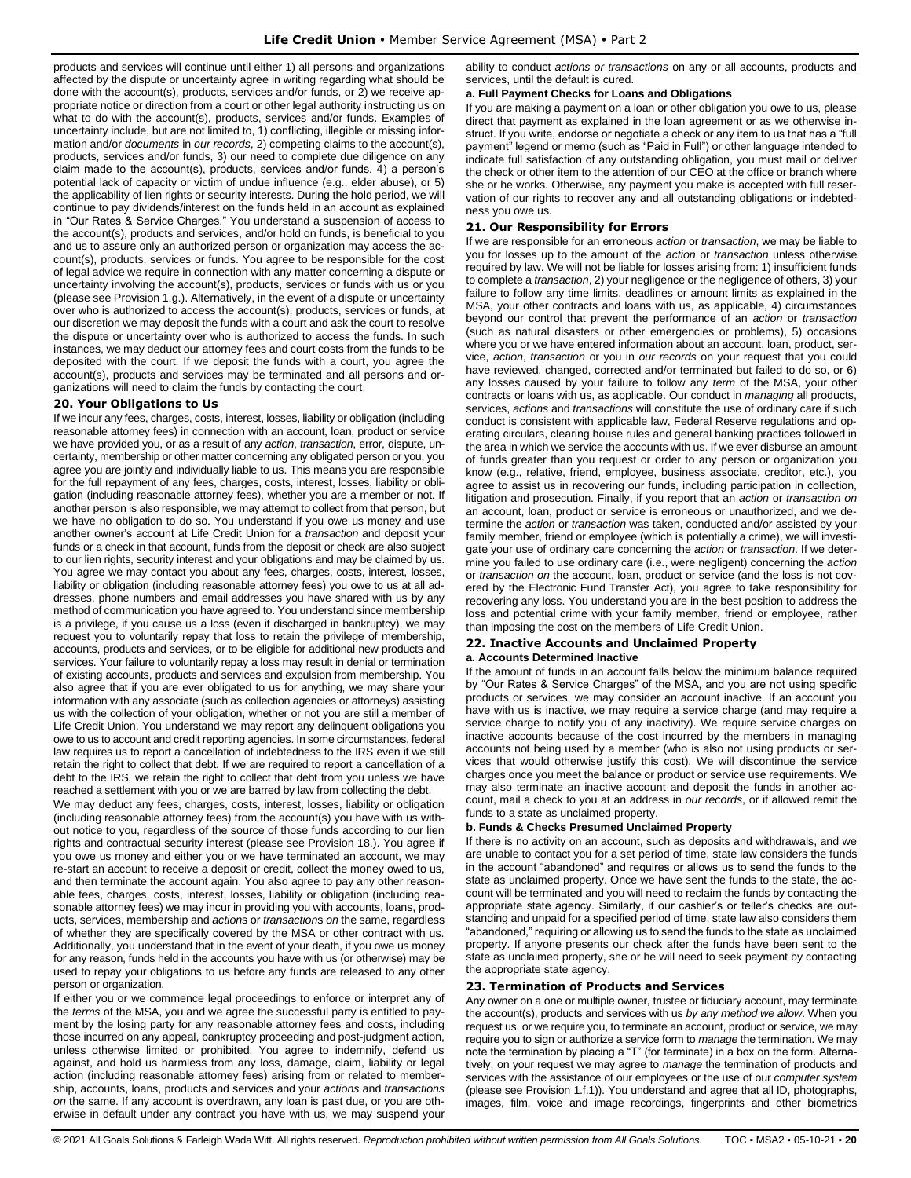products and services will continue until either 1) all persons and organizations affected by the dispute or uncertainty agree in writing regarding what should be done with the account(s), products, services and/or funds, or 2) we receive appropriate notice or direction from a court or other legal authority instructing us on what to do with the account(s), products, services and/or funds. Examples of uncertainty include, but are not limited to, 1) conflicting, illegible or missing information and/or *documents* in *our records*, 2) competing claims to the account(s), products, services and/or funds, 3) our need to complete due diligence on any claim made to the account(s), products, services and/or funds, 4) a person's potential lack of capacity or victim of undue influence (e.g., elder abuse), or 5) the applicability of lien rights or security interests. During the hold period, we will continue to pay dividends/interest on the funds held in an account as explained in "Our Rates & Service Charges." You understand a suspension of access to the account(s), products and services, and/or hold on funds, is beneficial to you and us to assure only an authorized person or organization may access the account(s), products, services or funds. You agree to be responsible for the cost of legal advice we require in connection with any matter concerning a dispute or uncertainty involving the account(s), products, services or funds with us or you (please see Provision 1.g.). Alternatively, in the event of a dispute or uncertainty over who is authorized to access the account(s), products, services or funds, at our discretion we may deposit the funds with a court and ask the court to resolve the dispute or uncertainty over who is authorized to access the funds. In such instances, we may deduct our attorney fees and court costs from the funds to be deposited with the court. If we deposit the funds with a court, you agree the account(s), products and services may be terminated and all persons and organizations will need to claim the funds by contacting the court.

### 20. Your Obligations to Us

If we incur any fees, charges, costs, interest, losses, liability or obligation (including reasonable attorney fees) in connection with an account, loan, product or service we have provided you, or as a result of any *action*, *transaction*, error, dispute, uncertainty, membership or other matter concerning any obligated person or you, you agree you are jointly and individually liable to us. This means you are responsible for the full repayment of any fees, charges, costs, interest, losses, liability or obligation (including reasonable attorney fees), whether you are a member or not. If another person is also responsible, we may attempt to collect from that person, but we have no obligation to do so. You understand if you owe us money and use another owner's account at Life Credit Union for a *transaction* and deposit your funds or a check in that account, funds from the deposit or check are also subject to our lien rights, security interest and your obligations and may be claimed by us. You agree we may contact you about any fees, charges, costs, interest, losses, liability or obligation (including reasonable attorney fees) you owe to us at all addresses, phone numbers and email addresses you have shared with us by any method of communication you have agreed to. You understand since membership is a privilege, if you cause us a loss (even if discharged in bankruptcy), we may request you to voluntarily repay that loss to retain the privilege of membership, accounts, products and services, or to be eligible for additional new products and services. Your failure to voluntarily repay a loss may result in denial or termination of existing accounts, products and services and expulsion from membership. You also agree that if you are ever obligated to us for anything, we may share your information with any associate (such as collection agencies or attorneys) assisting us with the collection of your obligation, whether or not you are still a member of Life Credit Union. You understand we may report any delinquent obligations you owe to us to account and credit reporting agencies. In some circumstances, federal law requires us to report a cancellation of indebtedness to the IRS even if we still retain the right to collect that debt. If we are required to report a cancellation of a debt to the IRS, we retain the right to collect that debt from you unless we have reached a settlement with you or we are barred by law from collecting the debt.

We may deduct any fees, charges, costs, interest, losses, liability or obligation (including reasonable attorney fees) from the account(s) you have with us without notice to you, regardless of the source of those funds according to our lien rights and contractual security interest (please see Provision 18.). You agree if you owe us money and either you or we have terminated an account, we may re-start an account to receive a deposit or credit, collect the money owed to us, and then terminate the account again. You also agree to pay any other reasonable fees, charges, costs, interest, losses, liability or obligation (including reasonable attorney fees) we may incur in providing you with accounts, loans, products, services, membership and *actions* or *transactions on* the same, regardless of whether they are specifically covered by the MSA or other contract with us. Additionally, you understand that in the event of your death, if you owe us money for any reason, funds held in the accounts you have with us (or otherwise) may be used to repay your obligations to us before any funds are released to any other person or organization.

If either you or we commence legal proceedings to enforce or interpret any of the *terms* of the MSA, you and we agree the successful party is entitled to payment by the losing party for any reasonable attorney fees and costs, including those incurred on any appeal, bankruptcy proceeding and post-judgment action, unless otherwise limited or prohibited. You agree to indemnify, defend us against, and hold us harmless from any loss, damage, claim, liability or legal action (including reasonable attorney fees) arising from or related to membership, accounts, loans, products and services and your *actions* and *transactions on* the same. If any account is overdrawn, any loan is past due, or you are otherwise in default under any contract you have with us, we may suspend your ability to conduct *actions or transactions* on any or all accounts, products and services, until the default is cured.

#### a. Full Payment Checks for Loans and Obligations

If you are making a payment on a loan or other obligation you owe to us, please direct that payment as explained in the loan agreement or as we otherwise instruct. If you write, endorse or negotiate a check or any item to us that has a "full payment" legend or memo (such as "Paid in Full") or other language intended to indicate full satisfaction of any outstanding obligation, you must mail or deliver the check or other item to the attention of our CEO at the office or branch where she or he works. Otherwise, any payment you make is accepted with full reservation of our rights to recover any and all outstanding obligations or indebtedness you owe us.

### 21. Our Responsibility for Errors

If we are responsible for an erroneous *action* or *transaction*, we may be liable to you for losses up to the amount of the *action* or *transaction* unless otherwise required by law. We will not be liable for losses arising from: 1) insufficient funds to complete a *transaction*, 2) your negligence or the negligence of others, 3) your failure to follow any time limits, deadlines or amount limits as explained in the MSA, your other contracts and loans with us, as applicable, 4) circumstances beyond our control that prevent the performance of an *action* or *transaction* (such as natural disasters or other emergencies or problems), 5) occasions where you or we have entered information about an account, loan, product, service, *action*, *transaction* or you in *our records* on your request that you could have reviewed, changed, corrected and/or terminated but failed to do so, or 6) any losses caused by your failure to follow any *term* of the MSA, your other contracts or loans with us, as applicable. Our conduct in *managing* all products, services, *actions* and *transactions* will constitute the use of ordinary care if such conduct is consistent with applicable law, Federal Reserve regulations and operating circulars, clearing house rules and general banking practices followed in the area in which we service the accounts with us. If we ever disburse an amount of funds greater than you request or order to any person or organization you know (e.g., relative, friend, employee, business associate, creditor, etc.), you agree to assist us in recovering our funds, including participation in collection, litigation and prosecution. Finally, if you report that an *action* or *transaction on* an account, loan, product or service is erroneous or unauthorized, and we determine the *action* or *transaction* was taken, conducted and/or assisted by your family member, friend or employee (which is potentially a crime), we will investigate your use of ordinary care concerning the *action* or *transaction*. If we determine you failed to use ordinary care (i.e., were negligent) concerning the *action* or *transaction on* the account, loan, product or service (and the loss is not covered by the Electronic Fund Transfer Act), you agree to take responsibility for recovering any loss. You understand you are in the best position to address the loss and potential crime with your family member, friend or employee, rather than imposing the cost on the members of Life Credit Union.

### 22. Inactive Accounts and Unclaimed Property

#### a. Accounts Determined Inactive

If the amount of funds in an account falls below the minimum balance required by "Our Rates & Service Charges" of the MSA, and you are not using specific products or services, we may consider an account inactive. If an account you have with us is inactive, we may require a service charge (and may require a service charge to notify you of any inactivity). We require service charges on inactive accounts because of the cost incurred by the members in managing accounts not being used by a member (who is also not using products or services that would otherwise justify this cost). We will discontinue the service charges once you meet the balance or product or service use requirements. We may also terminate an inactive account and deposit the funds in another account, mail a check to you at an address in *our records*, or if allowed remit the funds to a state as unclaimed property.

#### b. Funds & Checks Presumed Unclaimed Property

If there is no activity on an account, such as deposits and withdrawals, and we are unable to contact you for a set period of time, state law considers the funds in the account "abandoned" and requires or allows us to send the funds to the state as unclaimed property. Once we have sent the funds to the state, the account will be terminated and you will need to reclaim the funds by contacting the appropriate state agency. Similarly, if our cashier's or teller's checks are outstanding and unpaid for a specified period of time, state law also considers them "abandoned," requiring or allowing us to send the funds to the state as unclaimed property. If anyone presents our check after the funds have been sent to the state as unclaimed property, she or he will need to seek payment by contacting the appropriate state agency.

### 23. Termination of Products and Services

Any owner on a one or multiple owner, trustee or fiduciary account, may terminate the account(s), products and services with us *by any method we allow*. When you request us, or we require you, to terminate an account, product or service, we may require you to sign or authorize a service form to *manage* the termination. We may note the termination by placing a "T" (for terminate) in a box on the form. Alternatively, on your request we may agree to *manage* the termination of products and services with the assistance of our employees or the use of our *computer system* (please see Provision 1.f.1)). You understand and agree that all ID, photographs, images, film, voice and image recordings, fingerprints and other biometrics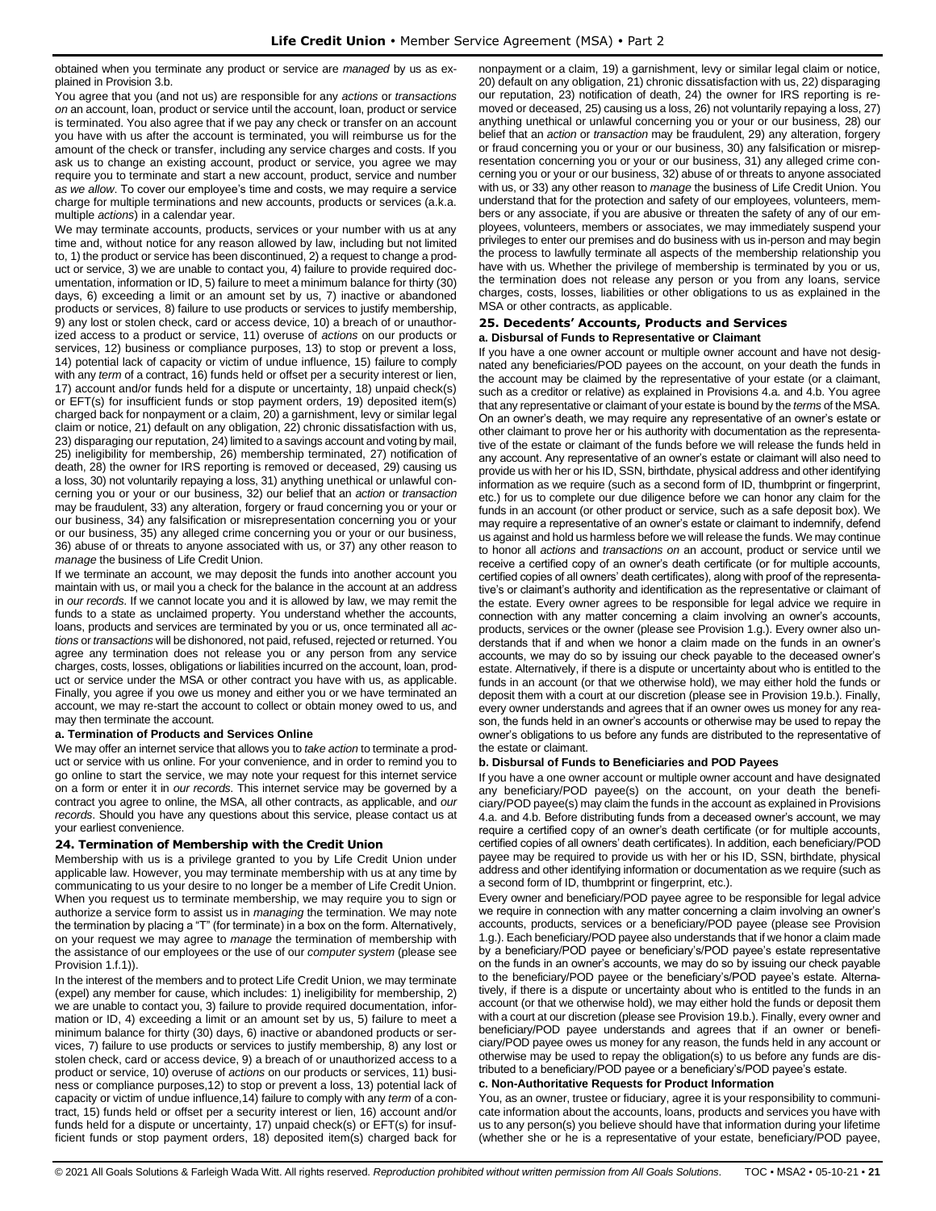obtained when you terminate any product or service are *managed* by us as explained in Provision 3.b.

You agree that you (and not us) are responsible for any *actions* or *transactions on* an account, loan, product or service until the account, loan, product or service is terminated. You also agree that if we pay any check or transfer on an account you have with us after the account is terminated, you will reimburse us for the amount of the check or transfer, including any service charges and costs. If you ask us to change an existing account, product or service, you agree we may require you to terminate and start a new account, product, service and number *as we allow*. To cover our employee's time and costs, we may require a service charge for multiple terminations and new accounts, products or services (a.k.a. multiple *actions*) in a calendar year.

We may terminate accounts, products, services or your number with us at any time and, without notice for any reason allowed by law, including but not limited to, 1) the product or service has been discontinued, 2) a request to change a product or service, 3) we are unable to contact you, 4) failure to provide required documentation, information or ID, 5) failure to meet a minimum balance for thirty (30) days, 6) exceeding a limit or an amount set by us, 7) inactive or abandoned products or services, 8) failure to use products or services to justify membership, 9) any lost or stolen check, card or access device, 10) a breach of or unauthorized access to a product or service, 11) overuse of *actions* on our products or services, 12) business or compliance purposes, 13) to stop or prevent a loss, 14) potential lack of capacity or victim of undue influence, 15) failure to comply with any *term* of a contract, 16) funds held or offset per a security interest or lien, 17) account and/or funds held for a dispute or uncertainty, 18) unpaid check(s) or EFT(s) for insufficient funds or stop payment orders, 19) deposited item(s) charged back for nonpayment or a claim, 20) a garnishment, levy or similar legal claim or notice, 21) default on any obligation, 22) chronic dissatisfaction with us, 23) disparaging our reputation, 24) limited to a savings account and voting by mail, 25) ineligibility for membership, 26) membership terminated, 27) notification of death, 28) the owner for IRS reporting is removed or deceased, 29) causing us a loss, 30) not voluntarily repaying a loss, 31) anything unethical or unlawful concerning you or your or our business, 32) our belief that an *action* or *transaction* may be fraudulent, 33) any alteration, forgery or fraud concerning you or your or our business, 34) any falsification or misrepresentation concerning you or your or our business, 35) any alleged crime concerning you or your or our business, 36) abuse of or threats to anyone associated with us, or 37) any other reason to *manage* the business of Life Credit Union.

If we terminate an account, we may deposit the funds into another account you maintain with us, or mail you a check for the balance in the account at an address in *our records*. If we cannot locate you and it is allowed by law, we may remit the funds to a state as unclaimed property. You understand whether the accounts, loans, products and services are terminated by you or us, once terminated all *actions* or *transactions* will be dishonored, not paid, refused, rejected or returned. You agree any termination does not release you or any person from any service charges, costs, losses, obligations or liabilities incurred on the account, loan, product or service under the MSA or other contract you have with us, as applicable. Finally, you agree if you owe us money and either you or we have terminated an account, we may re-start the account to collect or obtain money owed to us, and may then terminate the account.

#### a. Termination of Products and Services Online

We may offer an internet service that allows you to *take action* to terminate a product or service with us online. For your convenience, and in order to remind you to go online to start the service, we may note your request for this internet service on a form or enter it in *our records*. This internet service may be governed by a contract you agree to online, the MSA, all other contracts, as applicable, and *our records*. Should you have any questions about this service, please contact us at your earliest convenience.

### 24. Termination of Membership with the Credit Union

Membership with us is a privilege granted to you by Life Credit Union under applicable law. However, you may terminate membership with us at any time by communicating to us your desire to no longer be a member of Life Credit Union. When you request us to terminate membership, we may require you to sign or authorize a service form to assist us in *managing* the termination. We may note the termination by placing a "T" (for terminate) in a box on the form. Alternatively, on your request we may agree to *manage* the termination of membership with the assistance of our employees or the use of our *computer system* (please see Provision 1.f.1)).

In the interest of the members and to protect Life Credit Union, we may terminate (expel) any member for cause, which includes: 1) ineligibility for membership, 2) we are unable to contact you, 3) failure to provide required documentation, information or ID, 4) exceeding a limit or an amount set by us, 5) failure to meet a minimum balance for thirty (30) days, 6) inactive or abandoned products or services, 7) failure to use products or services to justify membership, 8) any lost or stolen check, card or access device, 9) a breach of or unauthorized access to a product or service, 10) overuse of *actions* on our products or services, 11) business or compliance purposes,12) to stop or prevent a loss, 13) potential lack of capacity or victim of undue influence,14) failure to comply with any *term* of a contract, 15) funds held or offset per a security interest or lien, 16) account and/or funds held for a dispute or uncertainty, 17) unpaid check(s) or EFT(s) for insufficient funds or stop payment orders, 18) deposited item(s) charged back for nonpayment or a claim, 19) a garnishment, levy or similar legal claim or notice, 20) default on any obligation, 21) chronic dissatisfaction with us, 22) disparaging our reputation, 23) notification of death, 24) the owner for IRS reporting is removed or deceased, 25) causing us a loss, 26) not voluntarily repaying a loss, 27) anything unethical or unlawful concerning you or your or our business, 28) our belief that an *action* or *transaction* may be fraudulent, 29) any alteration, forgery or fraud concerning you or your or our business, 30) any falsification or misrepresentation concerning you or your or our business, 31) any alleged crime concerning you or your or our business, 32) abuse of or threats to anyone associated with us, or 33) any other reason to *manage* the business of Life Credit Union. You understand that for the protection and safety of our employees, volunteers, members or any associate, if you are abusive or threaten the safety of any of our employees, volunteers, members or associates, we may immediately suspend your privileges to enter our premises and do business with us in-person and may begin the process to lawfully terminate all aspects of the membership relationship you have with us. Whether the privilege of membership is terminated by you or us, the termination does not release any person or you from any loans, service charges, costs, losses, liabilities or other obligations to us as explained in the MSA or other contracts, as applicable.

### 25. Decedents' Accounts, Products and Services

#### a. Disbursal of Funds to Representative or Claimant

If you have a one owner account or multiple owner account and have not designated any beneficiaries/POD payees on the account, on your death the funds in the account may be claimed by the representative of your estate (or a claimant, such as a creditor or relative) as explained in Provisions 4.a. and 4.b. You agree that any representative or claimant of your estate is bound by the *terms* of the MSA. On an owner's death, we may require any representative of an owner's estate or other claimant to prove her or his authority with documentation as the representative of the estate or claimant of the funds before we will release the funds held in any account. Any representative of an owner's estate or claimant will also need to provide us with her or his ID, SSN, birthdate, physical address and other identifying information as we require (such as a second form of ID, thumbprint or fingerprint, etc.) for us to complete our due diligence before we can honor any claim for the funds in an account (or other product or service, such as a safe deposit box). We may require a representative of an owner's estate or claimant to indemnify, defend us against and hold us harmless before we will release the funds. We may continue to honor all *actions* and *transactions on* an account, product or service until we receive a certified copy of an owner's death certificate (or for multiple accounts, certified copies of all owners' death certificates), along with proof of the representative's or claimant's authority and identification as the representative or claimant of the estate. Every owner agrees to be responsible for legal advice we require in connection with any matter concerning a claim involving an owner's accounts, products, services or the owner (please see Provision 1.g.). Every owner also understands that if and when we honor a claim made on the funds in an owner's accounts, we may do so by issuing our check payable to the deceased owner's estate. Alternatively, if there is a dispute or uncertainty about who is entitled to the funds in an account (or that we otherwise hold), we may either hold the funds or deposit them with a court at our discretion (please see in Provision 19.b.). Finally, every owner understands and agrees that if an owner owes us money for any reason, the funds held in an owner's accounts or otherwise may be used to repay the owner's obligations to us before any funds are distributed to the representative of the estate or claimant.

#### b. Disbursal of Funds to Beneficiaries and POD Payees

If you have a one owner account or multiple owner account and have designated any beneficiary/POD payee(s) on the account, on your death the beneficiary/POD payee(s) may claim the funds in the account as explained in Provisions 4.a. and 4.b. Before distributing funds from a deceased owner's account, we may require a certified copy of an owner's death certificate (or for multiple accounts, certified copies of all owners' death certificates). In addition, each beneficiary/POD payee may be required to provide us with her or his ID, SSN, birthdate, physical address and other identifying information or documentation as we require (such as a second form of ID, thumbprint or fingerprint, etc.).

Every owner and beneficiary/POD payee agree to be responsible for legal advice we require in connection with any matter concerning a claim involving an owner's accounts, products, services or a beneficiary/POD payee (please see Provision 1.g.). Each beneficiary/POD payee also understands that if we honor a claim made by a beneficiary/POD payee or beneficiary's/POD payee's estate representative on the funds in an owner's accounts, we may do so by issuing our check payable to the beneficiary/POD payee or the beneficiary's/POD payee's estate. Alternatively, if there is a dispute or uncertainty about who is entitled to the funds in an account (or that we otherwise hold), we may either hold the funds or deposit them with a court at our discretion (please see Provision 19.b.). Finally, every owner and beneficiary/POD payee understands and agrees that if an owner or beneficiary/POD payee owes us money for any reason, the funds held in any account or otherwise may be used to repay the obligation(s) to us before any funds are distributed to a beneficiary/POD payee or a beneficiary's/POD payee's estate.

#### c. Non-Authoritative Requests for Product Information

You, as an owner, trustee or fiduciary, agree it is your responsibility to communicate information about the accounts, loans, products and services you have with us to any person(s) you believe should have that information during your lifetime (whether she or he is a representative of your estate, beneficiary/POD payee,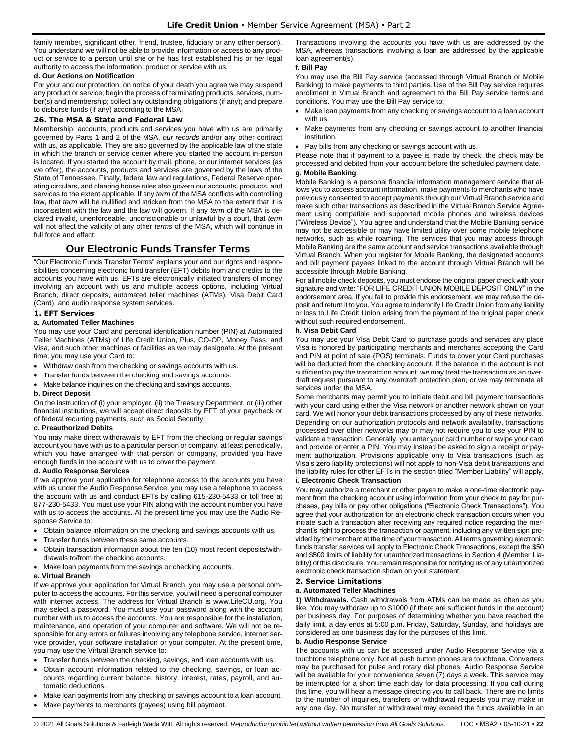family member, significant other, friend, trustee, fiduciary or any other person). You understand we will not be able to provide information or access to any product or service to a person until she or he has first established his or her legal authority to access the information, product or service with us.

#### d. Our Actions on Notification

For your and our protection, on notice of your death you agree we may suspend any product or service; begin the process of terminating products, services, number(s) and membership; collect any outstanding obligations (if any); and prepare to disburse funds (if any) according to the MSA.

### 26. The MSA & State and Federal Law

Membership, accounts, products and services you have with us are primarily governed by Parts 1 and 2 of the MSA, *our records* and/or any other contract with us, as applicable. They are also governed by the applicable law of the state in which the branch or service center where you started the account in-person is located. If you started the account by mail, phone, or our internet services (as we offer), the accounts, products and services are governed by the laws of the State of Tennessee. Finally, federal law and regulations, Federal Reserve operating circulars, and clearing house rules also govern our accounts, products, and services to the extent applicable. If any *term* of the MSA conflicts with controlling law, that *term* will be nullified and stricken from the MSA to the extent that it is inconsistent with the law and the law will govern. If any *term* of the MSA is declared invalid, unenforceable, unconscionable or unlawful by a court, that *term* will not affect the validity of any other *terms* of the MSA, which will continue in full force and effect.

## Our Electronic Funds Transfer Terms

"Our Electronic Funds Transfer Terms" explains your and our rights and responsibilities concerning electronic fund transfer (EFT) debits from and credits to the accounts you have with us. EFTs are electronically initiated transfers of money involving an account with us and multiple access options, including Virtual Branch, direct deposits, automated teller machines (ATMs), Visa Debit Card (Card), and audio response system services.

### 1. EFT Services

#### a. Automated Teller Machines

You may use your Card and personal identification number (PIN) at Automated Teller Machines (ATMs) of Life Credit Union, Plus, CO-OP, Money Pass, and Visa, and such other machines or facilities as we may designate. At the present time, you may use your Card to:

- Withdraw cash from the checking or savings accounts with us.
- Transfer funds between the checking and savings accounts.
- Make balance inquiries on the checking and savings accounts.

#### b. Direct Deposit

On the instruction of (i) your employer, (ii) the Treasury Department, or (iii) other financial institutions, we will accept direct deposits by EFT of your paycheck or of federal recurring payments, such as Social Security.

#### c. Preauthorized Debits

You may make direct withdrawals by EFT from the checking or regular savings account you have with us to a particular person or company, at least periodically, which you have arranged with that person or company, provided you have enough funds in the account with us to cover the payment.

#### d. Audio Response Services

If we approve your application for telephone access to the accounts you have with us under the Audio Response Service, you may use a telephone to access the account with us and conduct EFTs by calling 615-230-5433 or toll free at 877-230-5433. You must use your PIN along with the account number you have with us to access the accounts. At the present time you may use the Audio Response Service to:

- Obtain balance information on the checking and savings accounts with us.
- Transfer funds between these same accounts.
- Obtain transaction information about the ten (10) most recent deposits/withdrawals to/from the checking accounts.
- Make loan payments from the savings or checking accounts.

#### e. Virtual Branch

If we approve your application for Virtual Branch, you may use a personal computer to access the accounts. For this service, you will need a personal computer with internet access. The address for Virtual Branch is www.LifeCU.org. You may select a password. You must use your password along with the account number with us to access the accounts. You are responsible for the installation, maintenance, and operation of your computer and software. We will not be responsible for any errors or failures involving any telephone service, internet service provider, your software installation or your computer. At the present time, you may use the Virtual Branch service to:

- Transfer funds between the checking, savings, and loan accounts with us.
- Obtain account information related to the checking, savings, or loan accounts regarding current balance, history, interest, rates, payroll, and automatic deductions.
- Make loan payments from any checking or savings account to a loan account.
- Make payments to merchants (payees) using bill payment.

Transactions involving the accounts you have with us are addressed by the MSA, whereas transactions involving a loan are addressed by the applicable loan agreement(s).

#### f. Bill Pay

You may use the Bill Pay service (accessed through Virtual Branch or Mobile Banking) to make payments to third parties. Use of the Bill Pay service requires enrollment in Virtual Branch and agreement to the Bill Pay service terms and conditions. You may use the Bill Pay service to:

- Make loan payments from any checking or savings account to a loan account with us.
- Make payments from any checking or savings account to another financial institution.
- Pay bills from any checking or savings account with us.

Please note that if payment to a payee is made by check, the check may be processed and debited from your account before the scheduled payment date.

#### g. Mobile Banking

Mobile Banking is a personal financial information management service that allows you to access account information, make payments to merchants who have previously consented to accept payments through our Virtual Branch service and make such other transactions as described in the Virtual Branch Service Agreement using compatible and supported mobile phones and wireless devices ("Wireless Device"). You agree and understand that the Mobile Banking service may not be accessible or may have limited utility over some mobile telephone networks, such as while roaming. The services that you may access through Mobile Banking are the same account and service transactions available through Virtual Branch. When you register for Mobile Banking, the designated accounts and bill payment payees linked to the account through Virtual Branch will be accessible through Mobile Banking.

For all mobile check deposits, you must endorse the original paper check with your signature and write: "FOR LIFE CREDIT UNION MOBILE DEPOSIT ONLY" in the endorsement area. If you fail to provide this endorsement, we may refuse the deposit and return it to you. You agree to indemnify Life Credit Union from any liability or loss to Life Credit Union arising from the payment of the original paper check without such required endorsement.

#### h. Visa Debit Card

You may use your Visa Debit Card to purchase goods and services any place Visa is honored by participating merchants and merchants accepting the Card and PIN at point of sale (POS) terminals. Funds to cover your Card purchases will be deducted from the checking account. If the balance in the account is not sufficient to pay the transaction amount, we may treat the transaction as an overdraft request pursuant to any overdraft protection plan, or we may terminate all services under the MSA.

Some merchants may permit you to initiate debit and bill payment transactions with your card using either the Visa network or another network shown on your card. We will honor your debit transactions processed by any of these networks. Depending on our authorization protocols and network availability, transactions processed over other networks may or may not require you to use your PIN to validate a transaction. Generally, you enter your card number or swipe your card and provide or enter a PIN. You may instead be asked to sign a receipt or payment authorization. Provisions applicable only to Visa transactions (such as Visa's zero liability protections) will not apply to non-Visa debit transactions and the liability rules for other EFTs in the section titled "Member Liability" will apply.

#### i. Electronic Check Transaction

You may authorize a merchant or other payee to make a one-time electronic payment from the checking account using information from your check to pay for purchases, pay bills or pay other obligations ("Electronic Check Transactions"). You agree that your authorization for an electronic check transaction occurs when you initiate such a transaction after receiving any required notice regarding the merchant's right to process the transaction or payment, including any written sign provided by the merchant at the time of your transaction. All terms governing electronic funds transfer services will apply to Electronic Check Transactions, except the $50 and $500 limits of liability for unauthorized transactions in Section 4 (Member Liability) of this disclosure. You remain responsible for notifying us of any unauthorized electronic check transaction shown on your statement.

### 2. Service Limitations

#### a. Automated Teller Machines

**1) Withdrawals.** Cash withdrawals from ATMs can be made as often as you like. You may withdraw up to $1000 (if there are sufficient funds in the account) per business day. For purposes of determining whether you have reached the daily limit, a day ends at 5:00 p.m. Friday, Saturday, Sunday, and holidays are considered as one business day for the purposes of this limit.

#### b. Audio Response Service

The accounts with us can be accessed under Audio Response Service via a touchtone telephone only. Not all push button phones are touchtone. Converters may be purchased for pulse and rotary dial phones. Audio Response Service will be available for your convenience seven (7) days a week. This service may be interrupted for a short time each day for data processing. If you call during this time, you will hear a message directing you to call back. There are no limits to the number of inquiries, transfers or withdrawal requests you may make in any one day. No transfer or withdrawal may exceed the funds available in an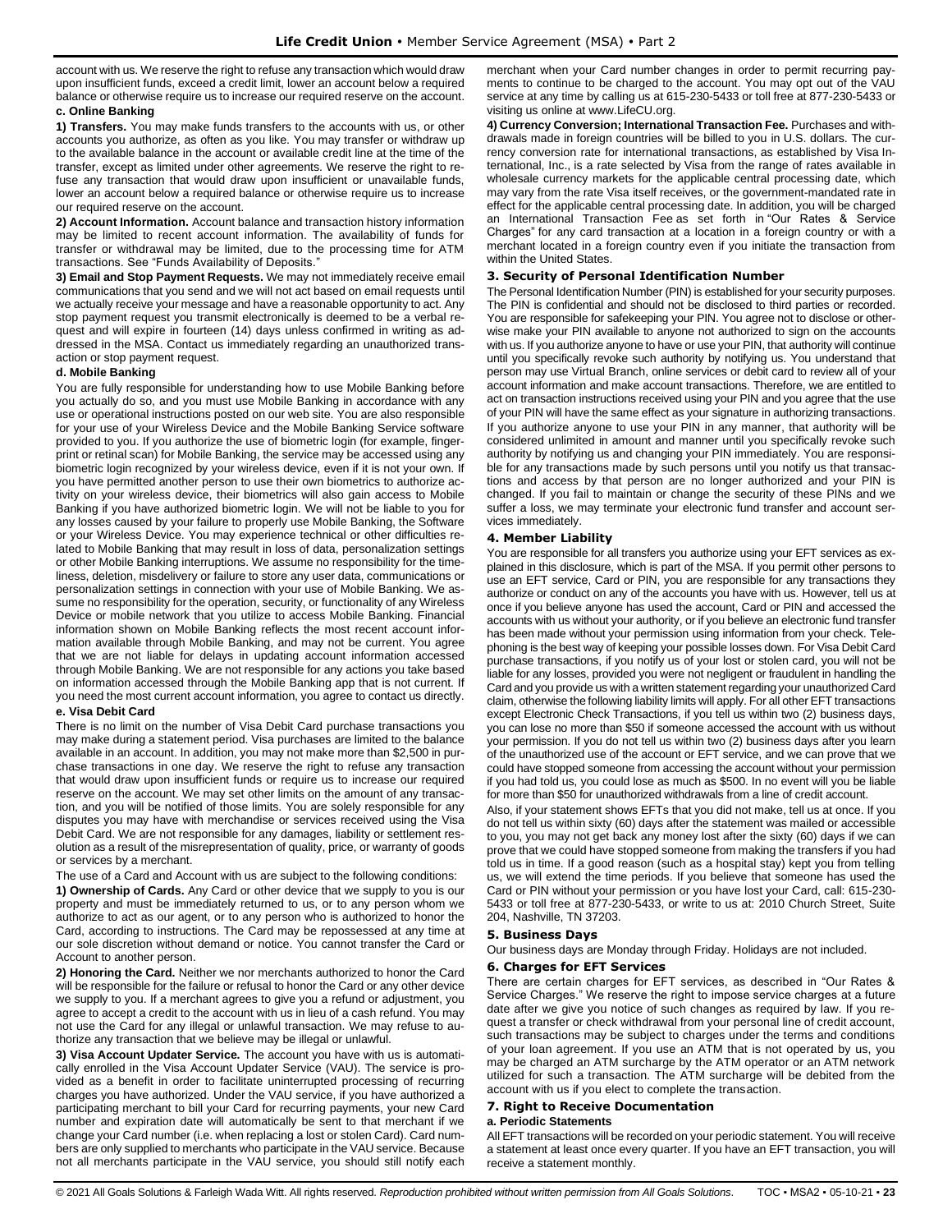account with us. We reserve the right to refuse any transaction which would draw upon insufficient funds, exceed a credit limit, lower an account below a required balance or otherwise require us to increase our required reserve on the account.

**c. Online Banking**

**1) Transfers.** You may make funds transfers to the accounts with us, or other accounts you authorize, as often as you like. You may transfer or withdraw up to the available balance in the account or available credit line at the time of the transfer, except as limited under other agreements. We reserve the right to refuse any transaction that would draw upon insufficient or unavailable funds, lower an account below a required balance or otherwise require us to increase our required reserve on the account.

**2) Account Information.** Account balance and transaction history information may be limited to recent account information. The availability of funds for transfer or withdrawal may be limited, due to the processing time for ATM transactions. See "Funds Availability of Deposits."

**3) Email and Stop Payment Requests.** We may not immediately receive email communications that you send and we will not act based on email requests until we actually receive your message and have a reasonable opportunity to act. Any stop payment request you transmit electronically is deemed to be a verbal request and will expire in fourteen (14) days unless confirmed in writing as addressed in the MSA. Contact us immediately regarding an unauthorized transaction or stop payment request.

**d. Mobile Banking**

You are fully responsible for understanding how to use Mobile Banking before you actually do so, and you must use Mobile Banking in accordance with any use or operational instructions posted on our web site. You are also responsible for your use of your Wireless Device and the Mobile Banking Service software provided to you. If you authorize the use of biometric login (for example, fingerprint or retinal scan) for Mobile Banking, the service may be accessed using any biometric login recognized by your wireless device, even if it is not your own. If you have permitted another person to use their own biometrics to authorize activity on your wireless device, their biometrics will also gain access to Mobile Banking if you have authorized biometric login. We will not be liable to you for any losses caused by your failure to properly use Mobile Banking, the Software or your Wireless Device. You may experience technical or other difficulties related to Mobile Banking that may result in loss of data, personalization settings or other Mobile Banking interruptions. We assume no responsibility for the timeliness, deletion, misdelivery or failure to store any user data, communications or personalization settings in connection with your use of Mobile Banking. We assume no responsibility for the operation, security, or functionality of any Wireless Device or mobile network that you utilize to access Mobile Banking. Financial information shown on Mobile Banking reflects the most recent account information available through Mobile Banking, and may not be current. You agree that we are not liable for delays in updating account information accessed through Mobile Banking. We are not responsible for any actions you take based on information accessed through the Mobile Banking app that is not current. If you need the most current account information, you agree to contact us directly.

**e. Visa Debit Card**

There is no limit on the number of Visa Debit Card purchase transactions you may make during a statement period. Visa purchases are limited to the balance available in an account. In addition, you may not make more than $2,500 in purchase transactions in one day. We reserve the right to refuse any transaction that would draw upon insufficient funds or require us to increase our required reserve on the account. We may set other limits on the amount of any transaction, and you will be notified of those limits. You are solely responsible for any disputes you may have with merchandise or services received using the Visa Debit Card. We are not responsible for any damages, liability or settlement resolution as a result of the misrepresentation of quality, price, or warranty of goods or services by a merchant.

The use of a Card and Account with us are subject to the following conditions:

**1) Ownership of Cards.** Any Card or other device that we supply to you is our property and must be immediately returned to us, or to any person whom we authorize to act as our agent, or to any person who is authorized to honor the Card, according to instructions. The Card may be repossessed at any time at our sole discretion without demand or notice. You cannot transfer the Card or Account to another person.

**2) Honoring the Card.** Neither we nor merchants authorized to honor the Card will be responsible for the failure or refusal to honor the Card or any other device we supply to you. If a merchant agrees to give you a refund or adjustment, you agree to accept a credit to the account with us in lieu of a cash refund. You may not use the Card for any illegal or unlawful transaction. We may refuse to authorize any transaction that we believe may be illegal or unlawful.

**3) Visa Account Updater Service.** The account you have with us is automatically enrolled in the Visa Account Updater Service (VAU). The service is provided as a benefit in order to facilitate uninterrupted processing of recurring charges you have authorized. Under the VAU service, if you have authorized a participating merchant to bill your Card for recurring payments, your new Card number and expiration date will automatically be sent to that merchant if we change your Card number (i.e. when replacing a lost or stolen Card). Card numbers are only supplied to merchants who participate in the VAU service. Because not all merchants participate in the VAU service, you should still notify each merchant when your Card number changes in order to permit recurring payments to continue to be charged to the account. You may opt out of the VAU service at any time by calling us at 615-230-5433 or toll free at 877-230-5433 or visiting us online at www.LifeCU.org.

**4) Currency Conversion; International Transaction Fee.** Purchases and withdrawals made in foreign countries will be billed to you in U.S. dollars. The currency conversion rate for international transactions, as established by Visa International, Inc., is a rate selected by Visa from the range of rates available in wholesale currency markets for the applicable central processing date, which may vary from the rate Visa itself receives, or the government-mandated rate in effect for the applicable central processing date. In addition, you will be charged an International Transaction Fee as set forth in "Our Rates & Service Charges" for any card transaction at a location in a foreign country or with a merchant located in a foreign country even if you initiate the transaction from within the United States.

### 3. Security of Personal Identification Number

The Personal Identification Number (PIN) is established for your security purposes. The PIN is confidential and should not be disclosed to third parties or recorded. You are responsible for safekeeping your PIN. You agree not to disclose or otherwise make your PIN available to anyone not authorized to sign on the accounts with us. If you authorize anyone to have or use your PIN, that authority will continue until you specifically revoke such authority by notifying us. You understand that person may use Virtual Branch, online services or debit card to review all of your account information and make account transactions. Therefore, we are entitled to act on transaction instructions received using your PIN and you agree that the use of your PIN will have the same effect as your signature in authorizing transactions.

If you authorize anyone to use your PIN in any manner, that authority will be considered unlimited in amount and manner until you specifically revoke such authority by notifying us and changing your PIN immediately. You are responsible for any transactions made by such persons until you notify us that transactions and access by that person are no longer authorized and your PIN is changed. If you fail to maintain or change the security of these PINs and we suffer a loss, we may terminate your electronic fund transfer and account services immediately.

### 4. Member Liability

You are responsible for all transfers you authorize using your EFT services as explained in this disclosure, which is part of the MSA. If you permit other persons to use an EFT service, Card or PIN, you are responsible for any transactions they authorize or conduct on any of the accounts you have with us. However, tell us at once if you believe anyone has used the account, Card or PIN and accessed the accounts with us without your authority, or if you believe an electronic fund transfer has been made without your permission using information from your check. Telephoning is the best way of keeping your possible losses down. For Visa Debit Card purchase transactions, if you notify us of your lost or stolen card, you will not be liable for any losses, provided you were not negligent or fraudulent in handling the Card and you provide us with a written statement regarding your unauthorized Card claim, otherwise the following liability limits will apply. For all other EFT transactions except Electronic Check Transactions, if you tell us within two (2) business days, you can lose no more than $50 if someone accessed the account with us without your permission. If you do not tell us within two (2) business days after you learn of the unauthorized use of the account or EFT service, and we can prove that we could have stopped someone from accessing the account without your permission if you had told us, you could lose as much as $500. In no event will you be liable for more than $50 for unauthorized withdrawals from a line of credit account.

Also, if your statement shows EFTs that you did not make, tell us at once. If you do not tell us within sixty (60) days after the statement was mailed or accessible to you, you may not get back any money lost after the sixty (60) days if we can prove that we could have stopped someone from making the transfers if you had told us in time. If a good reason (such as a hospital stay) kept you from telling us, we will extend the time periods. If you believe that someone has used the Card or PIN without your permission or you have lost your Card, call: 615-230-5433 or toll free at 877-230-5433, or write to us at: 2010 Church Street, Suite 204, Nashville, TN 37203.

### 5. Business Days

Our business days are Monday through Friday. Holidays are not included.

### 6. Charges for EFT Services

There are certain charges for EFT services, as described in "Our Rates & Service Charges." We reserve the right to impose service charges at a future date after we give you notice of such changes as required by law. If you request a transfer or check withdrawal from your personal line of credit account, such transactions may be subject to charges under the terms and conditions of your loan agreement. If you use an ATM that is not operated by us, you may be charged an ATM surcharge by the ATM operator or an ATM network utilized for such a transaction. The ATM surcharge will be debited from the account with us if you elect to complete the transaction.

### 7. Right to Receive Documentation

**a. Periodic Statements**

All EFT transactions will be recorded on your periodic statement. You will receive a statement at least once every quarter. If you have an EFT transaction, you will receive a statement monthly.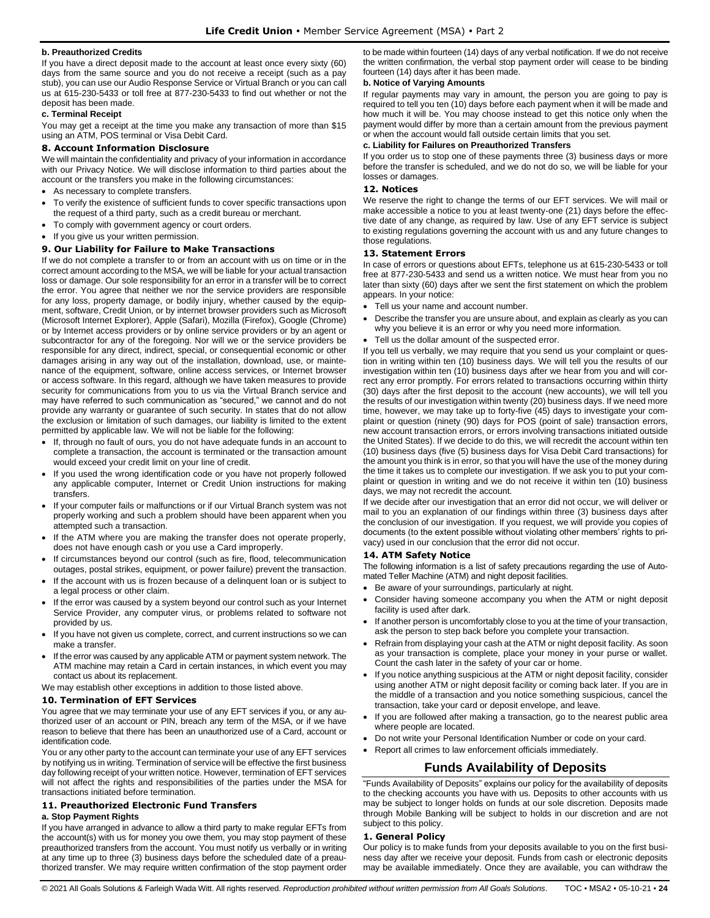#### b. Preauthorized Credits

If you have a direct deposit made to the account at least once every sixty (60) days from the same source and you do not receive a receipt (such as a pay stub), you can use our Audio Response Service or Virtual Branch or you can call us at 615-230-5433 or toll free at 877-230-5433 to find out whether or not the deposit has been made.

#### c. Terminal Receipt

You may get a receipt at the time you make any transaction of more than $15 using an ATM, POS terminal or Visa Debit Card.

### 8. Account Information Disclosure

We will maintain the confidentiality and privacy of your information in accordance with our Privacy Notice. We will disclose information to third parties about the account or the transfers you make in the following circumstances:

- As necessary to complete transfers.
- To verify the existence of sufficient funds to cover specific transactions upon the request of a third party, such as a credit bureau or merchant.
- To comply with government agency or court orders.
- If you give us your written permission.

### 9. Our Liability for Failure to Make Transactions

If we do not complete a transfer to or from an account with us on time or in the correct amount according to the MSA, we will be liable for your actual transaction loss or damage. Our sole responsibility for an error in a transfer will be to correct the error. You agree that neither we nor the service providers are responsible for any loss, property damage, or bodily injury, whether caused by the equipment, software, Credit Union, or by internet browser providers such as Microsoft (Microsoft Internet Explorer), Apple (Safari), Mozilla (Firefox), Google (Chrome) or by Internet access providers or by online service providers or by an agent or subcontractor for any of the foregoing. Nor will we or the service providers be responsible for any direct, indirect, special, or consequential economic or other damages arising in any way out of the installation, download, use, or maintenance of the equipment, software, online access services, or Internet browser or access software. In this regard, although we have taken measures to provide security for communications from you to us via the Virtual Branch service and may have referred to such communication as "secured," we cannot and do not provide any warranty or guarantee of such security. In states that do not allow the exclusion or limitation of such damages, our liability is limited to the extent permitted by applicable law. We will not be liable for the following:

- If, through no fault of ours, you do not have adequate funds in an account to complete a transaction, the account is terminated or the transaction amount would exceed your credit limit on your line of credit.
- If you used the wrong identification code or you have not properly followed any applicable computer, Internet or Credit Union instructions for making transfers.
- If your computer fails or malfunctions or if our Virtual Branch system was not properly working and such a problem should have been apparent when you attempted such a transaction.
- If the ATM where you are making the transfer does not operate properly, does not have enough cash or you use a Card improperly.
- If circumstances beyond our control (such as fire, flood, telecommunication outages, postal strikes, equipment, or power failure) prevent the transaction.
- If the account with us is frozen because of a delinquent loan or is subject to a legal process or other claim.
- If the error was caused by a system beyond our control such as your Internet Service Provider, any computer virus, or problems related to software not provided by us.
- If you have not given us complete, correct, and current instructions so we can make a transfer.
- If the error was caused by any applicable ATM or payment system network. The ATM machine may retain a Card in certain instances, in which event you may contact us about its replacement.

We may establish other exceptions in addition to those listed above.

### 10. Termination of EFT Services

You agree that we may terminate your use of any EFT services if you, or any authorized user of an account or PIN, breach any term of the MSA, or if we have reason to believe that there has been an unauthorized use of a Card, account or identification code.

You or any other party to the account can terminate your use of any EFT services by notifying us in writing. Termination of service will be effective the first business day following receipt of your written notice. However, termination of EFT services will not affect the rights and responsibilities of the parties under the MSA for transactions initiated before termination.

### 11. Preauthorized Electronic Fund Transfers

#### a. Stop Payment Rights

If you have arranged in advance to allow a third party to make regular EFTs from the account(s) with us for money you owe them, you may stop payment of these preauthorized transfers from the account. You must notify us verbally or in writing at any time up to three (3) business days before the scheduled date of a preauthorized transfer. We may require written confirmation of the stop payment order to be made within fourteen (14) days of any verbal notification. If we do not receive the written confirmation, the verbal stop payment order will cease to be binding fourteen (14) days after it has been made.

#### b. Notice of Varying Amounts

If regular payments may vary in amount, the person you are going to pay is required to tell you ten (10) days before each payment when it will be made and how much it will be. You may choose instead to get this notice only when the payment would differ by more than a certain amount from the previous payment or when the account would fall outside certain limits that you set.

#### c. Liability for Failures on Preauthorized Transfers

If you order us to stop one of these payments three (3) business days or more before the transfer is scheduled, and we do not do so, we will be liable for your losses or damages.

### 12. Notices

We reserve the right to change the terms of our EFT services. We will mail or make accessible a notice to you at least twenty-one (21) days before the effective date of any change, as required by law. Use of any EFT service is subject to existing regulations governing the account with us and any future changes to those regulations.

### 13. Statement Errors

In case of errors or questions about EFTs, telephone us at 615-230-5433 or toll free at 877-230-5433 and send us a written notice. We must hear from you no later than sixty (60) days after we sent the first statement on which the problem appears. In your notice:

- Tell us your name and account number.
- Describe the transfer you are unsure about, and explain as clearly as you can why you believe it is an error or why you need more information.
- Tell us the dollar amount of the suspected error.

If you tell us verbally, we may require that you send us your complaint or question in writing within ten (10) business days. We will tell you the results of our investigation within ten (10) business days after we hear from you and will correct any error promptly. For errors related to transactions occurring within thirty (30) days after the first deposit to the account (new accounts), we will tell you the results of our investigation within twenty (20) business days. If we need more time, however, we may take up to forty-five (45) days to investigate your complaint or question (ninety (90) days for POS (point of sale) transaction errors, new account transaction errors, or errors involving transactions initiated outside the United States). If we decide to do this, we will recredit the account within ten (10) business days (five (5) business days for Visa Debit Card transactions) for the amount you think is in error, so that you will have the use of the money during the time it takes us to complete our investigation. If we ask you to put your complaint or question in writing and we do not receive it within ten (10) business days, we may not recredit the account.

If we decide after our investigation that an error did not occur, we will deliver or mail to you an explanation of our findings within three (3) business days after the conclusion of our investigation. If you request, we will provide you copies of documents (to the extent possible without violating other members' rights to privacy) used in our conclusion that the error did not occur.

### 14. ATM Safety Notice

The following information is a list of safety precautions regarding the use of Automated Teller Machine (ATM) and night deposit facilities.

- Be aware of your surroundings, particularly at night.
- Consider having someone accompany you when the ATM or night deposit facility is used after dark.
- If another person is uncomfortably close to you at the time of your transaction, ask the person to step back before you complete your transaction.
- Refrain from displaying your cash at the ATM or night deposit facility. As soon as your transaction is complete, place your money in your purse or wallet. Count the cash later in the safety of your car or home.
- If you notice anything suspicious at the ATM or night deposit facility, consider using another ATM or night deposit facility or coming back later. If you are in the middle of a transaction and you notice something suspicious, cancel the transaction, take your card or deposit envelope, and leave.
- If you are followed after making a transaction, go to the nearest public area where people are located.
- Do not write your Personal Identification Number or code on your card.
- Report all crimes to law enforcement officials immediately.

## Funds Availability of Deposits

"Funds Availability of Deposits" explains our policy for the availability of deposits to the checking accounts you have with us. Deposits to other accounts with us may be subject to longer holds on funds at our sole discretion. Deposits made through Mobile Banking will be subject to holds in our discretion and are not subject to this policy.

### 1. General Policy

Our policy is to make funds from your deposits available to you on the first business day after we receive your deposit. Funds from cash or electronic deposits may be available immediately. Once they are available, you can withdraw the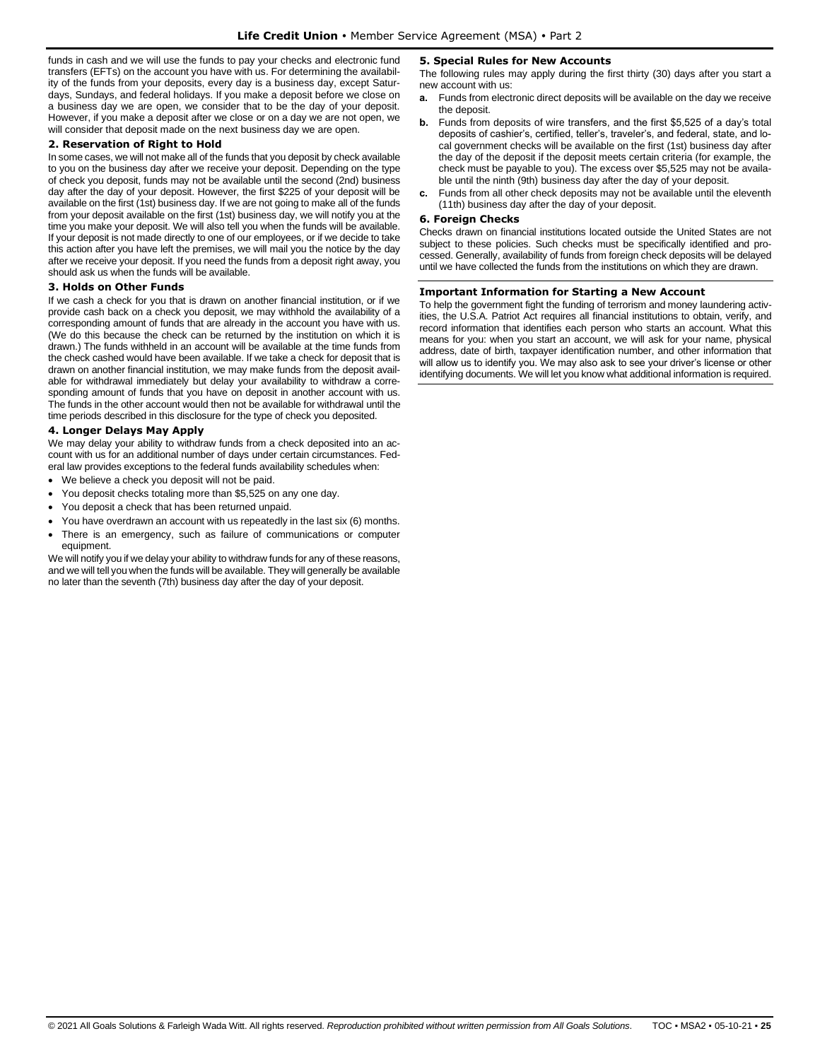funds in cash and we will use the funds to pay your checks and electronic fund transfers (EFTs) on the account you have with us. For determining the availability of the funds from your deposits, every day is a business day, except Saturdays, Sundays, and federal holidays. If you make a deposit before we close on a business day we are open, we consider that to be the day of your deposit. However, if you make a deposit after we close or on a day we are not open, we will consider that deposit made on the next business day we are open.

### 2. Reservation of Right to Hold

In some cases, we will not make all of the funds that you deposit by check available to you on the business day after we receive your deposit. Depending on the type of check you deposit, funds may not be available until the second (2nd) business day after the day of your deposit. However, the first $225 of your deposit will be available on the first (1st) business day. If we are not going to make all of the funds from your deposit available on the first (1st) business day, we will notify you at the time you make your deposit. We will also tell you when the funds will be available. If your deposit is not made directly to one of our employees, or if we decide to take this action after you have left the premises, we will mail you the notice by the day after we receive your deposit. If you need the funds from a deposit right away, you should ask us when the funds will be available.

### 3. Holds on Other Funds

If we cash a check for you that is drawn on another financial institution, or if we provide cash back on a check you deposit, we may withhold the availability of a corresponding amount of funds that are already in the account you have with us. (We do this because the check can be returned by the institution on which it is drawn.) The funds withheld in an account will be available at the time funds from the check cashed would have been available. If we take a check for deposit that is drawn on another financial institution, we may make funds from the deposit available for withdrawal immediately but delay your availability to withdraw a corresponding amount of funds that you have on deposit in another account with us. The funds in the other account would then not be available for withdrawal until the time periods described in this disclosure for the type of check you deposited.

### 4. Longer Delays May Apply

We may delay your ability to withdraw funds from a check deposited into an account with us for an additional number of days under certain circumstances. Federal law provides exceptions to the federal funds availability schedules when:

- We believe a check you deposit will not be paid.
- You deposit checks totaling more than $5,525 on any one day.
- You deposit a check that has been returned unpaid.
- You have overdrawn an account with us repeatedly in the last six (6) months.
- There is an emergency, such as failure of communications or computer equipment.

We will notify you if we delay your ability to withdraw funds for any of these reasons, and we will tell you when the funds will be available. They will generally be available no later than the seventh (7th) business day after the day of your deposit.

### 5. Special Rules for New Accounts

The following rules may apply during the first thirty (30) days after you start a new account with us:

**a.** Funds from electronic direct deposits will be available on the day we receive the deposit.

**b.** Funds from deposits of wire transfers, and the first $5,525 of a day's total deposits of cashier's, certified, teller's, traveler's, and federal, state, and local government checks will be available on the first (1st) business day after the day of the deposit if the deposit meets certain criteria (for example, the check must be payable to you). The excess over $5,525 may not be available until the ninth (9th) business day after the day of your deposit.

**c.** Funds from all other check deposits may not be available until the eleventh (11th) business day after the day of your deposit.

### 6. Foreign Checks

Checks drawn on financial institutions located outside the United States are not subject to these policies. Such checks must be specifically identified and processed. Generally, availability of funds from foreign check deposits will be delayed until we have collected the funds from the institutions on which they are drawn.

## Important Information for Starting a New Account

To help the government fight the funding of terrorism and money laundering activities, the U.S.A. Patriot Act requires all financial institutions to obtain, verify, and record information that identifies each person who starts an account. What this means for you: when you start an account, we will ask for your name, physical address, date of birth, taxpayer identification number, and other information that will allow us to identify you. We may also ask to see your driver's license or other identifying documents. We will let you know what additional information is required.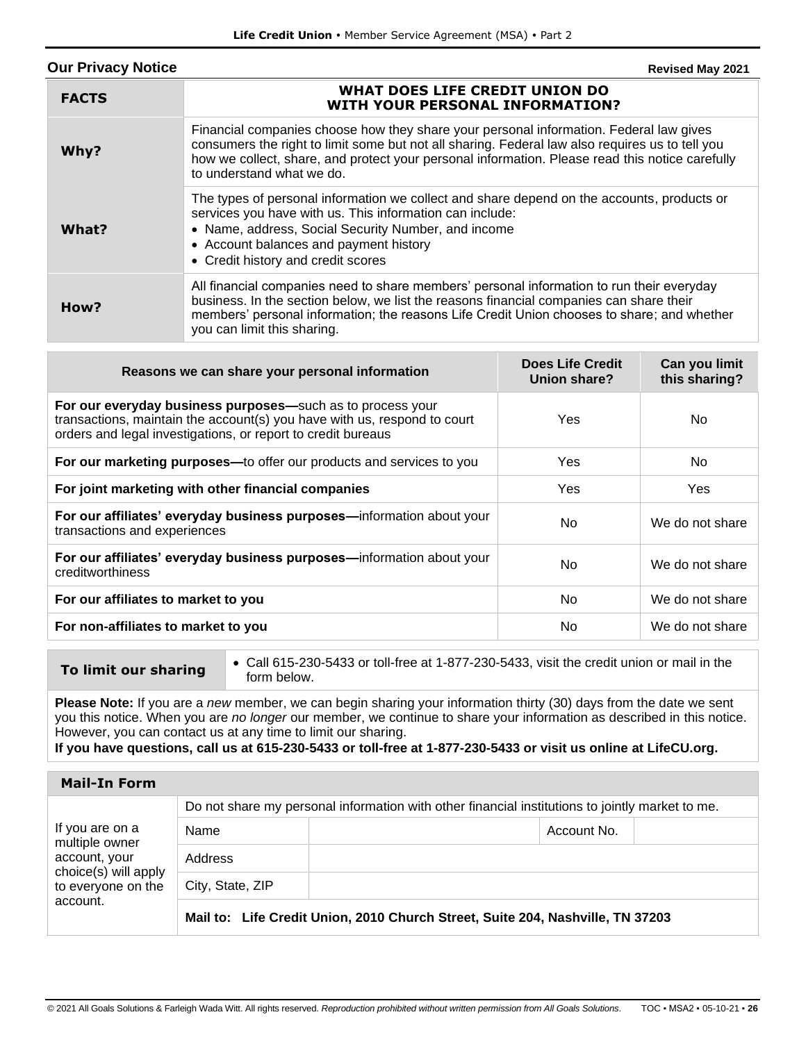## Our Privacy Notice

**Revised May 2021**

| **FACTS** | **WHAT DOES LIFE CREDIT UNION DO WITH YOUR PERSONAL INFORMATION?** |
|---|---|
| **Why?** | Financial companies choose how they share your personal information. Federal law gives consumers the right to limit some but not all sharing. Federal law also requires us to tell you how we collect, share, and protect your personal information. Please read this notice carefully to understand what we do. |
| **What?** | The types of personal information we collect and share depend on the accounts, products or services you have with us. This information can include:<br>• Name, address, Social Security Number, and income<br>• Account balances and payment history<br>• Credit history and credit scores |
| **How?** | All financial companies need to share members' personal information to run their everyday business. In the section below, we list the reasons financial companies can share their members' personal information; the reasons Life Credit Union chooses to share; and whether you can limit this sharing. |

| Reasons we can share your personal information | Does Life Credit Union share? | Can you limit this sharing? |
|---|---|---|
| **For our everyday business purposes—**such as to process your transactions, maintain the account(s) you have with us, respond to court orders and legal investigations, or report to credit bureaus | Yes | No |
| **For our marketing purposes—**to offer our products and services to you | Yes | No |
| **For joint marketing with other financial companies** | Yes | Yes |
| **For our affiliates' everyday business purposes—**information about your transactions and experiences | No | We do not share |
| **For our affiliates' everyday business purposes—**information about your creditworthiness | No | We do not share |
| **For our affiliates to market to you** | No | We do not share |
| **For non-affiliates to market to you** | No | We do not share |

| **To limit our sharing** | • Call 615-230-5433 or toll-free at 1-877-230-5433, visit the credit union or mail in the form below. |
|---|---|

**Please Note:** If you are a *new* member, we can begin sharing your information thirty (30) days from the date we sent you this notice. When you are *no longer* our member, we continue to share your information as described in this notice. However, you can contact us at any time to limit our sharing.

**If you have questions, call us at 615-230-5433 or toll-free at 1-877-230-5433 or visit us online at LifeCU.org.**

### Mail-In Form

| If you are on a multiple owner account, your choice(s) will apply to everyone on the account. | Do not share my personal information with other financial institutions to jointly market to me. | | | |
|---|---|---|---|---|
| | Name | | Account No. | |
| | Address | | | |
| | City, State, ZIP | | | |
| | **Mail to: Life Credit Union, 2010 Church Street, Suite 204, Nashville, TN 37203** | | | |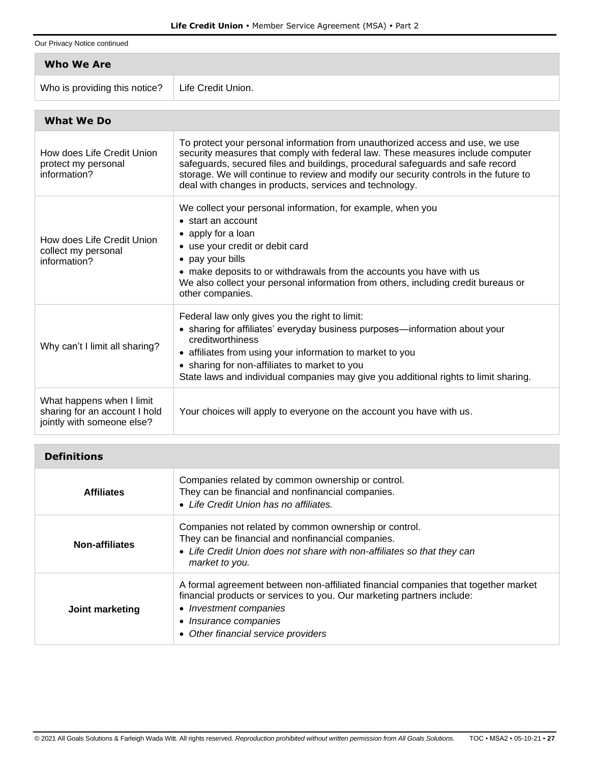Our Privacy Notice continued

| Who We Are | |
|---|---|
| Who is providing this notice? | Life Credit Union. |

| What We Do | |
|---|---|
| How does Life Credit Union protect my personal information? | To protect your personal information from unauthorized access and use, we use security measures that comply with federal law. These measures include computer safeguards, secured files and buildings, procedural safeguards and safe record storage. We will continue to review and modify our security controls in the future to deal with changes in products, services and technology. |
| How does Life Credit Union collect my personal information? | We collect your personal information, for example, when you<br>• start an account<br>• apply for a loan<br>• use your credit or debit card<br>• pay your bills<br>• make deposits to or withdrawals from the accounts you have with us<br>We also collect your personal information from others, including credit bureaus or other companies. |
| Why can't I limit all sharing? | Federal law only gives you the right to limit:<br>• sharing for affiliates' everyday business purposes—information about your creditworthiness<br>• affiliates from using your information to market to you<br>• sharing for non-affiliates to market to you<br>State laws and individual companies may give you additional rights to limit sharing. |
| What happens when I limit sharing for an account I hold jointly with someone else? | Your choices will apply to everyone on the account you have with us. |

| Definitions | |
|---|---|
| **Affiliates** | Companies related by common ownership or control.<br>They can be financial and nonfinancial companies.<br>• *Life Credit Union has no affiliates.* |
| **Non-affiliates** | Companies not related by common ownership or control.<br>They can be financial and nonfinancial companies.<br>• *Life Credit Union does not share with non-affiliates so that they can market to you.* |
| **Joint marketing** | A formal agreement between non-affiliated financial companies that together market financial products or services to you. Our marketing partners include:<br>• *Investment companies*<br>• *Insurance companies*<br>• *Other financial service providers* |

© 2021 All Goals Solutions & Farleigh Wada Witt. All rights reserved. *Reproduction prohibited without written permission from All Goals Solutions.*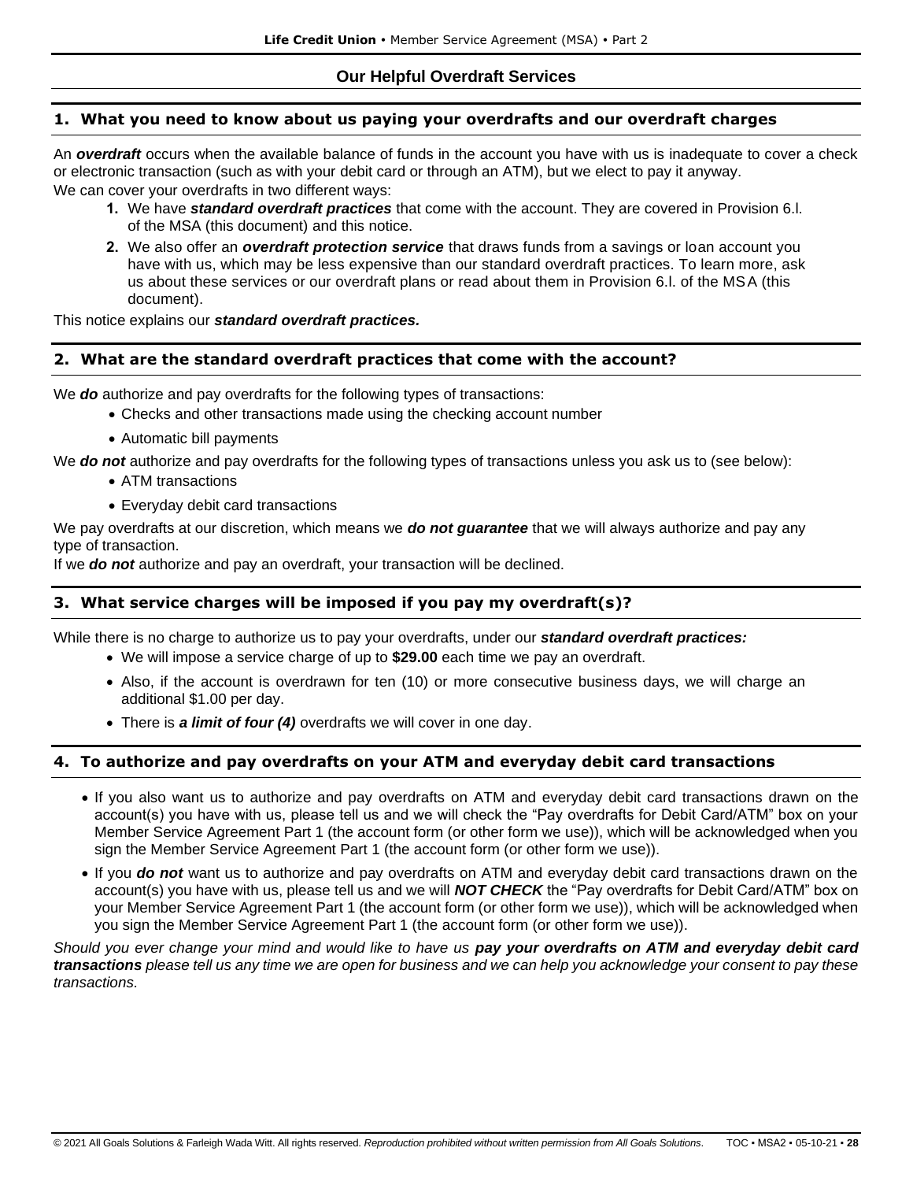## Our Helpful Overdraft Services

### 1. What you need to know about us paying your overdrafts and our overdraft charges

An ***overdraft*** occurs when the available balance of funds in the account you have with us is inadequate to cover a check or electronic transaction (such as with your debit card or through an ATM), but we elect to pay it anyway.
We can cover your overdrafts in two different ways:

1. We have ***standard overdraft practices*** that come with the account. They are covered in Provision 6.l. of the MSA (this document) and this notice.
2. We also offer an ***overdraft protection service*** that draws funds from a savings or loan account you have with us, which may be less expensive than our standard overdraft practices. To learn more, ask us about these services or our overdraft plans or read about them in Provision 6.l. of the MSA (this document).

This notice explains our ***standard overdraft practices.***

### 2. What are the standard overdraft practices that come with the account?

We ***do*** authorize and pay overdrafts for the following types of transactions:

- Checks and other transactions made using the checking account number
- Automatic bill payments

We ***do not*** authorize and pay overdrafts for the following types of transactions unless you ask us to (see below):

- ATM transactions
- Everyday debit card transactions

We pay overdrafts at our discretion, which means we ***do not guarantee*** that we will always authorize and pay any type of transaction.
If we ***do not*** authorize and pay an overdraft, your transaction will be declined.

### 3. What service charges will be imposed if you pay my overdraft(s)?

While there is no charge to authorize us to pay your overdrafts, under our ***standard overdraft practices:***

- We will impose a service charge of up to **$29.00** each time we pay an overdraft.
- Also, if the account is overdrawn for ten (10) or more consecutive business days, we will charge an additional $1.00 per day.
- There is ***a limit of four (4)*** overdrafts we will cover in one day.

### 4. To authorize and pay overdrafts on your ATM and everyday debit card transactions

- If you also want us to authorize and pay overdrafts on ATM and everyday debit card transactions drawn on the account(s) you have with us, please tell us and we will check the "Pay overdrafts for Debit Card/ATM" box on your Member Service Agreement Part 1 (the account form (or other form we use)), which will be acknowledged when you sign the Member Service Agreement Part 1 (the account form (or other form we use)).
- If you ***do not*** want us to authorize and pay overdrafts on ATM and everyday debit card transactions drawn on the account(s) you have with us, please tell us and we will ***NOT CHECK*** the "Pay overdrafts for Debit Card/ATM" box on your Member Service Agreement Part 1 (the account form (or other form we use)), which will be acknowledged when you sign the Member Service Agreement Part 1 (the account form (or other form we use)).

*Should you ever change your mind and would like to have us **pay your overdrafts on ATM and everyday debit card transactions** please tell us any time we are open for business and we can help you acknowledge your consent to pay these transactions.*